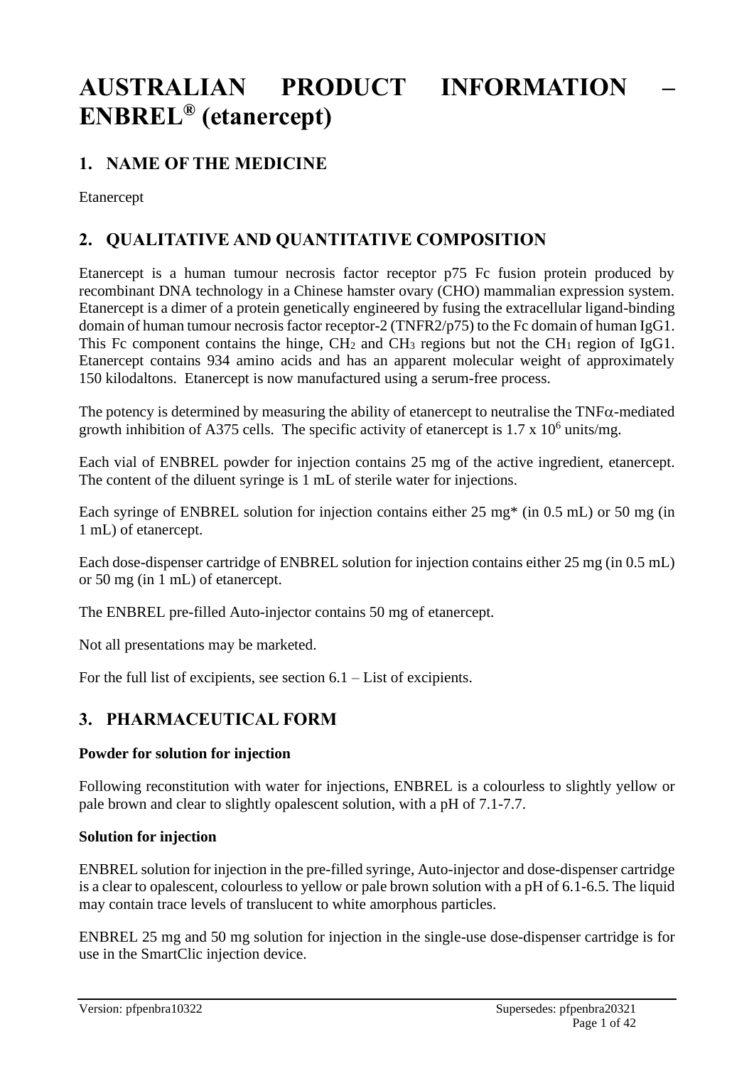# AUSTRALIAN PRODUCT INFORMATION – ENBREL® (etanercept)

## 1. NAME OF THE MEDICINE

Etanercept

## 2. QUALITATIVE AND QUANTITATIVE COMPOSITION

Etanercept is a human tumour necrosis factor receptor p75 Fc fusion protein produced by recombinant DNA technology in a Chinese hamster ovary (CHO) mammalian expression system. Etanercept is a dimer of a protein genetically engineered by fusing the extracellular ligand-binding domain of human tumour necrosis factor receptor-2 (TNFR2/p75) to the Fc domain of human IgG1. This Fc component contains the hinge, $CH_2$ and $CH_3$ regions but not the $CH_1$ region of IgG1. Etanercept contains 934 amino acids and has an apparent molecular weight of approximately 150 kilodaltons. Etanercept is now manufactured using a serum-free process.

The potency is determined by measuring the ability of etanercept to neutralise the TNF$\alpha$-mediated growth inhibition of A375 cells. The specific activity of etanercept is $1.7 \times 10^6$ units/mg.

Each vial of ENBREL powder for injection contains 25 mg of the active ingredient, etanercept. The content of the diluent syringe is 1 mL of sterile water for injections.

Each syringe of ENBREL solution for injection contains either 25 mg* (in 0.5 mL) or 50 mg (in 1 mL) of etanercept.

Each dose-dispenser cartridge of ENBREL solution for injection contains either 25 mg (in 0.5 mL) or 50 mg (in 1 mL) of etanercept.

The ENBREL pre-filled Auto-injector contains 50 mg of etanercept.

Not all presentations may be marketed.

For the full list of excipients, see section 6.1 – List of excipients.

## 3. PHARMACEUTICAL FORM

**Powder for solution for injection**

Following reconstitution with water for injections, ENBREL is a colourless to slightly yellow or pale brown and clear to slightly opalescent solution, with a pH of 7.1-7.7.

**Solution for injection**

ENBREL solution for injection in the pre-filled syringe, Auto-injector and dose-dispenser cartridge is a clear to opalescent, colourless to yellow or pale brown solution with a pH of 6.1-6.5. The liquid may contain trace levels of translucent to white amorphous particles.

ENBREL 25 mg and 50 mg solution for injection in the single-use dose-dispenser cartridge is for use in the SmartClic injection device.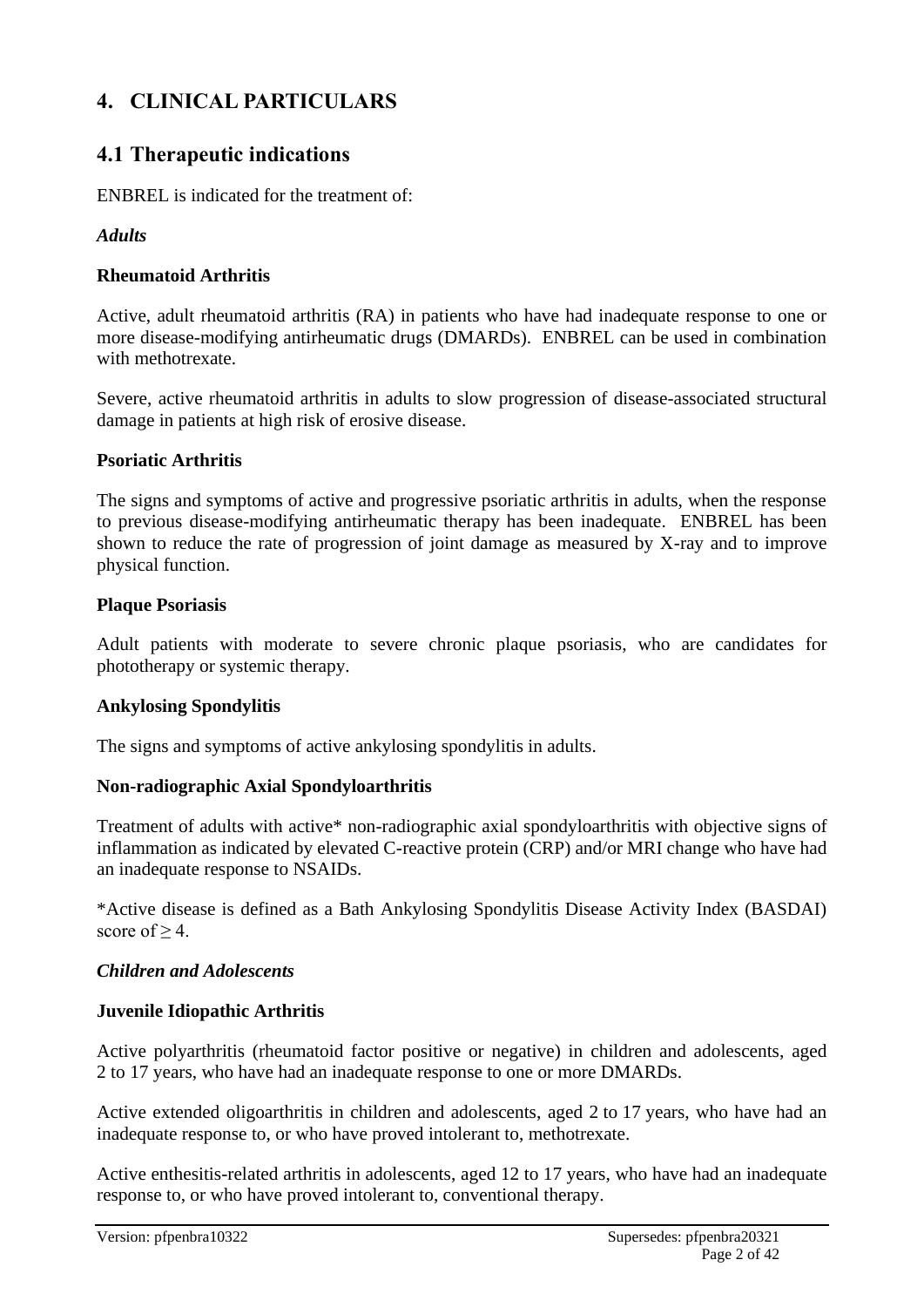# 4. CLINICAL PARTICULARS

## 4.1 Therapeutic indications

ENBREL is indicated for the treatment of:

***Adults***

**Rheumatoid Arthritis**

Active, adult rheumatoid arthritis (RA) in patients who have had inadequate response to one or more disease-modifying antirheumatic drugs (DMARDs). ENBREL can be used in combination with methotrexate.

Severe, active rheumatoid arthritis in adults to slow progression of disease-associated structural damage in patients at high risk of erosive disease.

**Psoriatic Arthritis**

The signs and symptoms of active and progressive psoriatic arthritis in adults, when the response to previous disease-modifying antirheumatic therapy has been inadequate. ENBREL has been shown to reduce the rate of progression of joint damage as measured by X-ray and to improve physical function.

**Plaque Psoriasis**

Adult patients with moderate to severe chronic plaque psoriasis, who are candidates for phototherapy or systemic therapy.

**Ankylosing Spondylitis**

The signs and symptoms of active ankylosing spondylitis in adults.

**Non-radiographic Axial Spondyloarthritis**

Treatment of adults with active* non-radiographic axial spondyloarthritis with objective signs of inflammation as indicated by elevated C-reactive protein (CRP) and/or MRI change who have had an inadequate response to NSAIDs.

*Active disease is defined as a Bath Ankylosing Spondylitis Disease Activity Index (BASDAI) score of $\geq 4$.

***Children and Adolescents***

**Juvenile Idiopathic Arthritis**

Active polyarthritis (rheumatoid factor positive or negative) in children and adolescents, aged 2 to 17 years, who have had an inadequate response to one or more DMARDs.

Active extended oligoarthritis in children and adolescents, aged 2 to 17 years, who have had an inadequate response to, or who have proved intolerant to, methotrexate.

Active enthesitis-related arthritis in adolescents, aged 12 to 17 years, who have had an inadequate response to, or who have proved intolerant to, conventional therapy.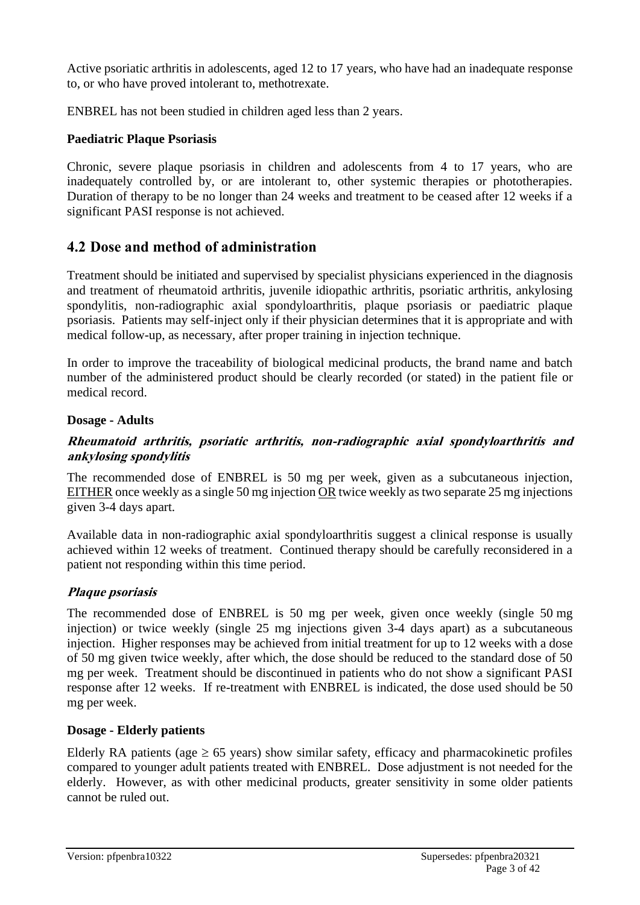Active psoriatic arthritis in adolescents, aged 12 to 17 years, who have had an inadequate response to, or who have proved intolerant to, methotrexate.

ENBREL has not been studied in children aged less than 2 years.

### Paediatric Plaque Psoriasis

Chronic, severe plaque psoriasis in children and adolescents from 4 to 17 years, who are inadequately controlled by, or are intolerant to, other systemic therapies or phototherapies. Duration of therapy to be no longer than 24 weeks and treatment to be ceased after 12 weeks if a significant PASI response is not achieved.

## 4.2 Dose and method of administration

Treatment should be initiated and supervised by specialist physicians experienced in the diagnosis and treatment of rheumatoid arthritis, juvenile idiopathic arthritis, psoriatic arthritis, ankylosing spondylitis, non-radiographic axial spondyloarthritis, plaque psoriasis or paediatric plaque psoriasis. Patients may self-inject only if their physician determines that it is appropriate and with medical follow-up, as necessary, after proper training in injection technique.

In order to improve the traceability of biological medicinal products, the brand name and batch number of the administered product should be clearly recorded (or stated) in the patient file or medical record.

### Dosage - Adults

#### *Rheumatoid arthritis, psoriatic arthritis, non-radiographic axial spondyloarthritis and ankylosing spondylitis*

The recommended dose of ENBREL is 50 mg per week, given as a subcutaneous injection, <u>EITHER</u> once weekly as a single 50 mg injection <u>OR</u> twice weekly as two separate 25 mg injections given 3-4 days apart.

Available data in non-radiographic axial spondyloarthritis suggest a clinical response is usually achieved within 12 weeks of treatment. Continued therapy should be carefully reconsidered in a patient not responding within this time period.

#### *Plaque psoriasis*

The recommended dose of ENBREL is 50 mg per week, given once weekly (single 50 mg injection) or twice weekly (single 25 mg injections given 3-4 days apart) as a subcutaneous injection. Higher responses may be achieved from initial treatment for up to 12 weeks with a dose of 50 mg given twice weekly, after which, the dose should be reduced to the standard dose of 50 mg per week. Treatment should be discontinued in patients who do not show a significant PASI response after 12 weeks. If re-treatment with ENBREL is indicated, the dose used should be 50 mg per week.

### Dosage - Elderly patients

Elderly RA patients (age $\geq$ 65 years) show similar safety, efficacy and pharmacokinetic profiles compared to younger adult patients treated with ENBREL. Dose adjustment is not needed for the elderly. However, as with other medicinal products, greater sensitivity in some older patients cannot be ruled out.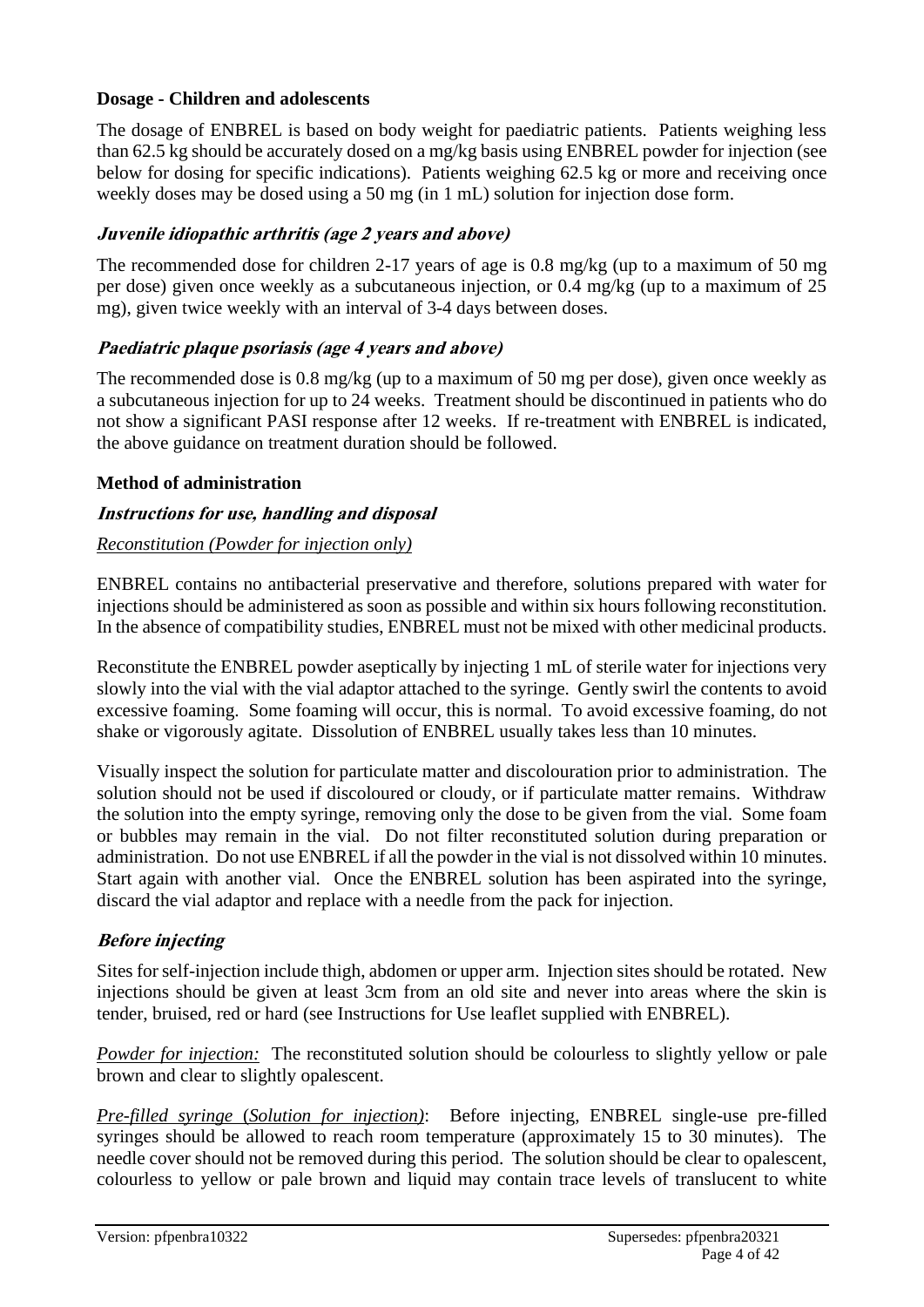### Dosage - Children and adolescents

The dosage of ENBREL is based on body weight for paediatric patients. Patients weighing less than 62.5 kg should be accurately dosed on a mg/kg basis using ENBREL powder for injection (see below for dosing for specific indications). Patients weighing 62.5 kg or more and receiving once weekly doses may be dosed using a 50 mg (in 1 mL) solution for injection dose form.

#### *Juvenile idiopathic arthritis (age 2 years and above)*

The recommended dose for children 2-17 years of age is 0.8 mg/kg (up to a maximum of 50 mg per dose) given once weekly as a subcutaneous injection, or 0.4 mg/kg (up to a maximum of 25 mg), given twice weekly with an interval of 3-4 days between doses.

#### *Paediatric plaque psoriasis (age 4 years and above)*

The recommended dose is 0.8 mg/kg (up to a maximum of 50 mg per dose), given once weekly as a subcutaneous injection for up to 24 weeks. Treatment should be discontinued in patients who do not show a significant PASI response after 12 weeks. If re-treatment with ENBREL is indicated, the above guidance on treatment duration should be followed.

### Method of administration

#### *Instructions for use, handling and disposal*

*Reconstitution (Powder for injection only)*

ENBREL contains no antibacterial preservative and therefore, solutions prepared with water for injections should be administered as soon as possible and within six hours following reconstitution. In the absence of compatibility studies, ENBREL must not be mixed with other medicinal products.

Reconstitute the ENBREL powder aseptically by injecting 1 mL of sterile water for injections very slowly into the vial with the vial adaptor attached to the syringe. Gently swirl the contents to avoid excessive foaming. Some foaming will occur, this is normal. To avoid excessive foaming, do not shake or vigorously agitate. Dissolution of ENBREL usually takes less than 10 minutes.

Visually inspect the solution for particulate matter and discolouration prior to administration. The solution should not be used if discoloured or cloudy, or if particulate matter remains. Withdraw the solution into the empty syringe, removing only the dose to be given from the vial. Some foam or bubbles may remain in the vial. Do not filter reconstituted solution during preparation or administration. Do not use ENBREL if all the powder in the vial is not dissolved within 10 minutes. Start again with another vial. Once the ENBREL solution has been aspirated into the syringe, discard the vial adaptor and replace with a needle from the pack for injection.

#### *Before injecting*

Sites for self-injection include thigh, abdomen or upper arm. Injection sites should be rotated. New injections should be given at least 3cm from an old site and never into areas where the skin is tender, bruised, red or hard (see Instructions for Use leaflet supplied with ENBREL).

*Powder for injection:* The reconstituted solution should be colourless to slightly yellow or pale brown and clear to slightly opalescent.

*Pre-filled syringe (Solution for injection)*: Before injecting, ENBREL single-use pre-filled syringes should be allowed to reach room temperature (approximately 15 to 30 minutes). The needle cover should not be removed during this period. The solution should be clear to opalescent, colourless to yellow or pale brown and liquid may contain trace levels of translucent to white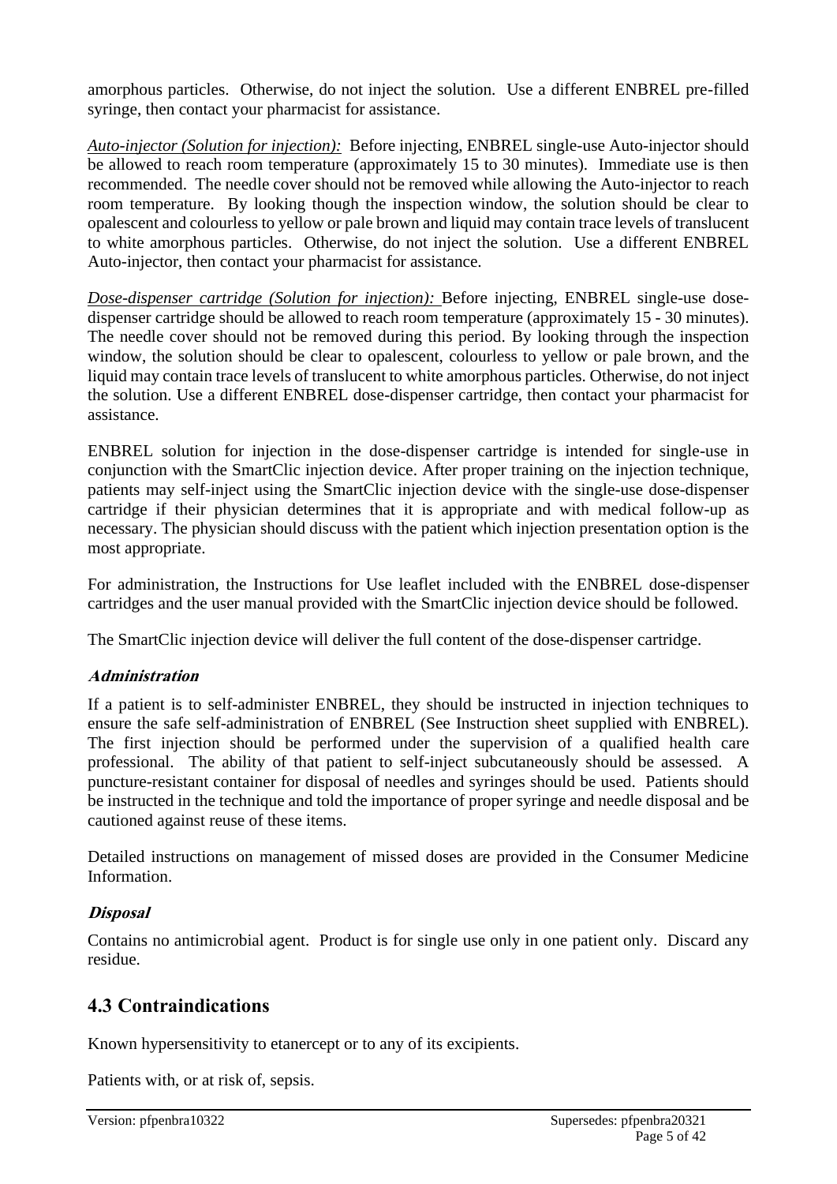amorphous particles. Otherwise, do not inject the solution. Use a different ENBREL pre-filled syringe, then contact your pharmacist for assistance.

*Auto-injector (Solution for injection):* Before injecting, ENBREL single-use Auto-injector should be allowed to reach room temperature (approximately 15 to 30 minutes). Immediate use is then recommended. The needle cover should not be removed while allowing the Auto-injector to reach room temperature. By looking though the inspection window, the solution should be clear to opalescent and colourless to yellow or pale brown and liquid may contain trace levels of translucent to white amorphous particles. Otherwise, do not inject the solution. Use a different ENBREL Auto-injector, then contact your pharmacist for assistance.

*Dose-dispenser cartridge (Solution for injection):* Before injecting, ENBREL single-use dose-dispenser cartridge should be allowed to reach room temperature (approximately 15 - 30 minutes). The needle cover should not be removed during this period. By looking through the inspection window, the solution should be clear to opalescent, colourless to yellow or pale brown, and the liquid may contain trace levels of translucent to white amorphous particles. Otherwise, do not inject the solution. Use a different ENBREL dose-dispenser cartridge, then contact your pharmacist for assistance.

ENBREL solution for injection in the dose-dispenser cartridge is intended for single-use in conjunction with the SmartClic injection device. After proper training on the injection technique, patients may self-inject using the SmartClic injection device with the single-use dose-dispenser cartridge if their physician determines that it is appropriate and with medical follow-up as necessary. The physician should discuss with the patient which injection presentation option is the most appropriate.

For administration, the Instructions for Use leaflet included with the ENBREL dose-dispenser cartridges and the user manual provided with the SmartClic injection device should be followed.

The SmartClic injection device will deliver the full content of the dose-dispenser cartridge.

### *Administration*

If a patient is to self-administer ENBREL, they should be instructed in injection techniques to ensure the safe self-administration of ENBREL (See Instruction sheet supplied with ENBREL). The first injection should be performed under the supervision of a qualified health care professional. The ability of that patient to self-inject subcutaneously should be assessed. A puncture-resistant container for disposal of needles and syringes should be used. Patients should be instructed in the technique and told the importance of proper syringe and needle disposal and be cautioned against reuse of these items.

Detailed instructions on management of missed doses are provided in the Consumer Medicine Information.

### *Disposal*

Contains no antimicrobial agent. Product is for single use only in one patient only. Discard any residue.

## 4.3 Contraindications

Known hypersensitivity to etanercept or to any of its excipients.

Patients with, or at risk of, sepsis.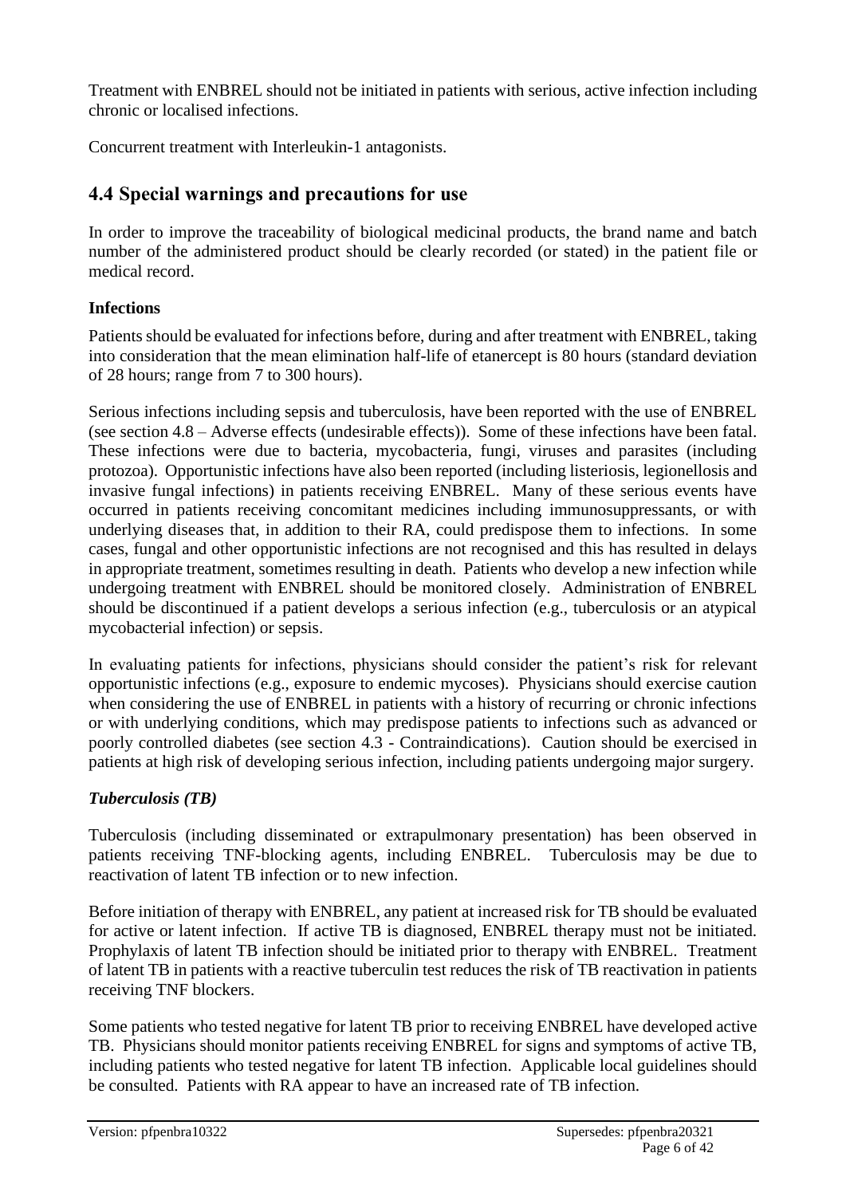Treatment with ENBREL should not be initiated in patients with serious, active infection including chronic or localised infections.

Concurrent treatment with Interleukin-1 antagonists.

## 4.4 Special warnings and precautions for use

In order to improve the traceability of biological medicinal products, the brand name and batch number of the administered product should be clearly recorded (or stated) in the patient file or medical record.

**Infections**

Patients should be evaluated for infections before, during and after treatment with ENBREL, taking into consideration that the mean elimination half-life of etanercept is 80 hours (standard deviation of 28 hours; range from 7 to 300 hours).

Serious infections including sepsis and tuberculosis, have been reported with the use of ENBREL (see section 4.8 – Adverse effects (undesirable effects)). Some of these infections have been fatal. These infections were due to bacteria, mycobacteria, fungi, viruses and parasites (including protozoa). Opportunistic infections have also been reported (including listeriosis, legionellosis and invasive fungal infections) in patients receiving ENBREL. Many of these serious events have occurred in patients receiving concomitant medicines including immunosuppressants, or with underlying diseases that, in addition to their RA, could predispose them to infections. In some cases, fungal and other opportunistic infections are not recognised and this has resulted in delays in appropriate treatment, sometimes resulting in death. Patients who develop a new infection while undergoing treatment with ENBREL should be monitored closely. Administration of ENBREL should be discontinued if a patient develops a serious infection (e.g., tuberculosis or an atypical mycobacterial infection) or sepsis.

In evaluating patients for infections, physicians should consider the patient's risk for relevant opportunistic infections (e.g., exposure to endemic mycoses). Physicians should exercise caution when considering the use of ENBREL in patients with a history of recurring or chronic infections or with underlying conditions, which may predispose patients to infections such as advanced or poorly controlled diabetes (see section 4.3 - Contraindications). Caution should be exercised in patients at high risk of developing serious infection, including patients undergoing major surgery.

***Tuberculosis (TB)***

Tuberculosis (including disseminated or extrapulmonary presentation) has been observed in patients receiving TNF-blocking agents, including ENBREL. Tuberculosis may be due to reactivation of latent TB infection or to new infection.

Before initiation of therapy with ENBREL, any patient at increased risk for TB should be evaluated for active or latent infection. If active TB is diagnosed, ENBREL therapy must not be initiated. Prophylaxis of latent TB infection should be initiated prior to therapy with ENBREL. Treatment of latent TB in patients with a reactive tuberculin test reduces the risk of TB reactivation in patients receiving TNF blockers.

Some patients who tested negative for latent TB prior to receiving ENBREL have developed active TB. Physicians should monitor patients receiving ENBREL for signs and symptoms of active TB, including patients who tested negative for latent TB infection. Applicable local guidelines should be consulted. Patients with RA appear to have an increased rate of TB infection.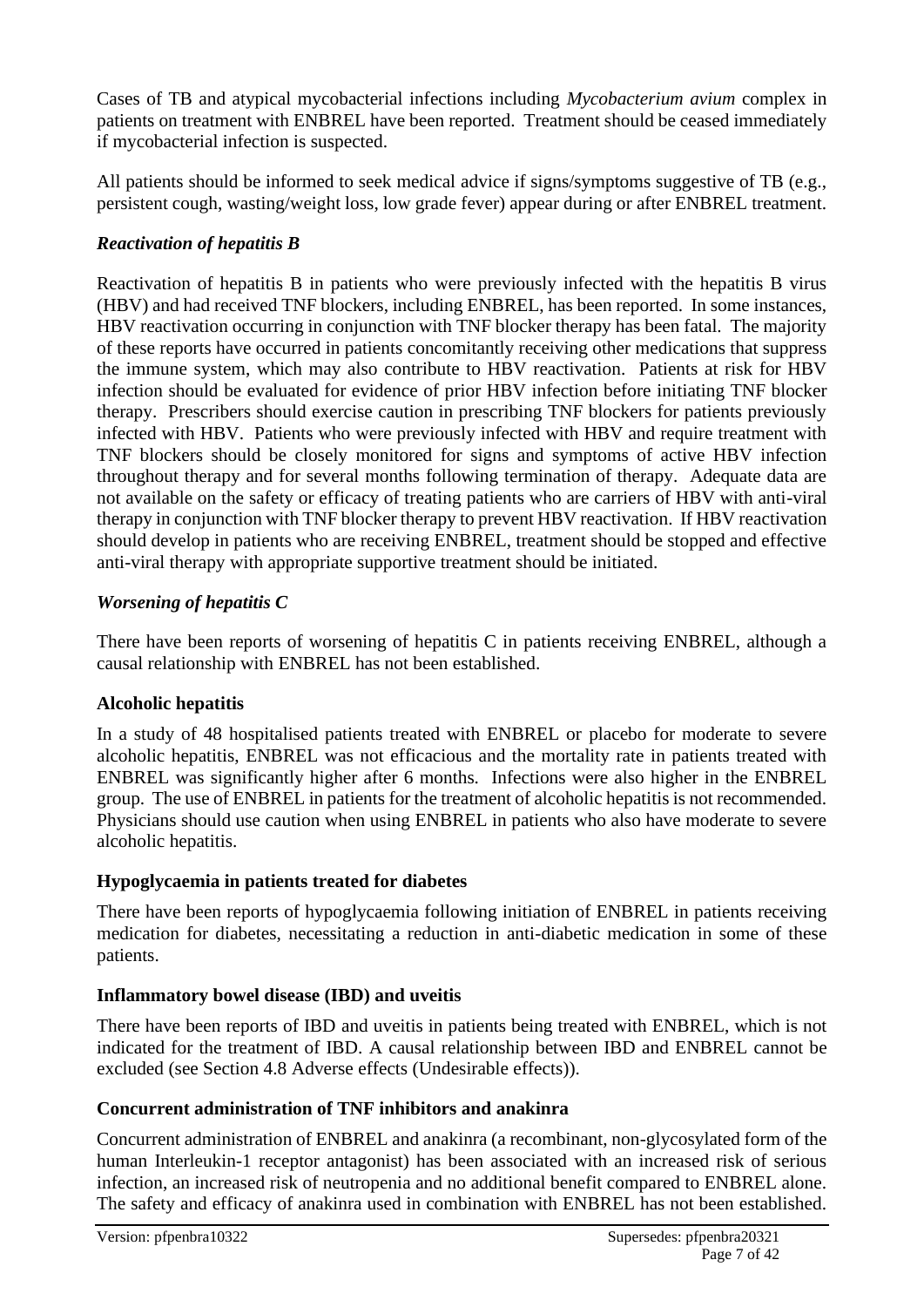Cases of TB and atypical mycobacterial infections including *Mycobacterium avium* complex in patients on treatment with ENBREL have been reported. Treatment should be ceased immediately if mycobacterial infection is suspected.

All patients should be informed to seek medical advice if signs/symptoms suggestive of TB (e.g., persistent cough, wasting/weight loss, low grade fever) appear during or after ENBREL treatment.

### *Reactivation of hepatitis B*

Reactivation of hepatitis B in patients who were previously infected with the hepatitis B virus (HBV) and had received TNF blockers, including ENBREL, has been reported. In some instances, HBV reactivation occurring in conjunction with TNF blocker therapy has been fatal. The majority of these reports have occurred in patients concomitantly receiving other medications that suppress the immune system, which may also contribute to HBV reactivation. Patients at risk for HBV infection should be evaluated for evidence of prior HBV infection before initiating TNF blocker therapy. Prescribers should exercise caution in prescribing TNF blockers for patients previously infected with HBV. Patients who were previously infected with HBV and require treatment with TNF blockers should be closely monitored for signs and symptoms of active HBV infection throughout therapy and for several months following termination of therapy. Adequate data are not available on the safety or efficacy of treating patients who are carriers of HBV with anti-viral therapy in conjunction with TNF blocker therapy to prevent HBV reactivation. If HBV reactivation should develop in patients who are receiving ENBREL, treatment should be stopped and effective anti-viral therapy with appropriate supportive treatment should be initiated.

### *Worsening of hepatitis C*

There have been reports of worsening of hepatitis C in patients receiving ENBREL, although a causal relationship with ENBREL has not been established.

### Alcoholic hepatitis

In a study of 48 hospitalised patients treated with ENBREL or placebo for moderate to severe alcoholic hepatitis, ENBREL was not efficacious and the mortality rate in patients treated with ENBREL was significantly higher after 6 months. Infections were also higher in the ENBREL group. The use of ENBREL in patients for the treatment of alcoholic hepatitis is not recommended. Physicians should use caution when using ENBREL in patients who also have moderate to severe alcoholic hepatitis.

### Hypoglycaemia in patients treated for diabetes

There have been reports of hypoglycaemia following initiation of ENBREL in patients receiving medication for diabetes, necessitating a reduction in anti-diabetic medication in some of these patients.

### Inflammatory bowel disease (IBD) and uveitis

There have been reports of IBD and uveitis in patients being treated with ENBREL, which is not indicated for the treatment of IBD. A causal relationship between IBD and ENBREL cannot be excluded (see Section 4.8 Adverse effects (Undesirable effects)).

### Concurrent administration of TNF inhibitors and anakinra

Concurrent administration of ENBREL and anakinra (a recombinant, non-glycosylated form of the human Interleukin-1 receptor antagonist) has been associated with an increased risk of serious infection, an increased risk of neutropenia and no additional benefit compared to ENBREL alone. The safety and efficacy of anakinra used in combination with ENBREL has not been established.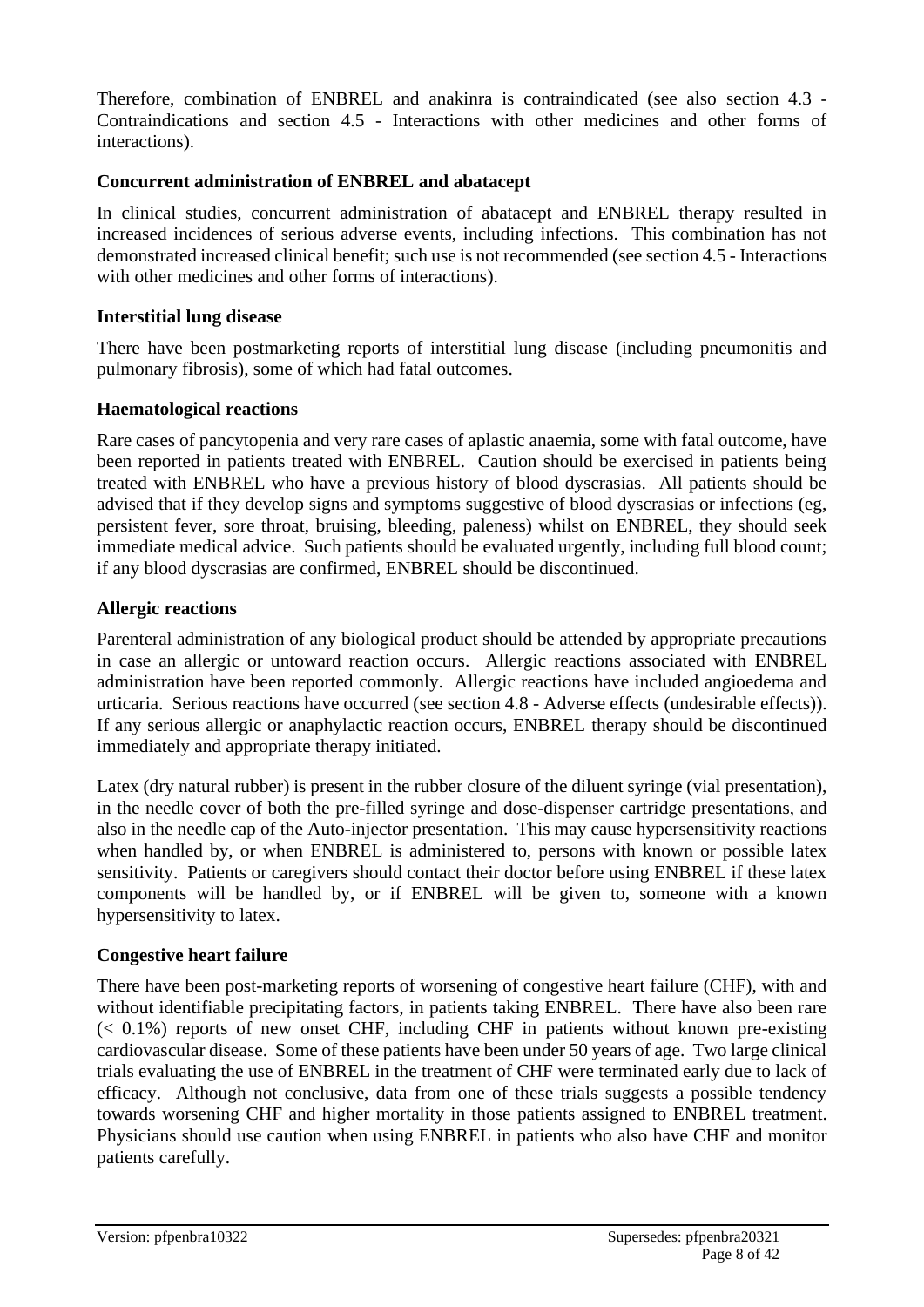Therefore, combination of ENBREL and anakinra is contraindicated (see also section 4.3 - Contraindications and section 4.5 - Interactions with other medicines and other forms of interactions).

### Concurrent administration of ENBREL and abatacept

In clinical studies, concurrent administration of abatacept and ENBREL therapy resulted in increased incidences of serious adverse events, including infections. This combination has not demonstrated increased clinical benefit; such use is not recommended (see section 4.5 - Interactions with other medicines and other forms of interactions).

### Interstitial lung disease

There have been postmarketing reports of interstitial lung disease (including pneumonitis and pulmonary fibrosis), some of which had fatal outcomes.

### Haematological reactions

Rare cases of pancytopenia and very rare cases of aplastic anaemia, some with fatal outcome, have been reported in patients treated with ENBREL. Caution should be exercised in patients being treated with ENBREL who have a previous history of blood dyscrasias. All patients should be advised that if they develop signs and symptoms suggestive of blood dyscrasias or infections (eg, persistent fever, sore throat, bruising, bleeding, paleness) whilst on ENBREL, they should seek immediate medical advice. Such patients should be evaluated urgently, including full blood count; if any blood dyscrasias are confirmed, ENBREL should be discontinued.

### Allergic reactions

Parenteral administration of any biological product should be attended by appropriate precautions in case an allergic or untoward reaction occurs. Allergic reactions associated with ENBREL administration have been reported commonly. Allergic reactions have included angioedema and urticaria. Serious reactions have occurred (see section 4.8 - Adverse effects (undesirable effects)). If any serious allergic or anaphylactic reaction occurs, ENBREL therapy should be discontinued immediately and appropriate therapy initiated.

Latex (dry natural rubber) is present in the rubber closure of the diluent syringe (vial presentation), in the needle cover of both the pre-filled syringe and dose-dispenser cartridge presentations, and also in the needle cap of the Auto-injector presentation. This may cause hypersensitivity reactions when handled by, or when ENBREL is administered to, persons with known or possible latex sensitivity. Patients or caregivers should contact their doctor before using ENBREL if these latex components will be handled by, or if ENBREL will be given to, someone with a known hypersensitivity to latex.

### Congestive heart failure

There have been post-marketing reports of worsening of congestive heart failure (CHF), with and without identifiable precipitating factors, in patients taking ENBREL. There have also been rare (< 0.1%) reports of new onset CHF, including CHF in patients without known pre-existing cardiovascular disease. Some of these patients have been under 50 years of age. Two large clinical trials evaluating the use of ENBREL in the treatment of CHF were terminated early due to lack of efficacy. Although not conclusive, data from one of these trials suggests a possible tendency towards worsening CHF and higher mortality in those patients assigned to ENBREL treatment. Physicians should use caution when using ENBREL in patients who also have CHF and monitor patients carefully.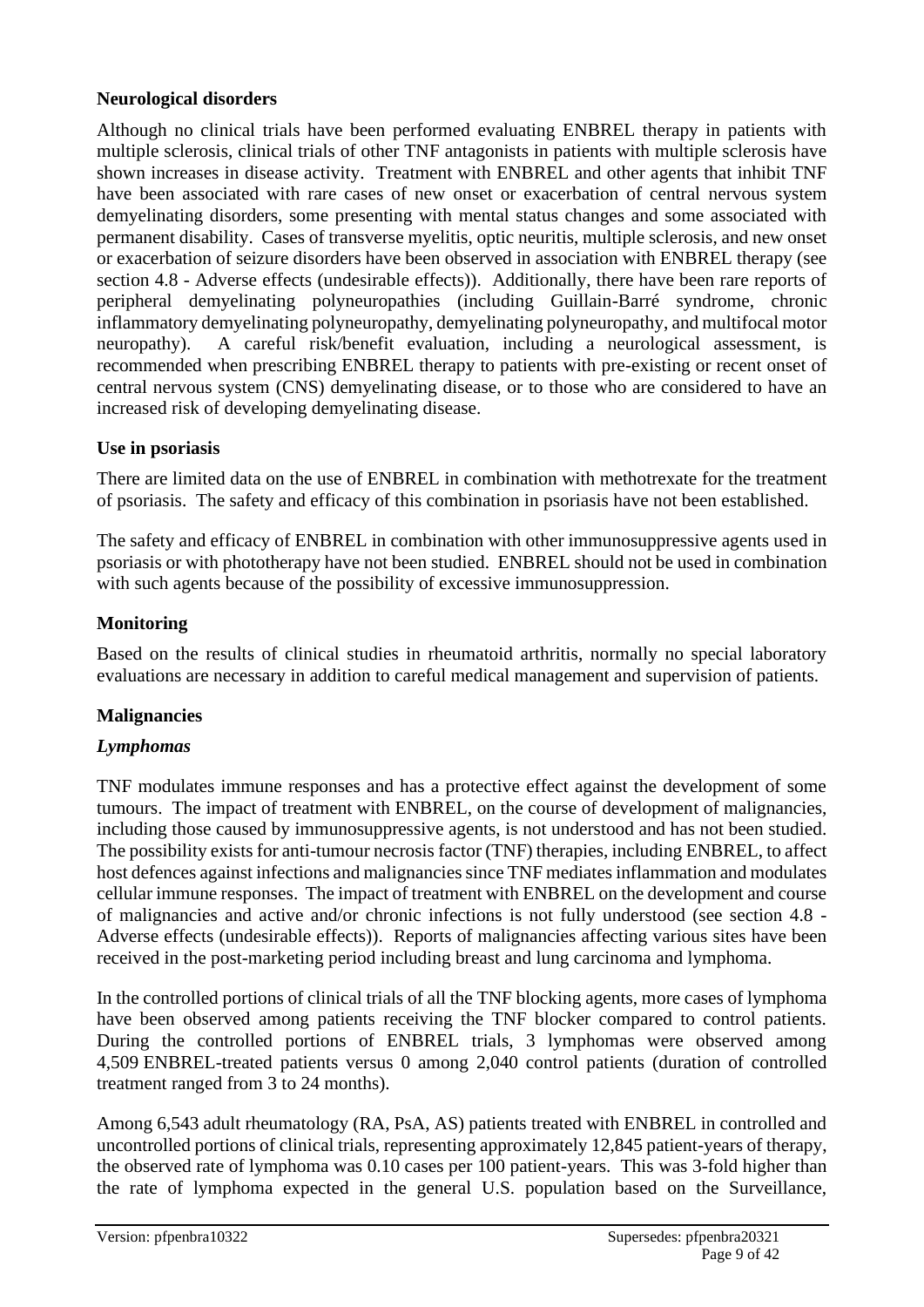### Neurological disorders

Although no clinical trials have been performed evaluating ENBREL therapy in patients with multiple sclerosis, clinical trials of other TNF antagonists in patients with multiple sclerosis have shown increases in disease activity. Treatment with ENBREL and other agents that inhibit TNF have been associated with rare cases of new onset or exacerbation of central nervous system demyelinating disorders, some presenting with mental status changes and some associated with permanent disability. Cases of transverse myelitis, optic neuritis, multiple sclerosis, and new onset or exacerbation of seizure disorders have been observed in association with ENBREL therapy (see section 4.8 - Adverse effects (undesirable effects)). Additionally, there have been rare reports of peripheral demyelinating polyneuropathies (including Guillain-Barré syndrome, chronic inflammatory demyelinating polyneuropathy, demyelinating polyneuropathy, and multifocal motor neuropathy). A careful risk/benefit evaluation, including a neurological assessment, is recommended when prescribing ENBREL therapy to patients with pre-existing or recent onset of central nervous system (CNS) demyelinating disease, or to those who are considered to have an increased risk of developing demyelinating disease.

### Use in psoriasis

There are limited data on the use of ENBREL in combination with methotrexate for the treatment of psoriasis. The safety and efficacy of this combination in psoriasis have not been established.

The safety and efficacy of ENBREL in combination with other immunosuppressive agents used in psoriasis or with phototherapy have not been studied. ENBREL should not be used in combination with such agents because of the possibility of excessive immunosuppression.

### Monitoring

Based on the results of clinical studies in rheumatoid arthritis, normally no special laboratory evaluations are necessary in addition to careful medical management and supervision of patients.

### Malignancies

#### *Lymphomas*

TNF modulates immune responses and has a protective effect against the development of some tumours. The impact of treatment with ENBREL, on the course of development of malignancies, including those caused by immunosuppressive agents, is not understood and has not been studied. The possibility exists for anti-tumour necrosis factor (TNF) therapies, including ENBREL, to affect host defences against infections and malignancies since TNF mediates inflammation and modulates cellular immune responses. The impact of treatment with ENBREL on the development and course of malignancies and active and/or chronic infections is not fully understood (see section 4.8 - Adverse effects (undesirable effects)). Reports of malignancies affecting various sites have been received in the post-marketing period including breast and lung carcinoma and lymphoma.

In the controlled portions of clinical trials of all the TNF blocking agents, more cases of lymphoma have been observed among patients receiving the TNF blocker compared to control patients. During the controlled portions of ENBREL trials, 3 lymphomas were observed among 4,509 ENBREL-treated patients versus 0 among 2,040 control patients (duration of controlled treatment ranged from 3 to 24 months).

Among 6,543 adult rheumatology (RA, PsA, AS) patients treated with ENBREL in controlled and uncontrolled portions of clinical trials, representing approximately 12,845 patient-years of therapy, the observed rate of lymphoma was 0.10 cases per 100 patient-years. This was 3-fold higher than the rate of lymphoma expected in the general U.S. population based on the Surveillance,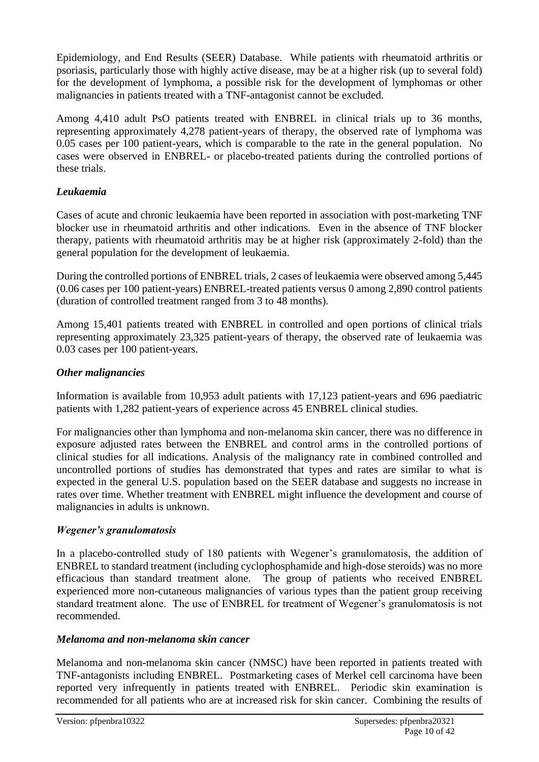Epidemiology, and End Results (SEER) Database. While patients with rheumatoid arthritis or psoriasis, particularly those with highly active disease, may be at a higher risk (up to several fold) for the development of lymphoma, a possible risk for the development of lymphomas or other malignancies in patients treated with a TNF-antagonist cannot be excluded.

Among 4,410 adult PsO patients treated with ENBREL in clinical trials up to 36 months, representing approximately 4,278 patient-years of therapy, the observed rate of lymphoma was 0.05 cases per 100 patient-years, which is comparable to the rate in the general population. No cases were observed in ENBREL- or placebo-treated patients during the controlled portions of these trials.

### *Leukaemia*

Cases of acute and chronic leukaemia have been reported in association with post-marketing TNF blocker use in rheumatoid arthritis and other indications. Even in the absence of TNF blocker therapy, patients with rheumatoid arthritis may be at higher risk (approximately 2-fold) than the general population for the development of leukaemia.

During the controlled portions of ENBREL trials, 2 cases of leukaemia were observed among 5,445 (0.06 cases per 100 patient-years) ENBREL-treated patients versus 0 among 2,890 control patients (duration of controlled treatment ranged from 3 to 48 months).

Among 15,401 patients treated with ENBREL in controlled and open portions of clinical trials representing approximately 23,325 patient-years of therapy, the observed rate of leukaemia was 0.03 cases per 100 patient-years.

### *Other malignancies*

Information is available from 10,953 adult patients with 17,123 patient-years and 696 paediatric patients with 1,282 patient-years of experience across 45 ENBREL clinical studies.

For malignancies other than lymphoma and non-melanoma skin cancer, there was no difference in exposure adjusted rates between the ENBREL and control arms in the controlled portions of clinical studies for all indications. Analysis of the malignancy rate in combined controlled and uncontrolled portions of studies has demonstrated that types and rates are similar to what is expected in the general U.S. population based on the SEER database and suggests no increase in rates over time. Whether treatment with ENBREL might influence the development and course of malignancies in adults is unknown.

### *Wegener's granulomatosis*

In a placebo-controlled study of 180 patients with Wegener's granulomatosis, the addition of ENBREL to standard treatment (including cyclophosphamide and high-dose steroids) was no more efficacious than standard treatment alone. The group of patients who received ENBREL experienced more non-cutaneous malignancies of various types than the patient group receiving standard treatment alone. The use of ENBREL for treatment of Wegener's granulomatosis is not recommended.

### *Melanoma and non-melanoma skin cancer*

Melanoma and non-melanoma skin cancer (NMSC) have been reported in patients treated with TNF-antagonists including ENBREL. Postmarketing cases of Merkel cell carcinoma have been reported very infrequently in patients treated with ENBREL. Periodic skin examination is recommended for all patients who are at increased risk for skin cancer. Combining the results of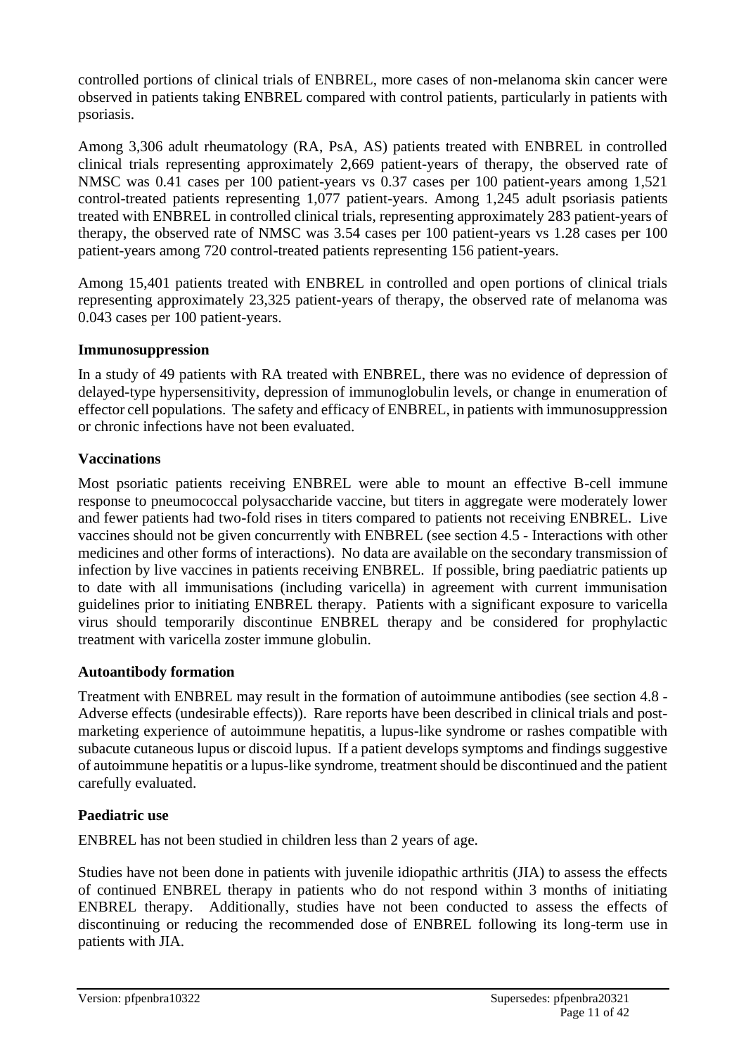controlled portions of clinical trials of ENBREL, more cases of non-melanoma skin cancer were observed in patients taking ENBREL compared with control patients, particularly in patients with psoriasis.

Among 3,306 adult rheumatology (RA, PsA, AS) patients treated with ENBREL in controlled clinical trials representing approximately 2,669 patient-years of therapy, the observed rate of NMSC was 0.41 cases per 100 patient-years vs 0.37 cases per 100 patient-years among 1,521 control-treated patients representing 1,077 patient-years. Among 1,245 adult psoriasis patients treated with ENBREL in controlled clinical trials, representing approximately 283 patient-years of therapy, the observed rate of NMSC was 3.54 cases per 100 patient-years vs 1.28 cases per 100 patient-years among 720 control-treated patients representing 156 patient-years.

Among 15,401 patients treated with ENBREL in controlled and open portions of clinical trials representing approximately 23,325 patient-years of therapy, the observed rate of melanoma was 0.043 cases per 100 patient-years.

### Immunosuppression

In a study of 49 patients with RA treated with ENBREL, there was no evidence of depression of delayed-type hypersensitivity, depression of immunoglobulin levels, or change in enumeration of effector cell populations. The safety and efficacy of ENBREL, in patients with immunosuppression or chronic infections have not been evaluated.

### Vaccinations

Most psoriatic patients receiving ENBREL were able to mount an effective B-cell immune response to pneumococcal polysaccharide vaccine, but titers in aggregate were moderately lower and fewer patients had two-fold rises in titers compared to patients not receiving ENBREL. Live vaccines should not be given concurrently with ENBREL (see section 4.5 - Interactions with other medicines and other forms of interactions). No data are available on the secondary transmission of infection by live vaccines in patients receiving ENBREL. If possible, bring paediatric patients up to date with all immunisations (including varicella) in agreement with current immunisation guidelines prior to initiating ENBREL therapy. Patients with a significant exposure to varicella virus should temporarily discontinue ENBREL therapy and be considered for prophylactic treatment with varicella zoster immune globulin.

### Autoantibody formation

Treatment with ENBREL may result in the formation of autoimmune antibodies (see section 4.8 - Adverse effects (undesirable effects)). Rare reports have been described in clinical trials and post-marketing experience of autoimmune hepatitis, a lupus-like syndrome or rashes compatible with subacute cutaneous lupus or discoid lupus. If a patient develops symptoms and findings suggestive of autoimmune hepatitis or a lupus-like syndrome, treatment should be discontinued and the patient carefully evaluated.

### Paediatric use

ENBREL has not been studied in children less than 2 years of age.

Studies have not been done in patients with juvenile idiopathic arthritis (JIA) to assess the effects of continued ENBREL therapy in patients who do not respond within 3 months of initiating ENBREL therapy. Additionally, studies have not been conducted to assess the effects of discontinuing or reducing the recommended dose of ENBREL following its long-term use in patients with JIA.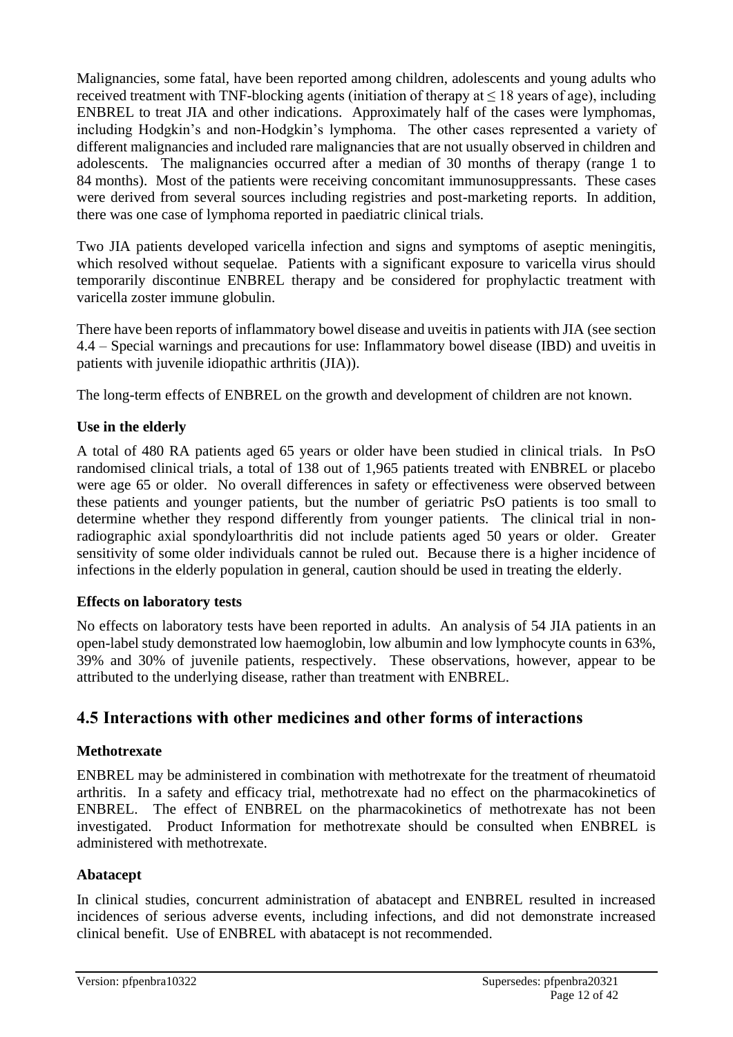Malignancies, some fatal, have been reported among children, adolescents and young adults who received treatment with TNF-blocking agents (initiation of therapy at ≤ 18 years of age), including ENBREL to treat JIA and other indications. Approximately half of the cases were lymphomas, including Hodgkin's and non-Hodgkin's lymphoma. The other cases represented a variety of different malignancies and included rare malignancies that are not usually observed in children and adolescents. The malignancies occurred after a median of 30 months of therapy (range 1 to 84 months). Most of the patients were receiving concomitant immunosuppressants. These cases were derived from several sources including registries and post-marketing reports. In addition, there was one case of lymphoma reported in paediatric clinical trials.

Two JIA patients developed varicella infection and signs and symptoms of aseptic meningitis, which resolved without sequelae. Patients with a significant exposure to varicella virus should temporarily discontinue ENBREL therapy and be considered for prophylactic treatment with varicella zoster immune globulin.

There have been reports of inflammatory bowel disease and uveitis in patients with JIA (see section 4.4 – Special warnings and precautions for use: Inflammatory bowel disease (IBD) and uveitis in patients with juvenile idiopathic arthritis (JIA)).

The long-term effects of ENBREL on the growth and development of children are not known.

### Use in the elderly

A total of 480 RA patients aged 65 years or older have been studied in clinical trials. In PsO randomised clinical trials, a total of 138 out of 1,965 patients treated with ENBREL or placebo were age 65 or older. No overall differences in safety or effectiveness were observed between these patients and younger patients, but the number of geriatric PsO patients is too small to determine whether they respond differently from younger patients. The clinical trial in non-radiographic axial spondyloarthritis did not include patients aged 50 years or older. Greater sensitivity of some older individuals cannot be ruled out. Because there is a higher incidence of infections in the elderly population in general, caution should be used in treating the elderly.

### Effects on laboratory tests

No effects on laboratory tests have been reported in adults. An analysis of 54 JIA patients in an open-label study demonstrated low haemoglobin, low albumin and low lymphocyte counts in 63%, 39% and 30% of juvenile patients, respectively. These observations, however, appear to be attributed to the underlying disease, rather than treatment with ENBREL.

## 4.5 Interactions with other medicines and other forms of interactions

### Methotrexate

ENBREL may be administered in combination with methotrexate for the treatment of rheumatoid arthritis. In a safety and efficacy trial, methotrexate had no effect on the pharmacokinetics of ENBREL. The effect of ENBREL on the pharmacokinetics of methotrexate has not been investigated. Product Information for methotrexate should be consulted when ENBREL is administered with methotrexate.

### Abatacept

In clinical studies, concurrent administration of abatacept and ENBREL resulted in increased incidences of serious adverse events, including infections, and did not demonstrate increased clinical benefit. Use of ENBREL with abatacept is not recommended.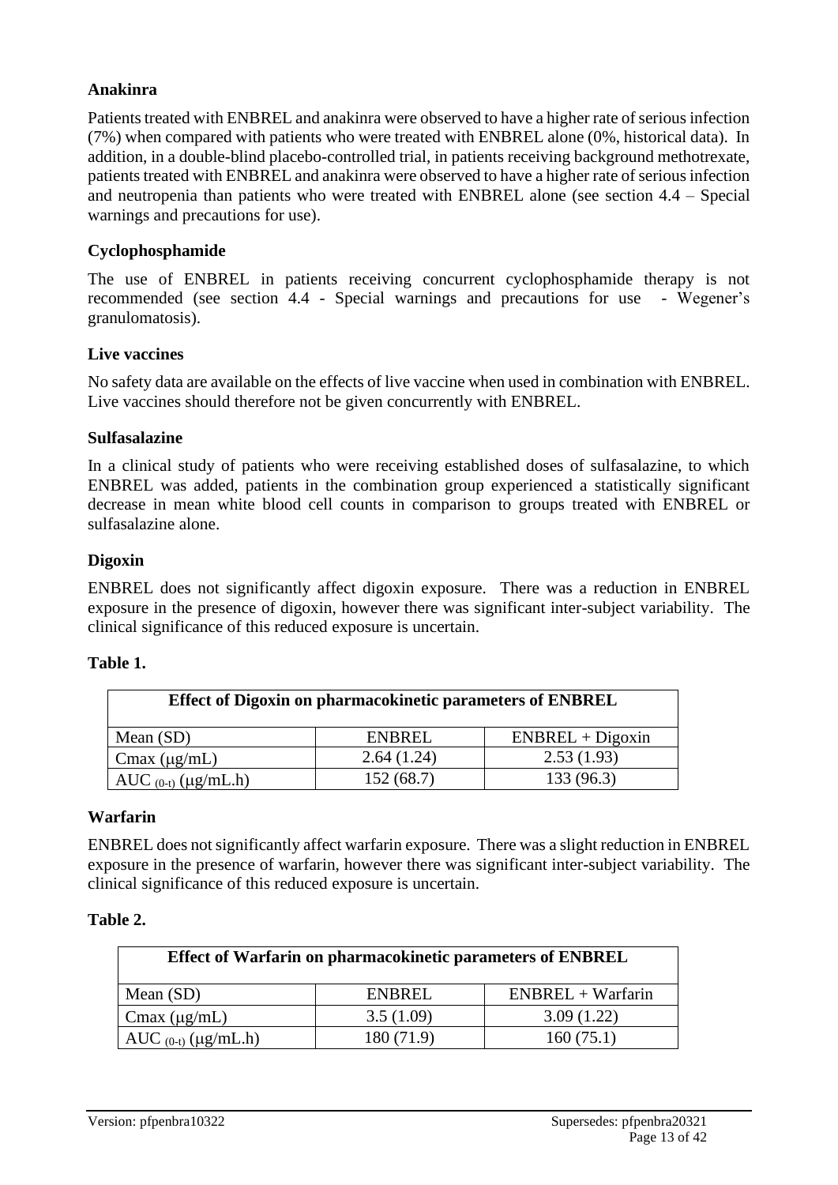### Anakinra

Patients treated with ENBREL and anakinra were observed to have a higher rate of serious infection (7%) when compared with patients who were treated with ENBREL alone (0%, historical data). In addition, in a double-blind placebo-controlled trial, in patients receiving background methotrexate, patients treated with ENBREL and anakinra were observed to have a higher rate of serious infection and neutropenia than patients who were treated with ENBREL alone (see section 4.4 – Special warnings and precautions for use).

### Cyclophosphamide

The use of ENBREL in patients receiving concurrent cyclophosphamide therapy is not recommended (see section 4.4 - Special warnings and precautions for use - Wegener's granulomatosis).

### Live vaccines

No safety data are available on the effects of live vaccine when used in combination with ENBREL. Live vaccines should therefore not be given concurrently with ENBREL.

### Sulfasalazine

In a clinical study of patients who were receiving established doses of sulfasalazine, to which ENBREL was added, patients in the combination group experienced a statistically significant decrease in mean white blood cell counts in comparison to groups treated with ENBREL or sulfasalazine alone.

### Digoxin

ENBREL does not significantly affect digoxin exposure. There was a reduction in ENBREL exposure in the presence of digoxin, however there was significant inter-subject variability. The clinical significance of this reduced exposure is uncertain.

**Table 1.**

| **Effect of Digoxin on pharmacokinetic parameters of ENBREL** | | |
|---|---|---|
| Mean (SD) | ENBREL | ENBREL + Digoxin |
| Cmax (μg/mL) | 2.64 (1.24) | 2.53 (1.93) |
| $AUC_{(0\text{-}t)}$ (μg/mL.h) | 152 (68.7) | 133 (96.3) |

### Warfarin

ENBREL does not significantly affect warfarin exposure. There was a slight reduction in ENBREL exposure in the presence of warfarin, however there was significant inter-subject variability. The clinical significance of this reduced exposure is uncertain.

**Table 2.**

| **Effect of Warfarin on pharmacokinetic parameters of ENBREL** | | |
|---|---|---|
| Mean (SD) | ENBREL | ENBREL + Warfarin |
| Cmax (μg/mL) | 3.5 (1.09) | 3.09 (1.22) |
| $AUC_{(0\text{-}t)}$ (μg/mL.h) | 180 (71.9) | 160 (75.1) |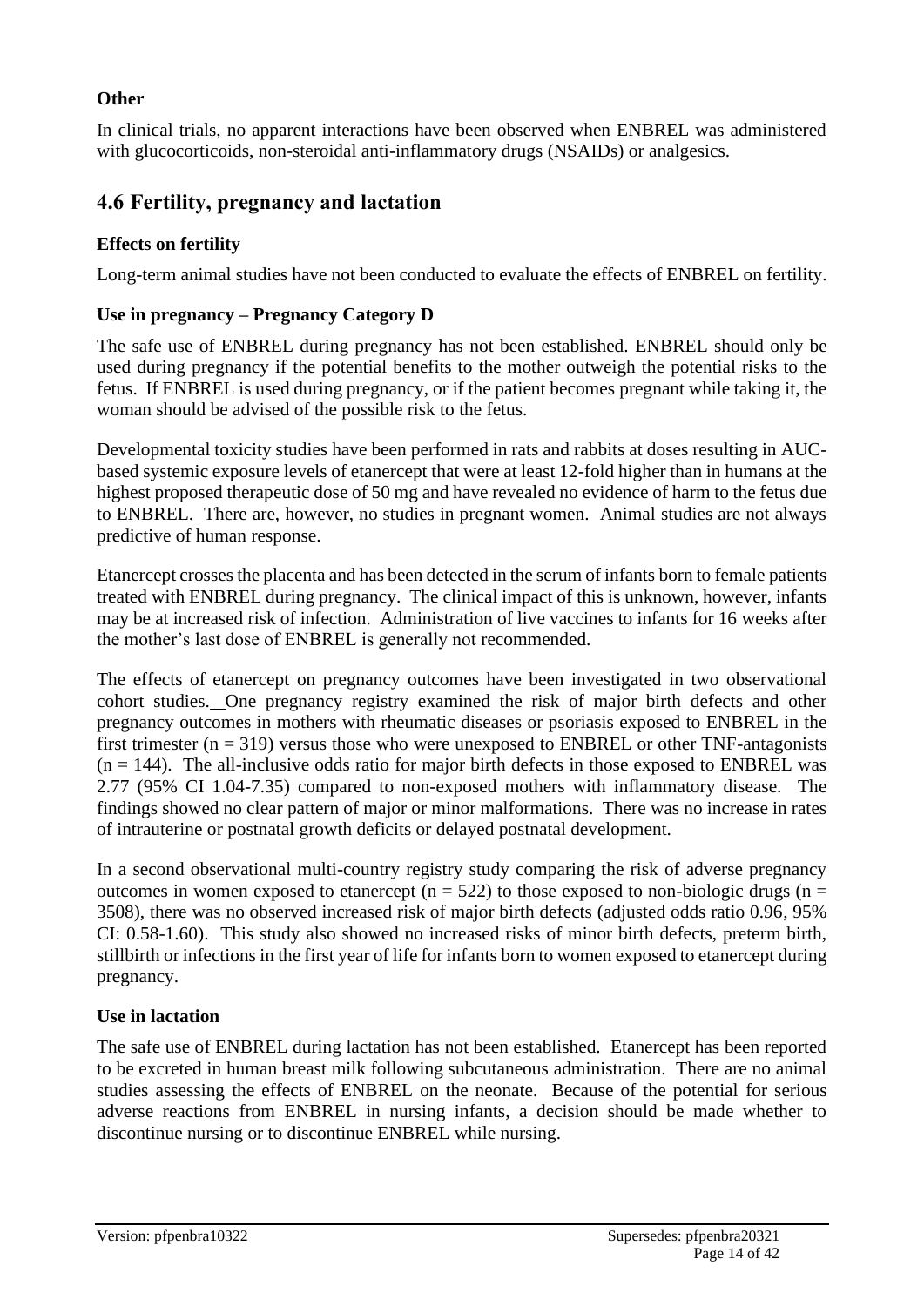**Other**

In clinical trials, no apparent interactions have been observed when ENBREL was administered with glucocorticoids, non-steroidal anti-inflammatory drugs (NSAIDs) or analgesics.

## 4.6 Fertility, pregnancy and lactation

**Effects on fertility**

Long-term animal studies have not been conducted to evaluate the effects of ENBREL on fertility.

**Use in pregnancy – Pregnancy Category D**

The safe use of ENBREL during pregnancy has not been established. ENBREL should only be used during pregnancy if the potential benefits to the mother outweigh the potential risks to the fetus. If ENBREL is used during pregnancy, or if the patient becomes pregnant while taking it, the woman should be advised of the possible risk to the fetus.

Developmental toxicity studies have been performed in rats and rabbits at doses resulting in AUC-based systemic exposure levels of etanercept that were at least 12-fold higher than in humans at the highest proposed therapeutic dose of 50 mg and have revealed no evidence of harm to the fetus due to ENBREL. There are, however, no studies in pregnant women. Animal studies are not always predictive of human response.

Etanercept crosses the placenta and has been detected in the serum of infants born to female patients treated with ENBREL during pregnancy. The clinical impact of this is unknown, however, infants may be at increased risk of infection. Administration of live vaccines to infants for 16 weeks after the mother's last dose of ENBREL is generally not recommended.

The effects of etanercept on pregnancy outcomes have been investigated in two observational cohort studies. One pregnancy registry examined the risk of major birth defects and other pregnancy outcomes in mothers with rheumatic diseases or psoriasis exposed to ENBREL in the first trimester ($n = 319$) versus those who were unexposed to ENBREL or other TNF-antagonists ($n = 144$). The all-inclusive odds ratio for major birth defects in those exposed to ENBREL was 2.77 (95% CI 1.04-7.35) compared to non-exposed mothers with inflammatory disease. The findings showed no clear pattern of major or minor malformations. There was no increase in rates of intrauterine or postnatal growth deficits or delayed postnatal development.

In a second observational multi-country registry study comparing the risk of adverse pregnancy outcomes in women exposed to etanercept ($n = 522$) to those exposed to non-biologic drugs ($n = 3508$), there was no observed increased risk of major birth defects (adjusted odds ratio 0.96, 95% CI: 0.58-1.60). This study also showed no increased risks of minor birth defects, preterm birth, stillbirth or infections in the first year of life for infants born to women exposed to etanercept during pregnancy.

**Use in lactation**

The safe use of ENBREL during lactation has not been established. Etanercept has been reported to be excreted in human breast milk following subcutaneous administration. There are no animal studies assessing the effects of ENBREL on the neonate. Because of the potential for serious adverse reactions from ENBREL in nursing infants, a decision should be made whether to discontinue nursing or to discontinue ENBREL while nursing.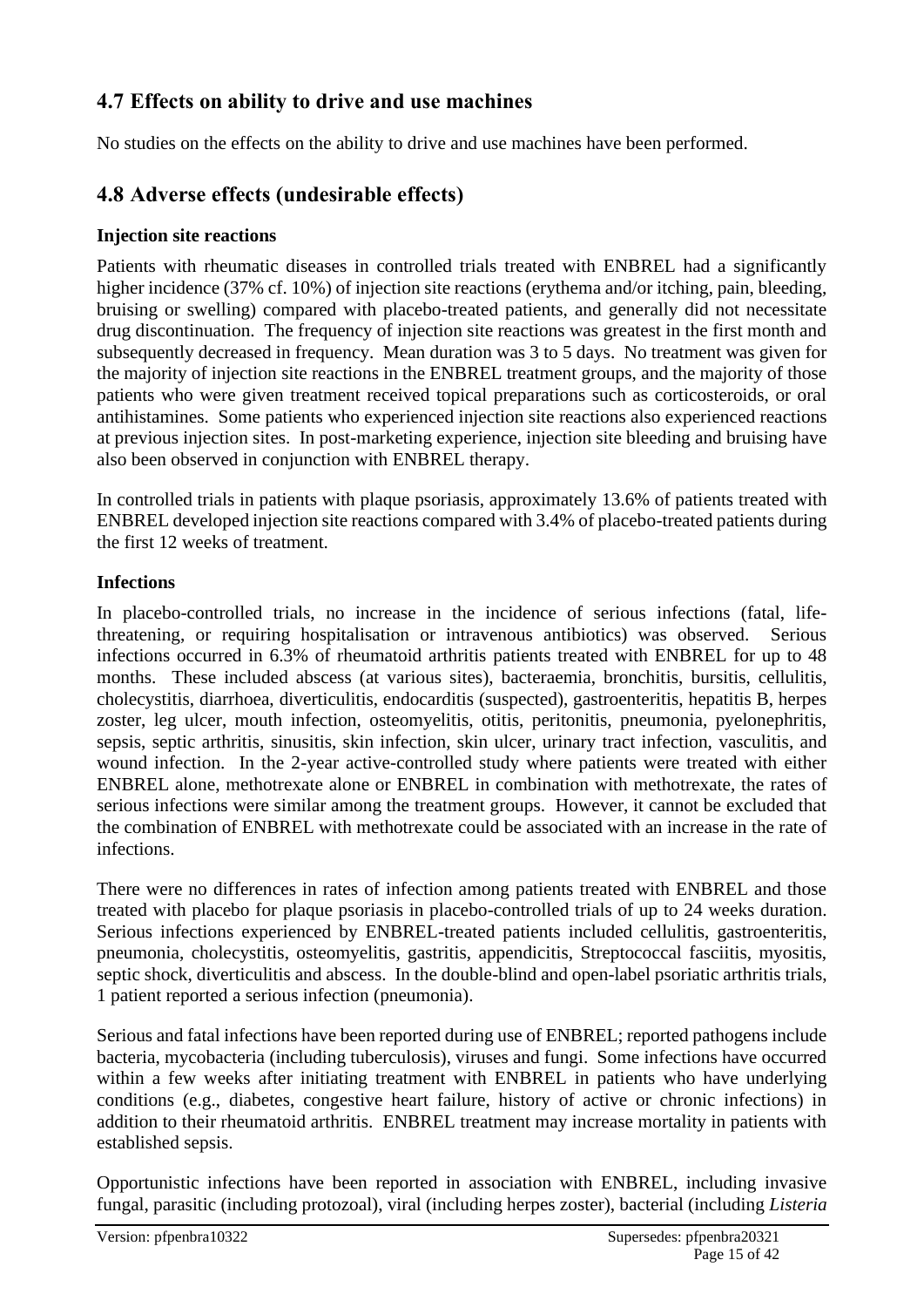## 4.7 Effects on ability to drive and use machines

No studies on the effects on the ability to drive and use machines have been performed.

## 4.8 Adverse effects (undesirable effects)

### Injection site reactions

Patients with rheumatic diseases in controlled trials treated with ENBREL had a significantly higher incidence (37% cf. 10%) of injection site reactions (erythema and/or itching, pain, bleeding, bruising or swelling) compared with placebo-treated patients, and generally did not necessitate drug discontinuation. The frequency of injection site reactions was greatest in the first month and subsequently decreased in frequency. Mean duration was 3 to 5 days. No treatment was given for the majority of injection site reactions in the ENBREL treatment groups, and the majority of those patients who were given treatment received topical preparations such as corticosteroids, or oral antihistamines. Some patients who experienced injection site reactions also experienced reactions at previous injection sites. In post-marketing experience, injection site bleeding and bruising have also been observed in conjunction with ENBREL therapy.

In controlled trials in patients with plaque psoriasis, approximately 13.6% of patients treated with ENBREL developed injection site reactions compared with 3.4% of placebo-treated patients during the first 12 weeks of treatment.

### Infections

In placebo-controlled trials, no increase in the incidence of serious infections (fatal, life-threatening, or requiring hospitalisation or intravenous antibiotics) was observed. Serious infections occurred in 6.3% of rheumatoid arthritis patients treated with ENBREL for up to 48 months. These included abscess (at various sites), bacteraemia, bronchitis, bursitis, cellulitis, cholecystitis, diarrhoea, diverticulitis, endocarditis (suspected), gastroenteritis, hepatitis B, herpes zoster, leg ulcer, mouth infection, osteomyelitis, otitis, peritonitis, pneumonia, pyelonephritis, sepsis, septic arthritis, sinusitis, skin infection, skin ulcer, urinary tract infection, vasculitis, and wound infection. In the 2-year active-controlled study where patients were treated with either ENBREL alone, methotrexate alone or ENBREL in combination with methotrexate, the rates of serious infections were similar among the treatment groups. However, it cannot be excluded that the combination of ENBREL with methotrexate could be associated with an increase in the rate of infections.

There were no differences in rates of infection among patients treated with ENBREL and those treated with placebo for plaque psoriasis in placebo-controlled trials of up to 24 weeks duration. Serious infections experienced by ENBREL-treated patients included cellulitis, gastroenteritis, pneumonia, cholecystitis, osteomyelitis, gastritis, appendicitis, Streptococcal fasciitis, myositis, septic shock, diverticulitis and abscess. In the double-blind and open-label psoriatic arthritis trials, 1 patient reported a serious infection (pneumonia).

Serious and fatal infections have been reported during use of ENBREL; reported pathogens include bacteria, mycobacteria (including tuberculosis), viruses and fungi. Some infections have occurred within a few weeks after initiating treatment with ENBREL in patients who have underlying conditions (e.g., diabetes, congestive heart failure, history of active or chronic infections) in addition to their rheumatoid arthritis. ENBREL treatment may increase mortality in patients with established sepsis.

Opportunistic infections have been reported in association with ENBREL, including invasive fungal, parasitic (including protozoal), viral (including herpes zoster), bacterial (including *Listeria*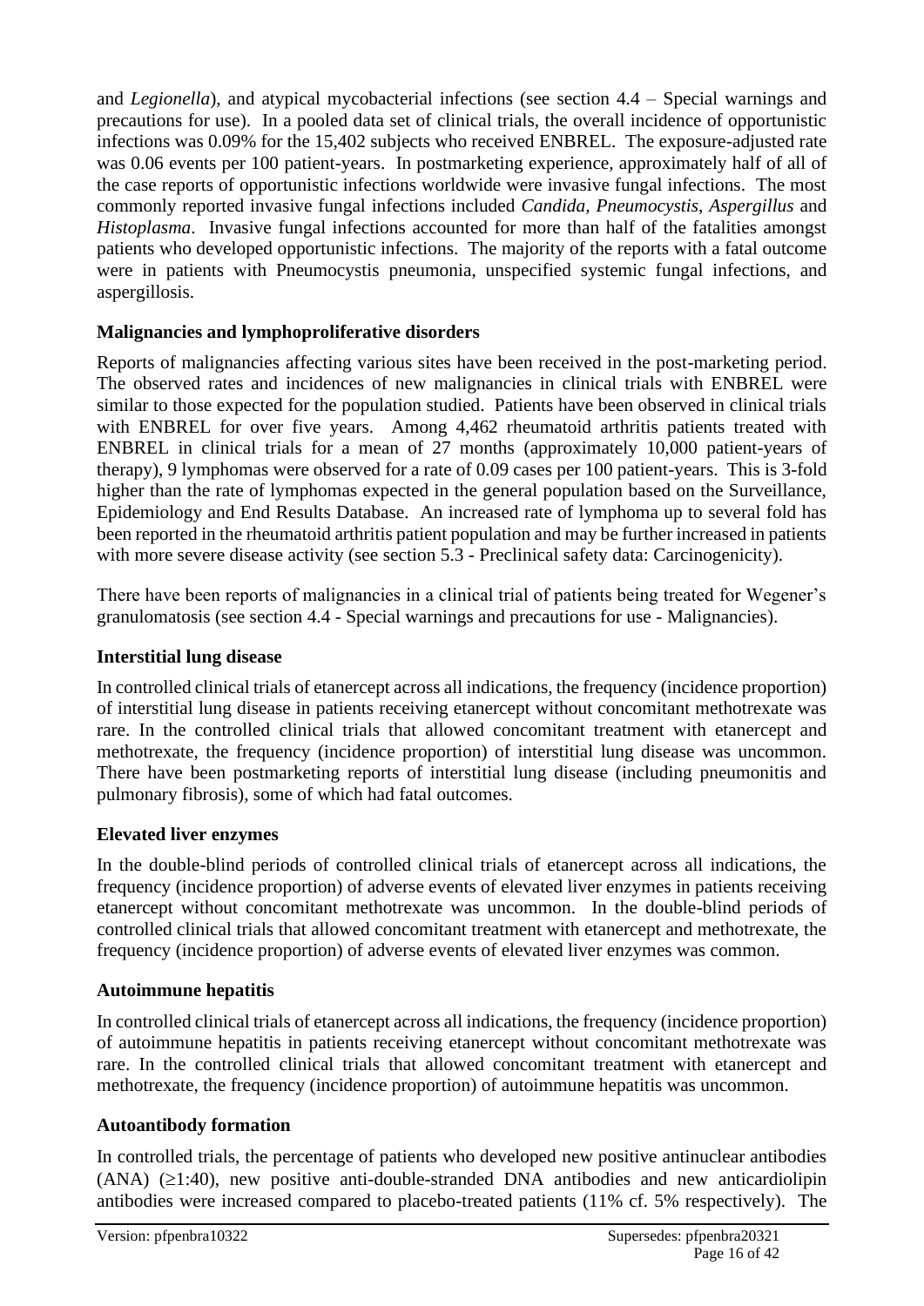and *Legionella*), and atypical mycobacterial infections (see section 4.4 – Special warnings and precautions for use). In a pooled data set of clinical trials, the overall incidence of opportunistic infections was 0.09% for the 15,402 subjects who received ENBREL. The exposure-adjusted rate was 0.06 events per 100 patient-years. In postmarketing experience, approximately half of all of the case reports of opportunistic infections worldwide were invasive fungal infections. The most commonly reported invasive fungal infections included *Candida*, *Pneumocystis*, *Aspergillus* and *Histoplasma*. Invasive fungal infections accounted for more than half of the fatalities amongst patients who developed opportunistic infections. The majority of the reports with a fatal outcome were in patients with Pneumocystis pneumonia, unspecified systemic fungal infections, and aspergillosis.

**Malignancies and lymphoproliferative disorders**

Reports of malignancies affecting various sites have been received in the post-marketing period. The observed rates and incidences of new malignancies in clinical trials with ENBREL were similar to those expected for the population studied. Patients have been observed in clinical trials with ENBREL for over five years. Among 4,462 rheumatoid arthritis patients treated with ENBREL in clinical trials for a mean of 27 months (approximately 10,000 patient-years of therapy), 9 lymphomas were observed for a rate of 0.09 cases per 100 patient-years. This is 3-fold higher than the rate of lymphomas expected in the general population based on the Surveillance, Epidemiology and End Results Database. An increased rate of lymphoma up to several fold has been reported in the rheumatoid arthritis patient population and may be further increased in patients with more severe disease activity (see section 5.3 - Preclinical safety data: Carcinogenicity).

There have been reports of malignancies in a clinical trial of patients being treated for Wegener's granulomatosis (see section 4.4 - Special warnings and precautions for use - Malignancies).

**Interstitial lung disease**

In controlled clinical trials of etanercept across all indications, the frequency (incidence proportion) of interstitial lung disease in patients receiving etanercept without concomitant methotrexate was rare. In the controlled clinical trials that allowed concomitant treatment with etanercept and methotrexate, the frequency (incidence proportion) of interstitial lung disease was uncommon. There have been postmarketing reports of interstitial lung disease (including pneumonitis and pulmonary fibrosis), some of which had fatal outcomes.

**Elevated liver enzymes**

In the double-blind periods of controlled clinical trials of etanercept across all indications, the frequency (incidence proportion) of adverse events of elevated liver enzymes in patients receiving etanercept without concomitant methotrexate was uncommon. In the double-blind periods of controlled clinical trials that allowed concomitant treatment with etanercept and methotrexate, the frequency (incidence proportion) of adverse events of elevated liver enzymes was common.

**Autoimmune hepatitis**

In controlled clinical trials of etanercept across all indications, the frequency (incidence proportion) of autoimmune hepatitis in patients receiving etanercept without concomitant methotrexate was rare. In the controlled clinical trials that allowed concomitant treatment with etanercept and methotrexate, the frequency (incidence proportion) of autoimmune hepatitis was uncommon.

**Autoantibody formation**

In controlled trials, the percentage of patients who developed new positive antinuclear antibodies (ANA) ($\geq$1:40), new positive anti-double-stranded DNA antibodies and new anticardiolipin antibodies were increased compared to placebo-treated patients (11% cf. 5% respectively). The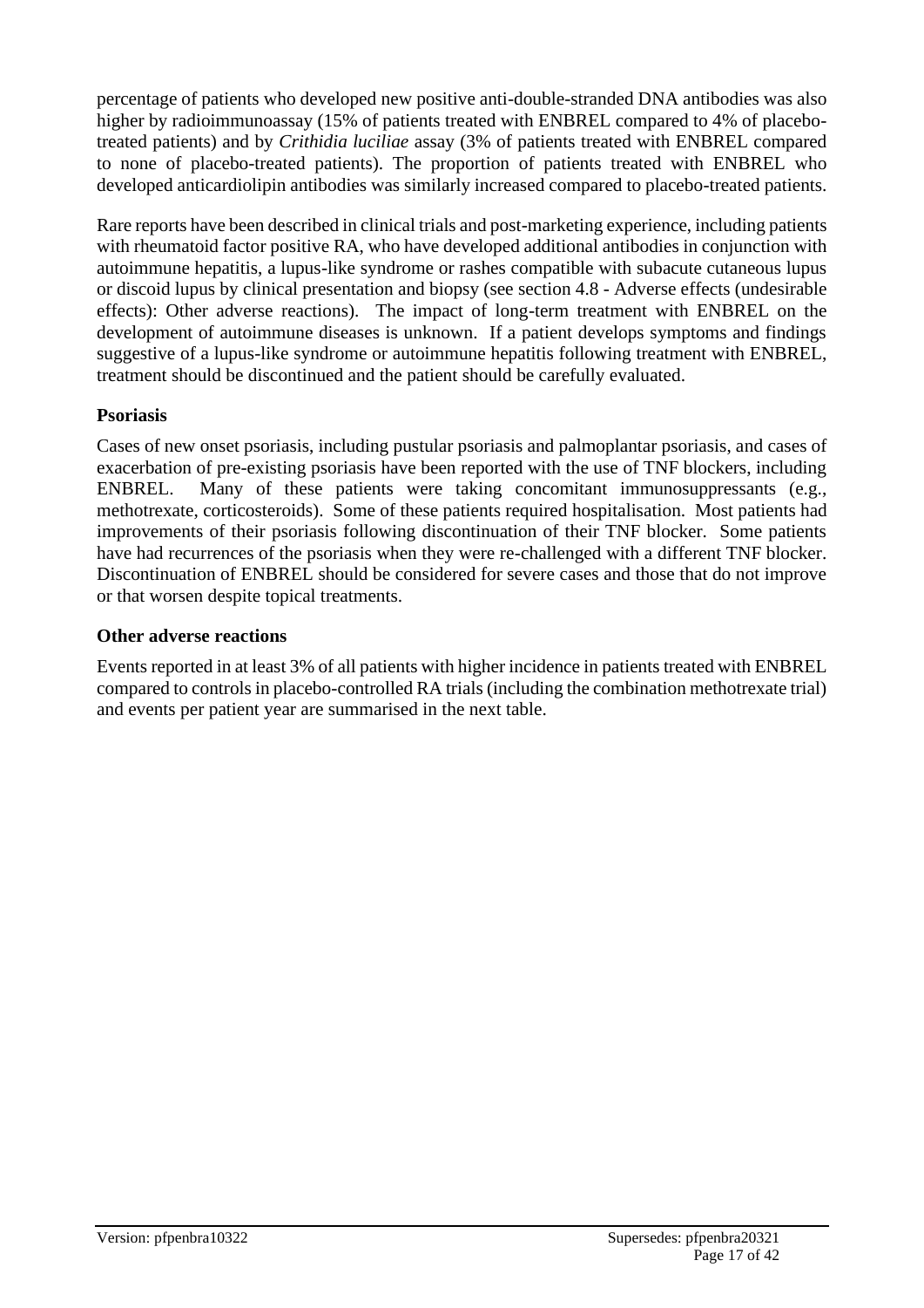percentage of patients who developed new positive anti-double-stranded DNA antibodies was also higher by radioimmunoassay (15% of patients treated with ENBREL compared to 4% of placebo-treated patients) and by *Crithidia luciliae* assay (3% of patients treated with ENBREL compared to none of placebo-treated patients). The proportion of patients treated with ENBREL who developed anticardiolipin antibodies was similarly increased compared to placebo-treated patients.

Rare reports have been described in clinical trials and post-marketing experience, including patients with rheumatoid factor positive RA, who have developed additional antibodies in conjunction with autoimmune hepatitis, a lupus-like syndrome or rashes compatible with subacute cutaneous lupus or discoid lupus by clinical presentation and biopsy (see section 4.8 - Adverse effects (undesirable effects): Other adverse reactions). The impact of long-term treatment with ENBREL on the development of autoimmune diseases is unknown. If a patient develops symptoms and findings suggestive of a lupus-like syndrome or autoimmune hepatitis following treatment with ENBREL, treatment should be discontinued and the patient should be carefully evaluated.

### Psoriasis

Cases of new onset psoriasis, including pustular psoriasis and palmoplantar psoriasis, and cases of exacerbation of pre-existing psoriasis have been reported with the use of TNF blockers, including ENBREL. Many of these patients were taking concomitant immunosuppressants (e.g., methotrexate, corticosteroids). Some of these patients required hospitalisation. Most patients had improvements of their psoriasis following discontinuation of their TNF blocker. Some patients have had recurrences of the psoriasis when they were re-challenged with a different TNF blocker. Discontinuation of ENBREL should be considered for severe cases and those that do not improve or that worsen despite topical treatments.

### Other adverse reactions

Events reported in at least 3% of all patients with higher incidence in patients treated with ENBREL compared to controls in placebo-controlled RA trials (including the combination methotrexate trial) and events per patient year are summarised in the next table.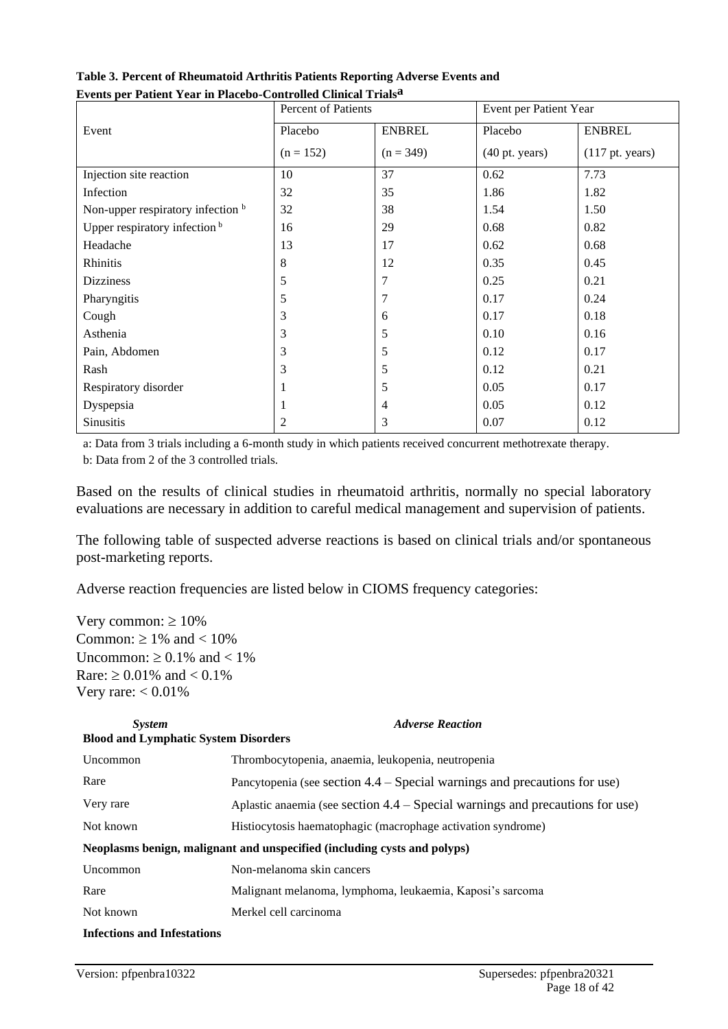**Table 3. Percent of Rheumatoid Arthritis Patients Reporting Adverse Events and Events per Patient Year in Placebo-Controlled Clinical Trials[a]**

| Event | Percent of Patients | | Event per Patient Year | |
|---|---|---|---|---|
| | Placebo (n = 152) | ENBREL (n = 349) | Placebo (40 pt. years) | ENBREL (117 pt. years) |
| Injection site reaction | 10 | 37 | 0.62 | 7.73 |
| Infection | 32 | 35 | 1.86 | 1.82 |
| Non-upper respiratory infection [b] | 32 | 38 | 1.54 | 1.50 |
| Upper respiratory infection [b] | 16 | 29 | 0.68 | 0.82 |
| Headache | 13 | 17 | 0.62 | 0.68 |
| Rhinitis | 8 | 12 | 0.35 | 0.45 |
| Dizziness | 5 | 7 | 0.25 | 0.21 |
| Pharyngitis | 5 | 7 | 0.17 | 0.24 |
| Cough | 3 | 6 | 0.17 | 0.18 |
| Asthenia | 3 | 5 | 0.10 | 0.16 |
| Pain, Abdomen | 3 | 5 | 0.12 | 0.17 |
| Rash | 3 | 5 | 0.12 | 0.21 |
| Respiratory disorder | 1 | 5 | 0.05 | 0.17 |
| Dyspepsia | 1 | 4 | 0.05 | 0.12 |
| Sinusitis | 2 | 3 | 0.07 | 0.12 |

a: Data from 3 trials including a 6-month study in which patients received concurrent methotrexate therapy.

b: Data from 2 of the 3 controlled trials.

Based on the results of clinical studies in rheumatoid arthritis, normally no special laboratory evaluations are necessary in addition to careful medical management and supervision of patients.

The following table of suspected adverse reactions is based on clinical trials and/or spontaneous post-marketing reports.

Adverse reaction frequencies are listed below in CIOMS frequency categories:

Very common: ≥ 10%
Common: ≥ 1% and < 10%
Uncommon: ≥ 0.1% and < 1%
Rare: ≥ 0.01% and < 0.1%
Very rare: < 0.01%

| *System* | *Adverse Reaction* |
|---|---|
| **Blood and Lymphatic System Disorders** | |
| Uncommon | Thrombocytopenia, anaemia, leukopenia, neutropenia |
| Rare | Pancytopenia (see section 4.4 – Special warnings and precautions for use) |
| Very rare | Aplastic anaemia (see section 4.4 – Special warnings and precautions for use) |
| Not known | Histiocytosis haematophagic (macrophage activation syndrome) |
| **Neoplasms benign, malignant and unspecified (including cysts and polyps)** | |
| Uncommon | Non-melanoma skin cancers |
| Rare | Malignant melanoma, lymphoma, leukaemia, Kaposi's sarcoma |
| Not known | Merkel cell carcinoma |
| **Infections and Infestations** | |

Version: pfpenbra10322 Supersedes: pfpenbra20321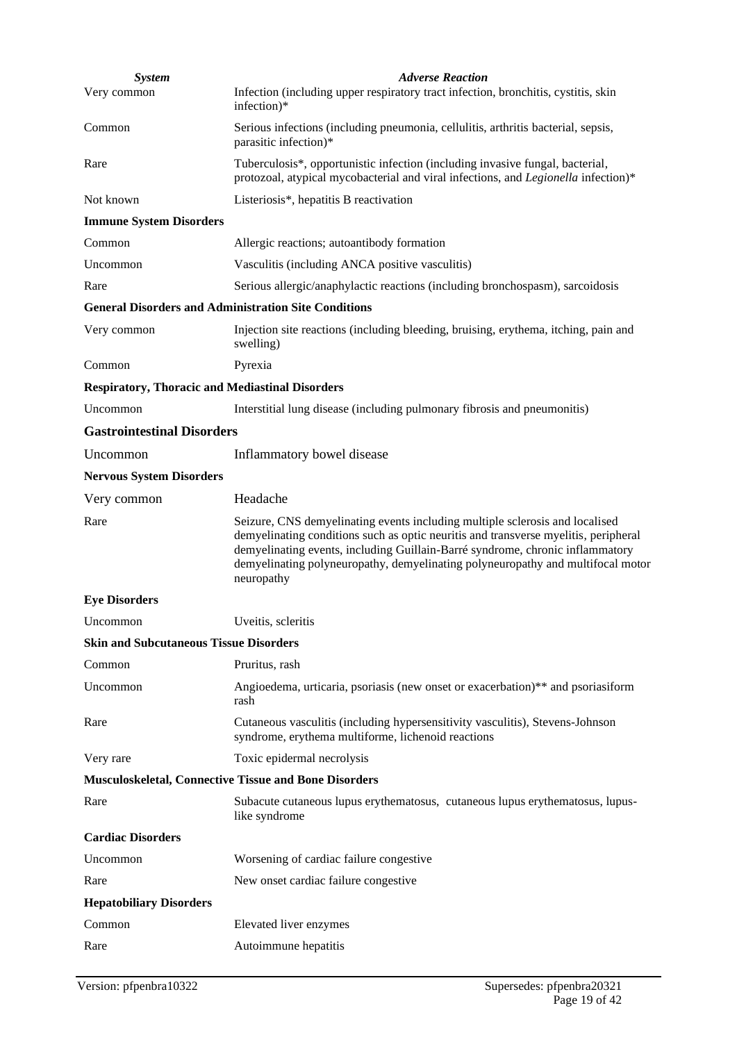| *System* | *Adverse Reaction* |
|---|---|
| Very common | Infection (including upper respiratory tract infection, bronchitis, cystitis, skin infection)* |
| Common | Serious infections (including pneumonia, cellulitis, arthritis bacterial, sepsis, parasitic infection)* |
| Rare | Tuberculosis*, opportunistic infection (including invasive fungal, bacterial, protozoal, atypical mycobacterial and viral infections, and *Legionella* infection)* |
| Not known | Listeriosis*, hepatitis B reactivation |
| **Immune System Disorders** | |
| Common | Allergic reactions; autoantibody formation |
| Uncommon | Vasculitis (including ANCA positive vasculitis) |
| Rare | Serious allergic/anaphylactic reactions (including bronchospasm), sarcoidosis |
| **General Disorders and Administration Site Conditions** | |
| Very common | Injection site reactions (including bleeding, bruising, erythema, itching, pain and swelling) |
| Common | Pyrexia |
| **Respiratory, Thoracic and Mediastinal Disorders** | |
| Uncommon | Interstitial lung disease (including pulmonary fibrosis and pneumonitis) |
| **Gastrointestinal Disorders** | |
| Uncommon | Inflammatory bowel disease |
| **Nervous System Disorders** | |
| Very common | Headache |
| Rare | Seizure, CNS demyelinating events including multiple sclerosis and localised demyelinating conditions such as optic neuritis and transverse myelitis, peripheral demyelinating events, including Guillain-Barré syndrome, chronic inflammatory demyelinating polyneuropathy, demyelinating polyneuropathy and multifocal motor neuropathy |
| **Eye Disorders** | |
| Uncommon | Uveitis, scleritis |
| **Skin and Subcutaneous Tissue Disorders** | |
| Common | Pruritus, rash |
| Uncommon | Angioedema, urticaria, psoriasis (new onset or exacerbation)** and psoriasiform rash |
| Rare | Cutaneous vasculitis (including hypersensitivity vasculitis), Stevens-Johnson syndrome, erythema multiforme, lichenoid reactions |
| Very rare | Toxic epidermal necrolysis |
| **Musculoskeletal, Connective Tissue and Bone Disorders** | |
| Rare | Subacute cutaneous lupus erythematosus, cutaneous lupus erythematosus, lupus-like syndrome |
| **Cardiac Disorders** | |
| Uncommon | Worsening of cardiac failure congestive |
| Rare | New onset cardiac failure congestive |
| **Hepatobiliary Disorders** | |
| Common | Elevated liver enzymes |
| Rare | Autoimmune hepatitis |

Version: pfpenbra10322 Supersedes: pfpenbra20321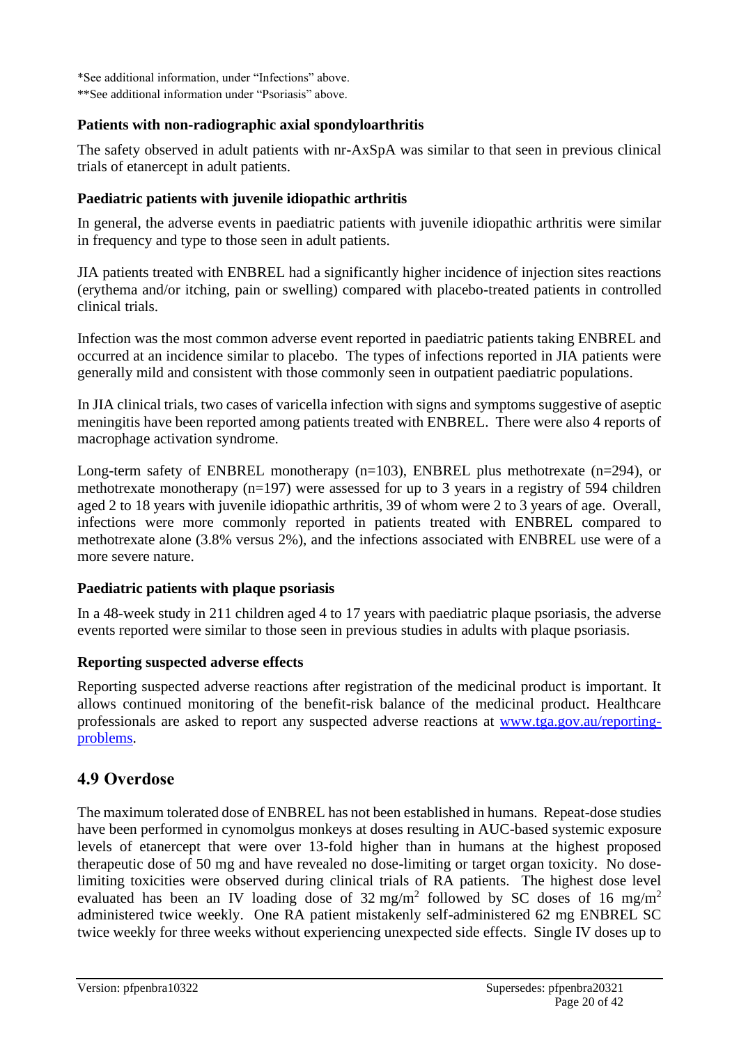*See additional information, under “Infections” above.
**See additional information under “Psoriasis” above.

### Patients with non-radiographic axial spondyloarthritis

The safety observed in adult patients with nr-AxSpA was similar to that seen in previous clinical trials of etanercept in adult patients.

### Paediatric patients with juvenile idiopathic arthritis

In general, the adverse events in paediatric patients with juvenile idiopathic arthritis were similar in frequency and type to those seen in adult patients.

JIA patients treated with ENBREL had a significantly higher incidence of injection sites reactions (erythema and/or itching, pain or swelling) compared with placebo-treated patients in controlled clinical trials.

Infection was the most common adverse event reported in paediatric patients taking ENBREL and occurred at an incidence similar to placebo. The types of infections reported in JIA patients were generally mild and consistent with those commonly seen in outpatient paediatric populations.

In JIA clinical trials, two cases of varicella infection with signs and symptoms suggestive of aseptic meningitis have been reported among patients treated with ENBREL. There were also 4 reports of macrophage activation syndrome.

Long-term safety of ENBREL monotherapy (n=103), ENBREL plus methotrexate (n=294), or methotrexate monotherapy (n=197) were assessed for up to 3 years in a registry of 594 children aged 2 to 18 years with juvenile idiopathic arthritis, 39 of whom were 2 to 3 years of age. Overall, infections were more commonly reported in patients treated with ENBREL compared to methotrexate alone (3.8% versus 2%), and the infections associated with ENBREL use were of a more severe nature.

### Paediatric patients with plaque psoriasis

In a 48-week study in 211 children aged 4 to 17 years with paediatric plaque psoriasis, the adverse events reported were similar to those seen in previous studies in adults with plaque psoriasis.

### Reporting suspected adverse effects

Reporting suspected adverse reactions after registration of the medicinal product is important. It allows continued monitoring of the benefit-risk balance of the medicinal product. Healthcare professionals are asked to report any suspected adverse reactions at [www.tga.gov.au/reporting-problems](http://www.tga.gov.au/reporting-problems).

## 4.9 Overdose

The maximum tolerated dose of ENBREL has not been established in humans. Repeat-dose studies have been performed in cynomolgus monkeys at doses resulting in AUC-based systemic exposure levels of etanercept that were over 13-fold higher than in humans at the highest proposed therapeutic dose of 50 mg and have revealed no dose-limiting or target organ toxicity. No dose-limiting toxicities were observed during clinical trials of RA patients. The highest dose level evaluated has been an IV loading dose of 32 $mg/m^2$ followed by SC doses of 16 $mg/m^2$ administered twice weekly. One RA patient mistakenly self-administered 62 mg ENBREL SC twice weekly for three weeks without experiencing unexpected side effects. Single IV doses up to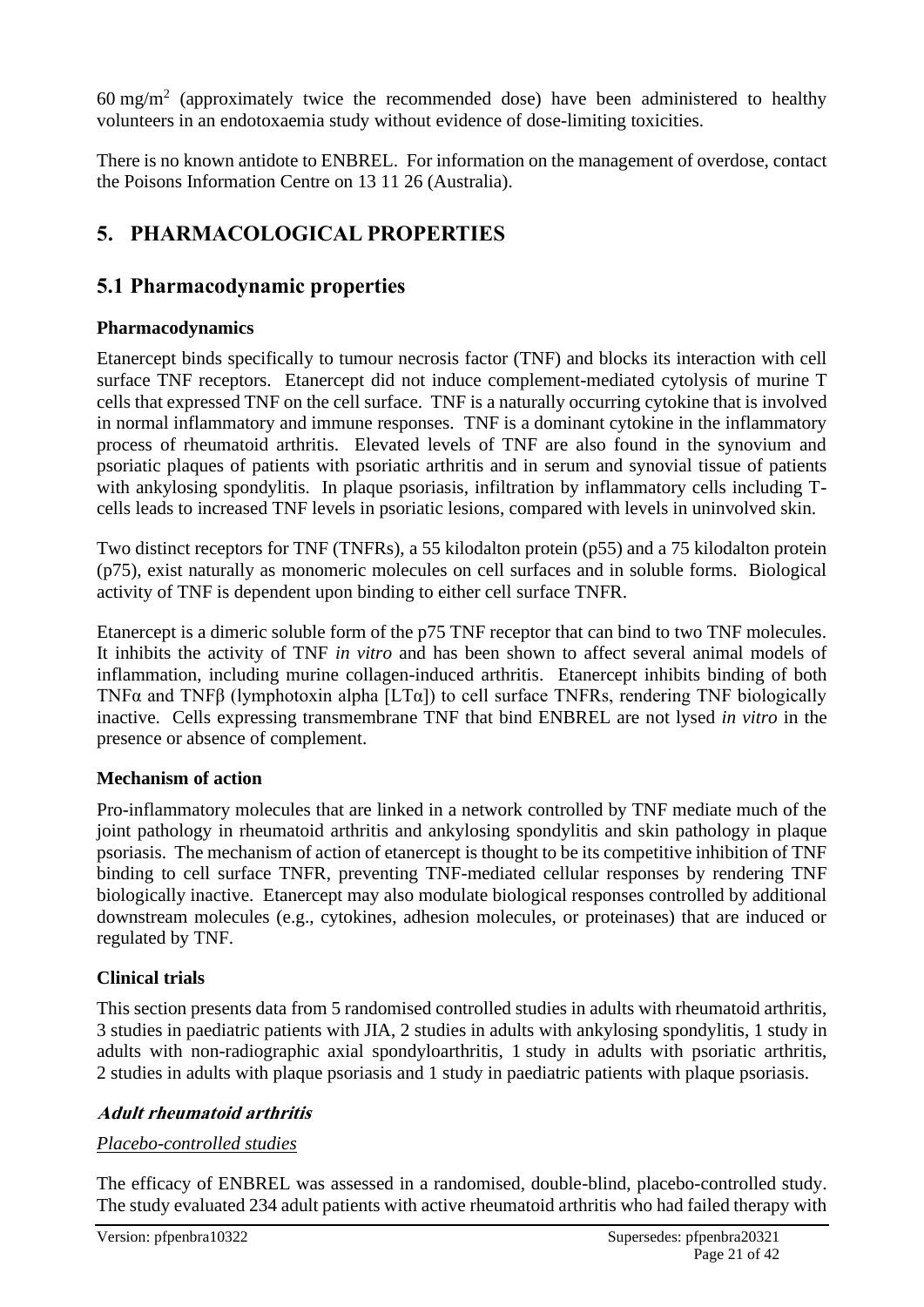60 mg/m$^2$ (approximately twice the recommended dose) have been administered to healthy volunteers in an endotoxaemia study without evidence of dose-limiting toxicities.

There is no known antidote to ENBREL. For information on the management of overdose, contact the Poisons Information Centre on 13 11 26 (Australia).

# 5. PHARMACOLOGICAL PROPERTIES

## 5.1 Pharmacodynamic properties

### Pharmacodynamics

Etanercept binds specifically to tumour necrosis factor (TNF) and blocks its interaction with cell surface TNF receptors. Etanercept did not induce complement-mediated cytolysis of murine T cells that expressed TNF on the cell surface. TNF is a naturally occurring cytokine that is involved in normal inflammatory and immune responses. TNF is a dominant cytokine in the inflammatory process of rheumatoid arthritis. Elevated levels of TNF are also found in the synovium and psoriatic plaques of patients with psoriatic arthritis and in serum and synovial tissue of patients with ankylosing spondylitis. In plaque psoriasis, infiltration by inflammatory cells including T-cells leads to increased TNF levels in psoriatic lesions, compared with levels in uninvolved skin.

Two distinct receptors for TNF (TNFRs), a 55 kilodalton protein (p55) and a 75 kilodalton protein (p75), exist naturally as monomeric molecules on cell surfaces and in soluble forms. Biological activity of TNF is dependent upon binding to either cell surface TNFR.

Etanercept is a dimeric soluble form of the p75 TNF receptor that can bind to two TNF molecules. It inhibits the activity of TNF *in vitro* and has been shown to affect several animal models of inflammation, including murine collagen-induced arthritis. Etanercept inhibits binding of both TNFα and TNFβ (lymphotoxin alpha [LTα]) to cell surface TNFRs, rendering TNF biologically inactive. Cells expressing transmembrane TNF that bind ENBREL are not lysed *in vitro* in the presence or absence of complement.

### Mechanism of action

Pro-inflammatory molecules that are linked in a network controlled by TNF mediate much of the joint pathology in rheumatoid arthritis and ankylosing spondylitis and skin pathology in plaque psoriasis. The mechanism of action of etanercept is thought to be its competitive inhibition of TNF binding to cell surface TNFR, preventing TNF-mediated cellular responses by rendering TNF biologically inactive. Etanercept may also modulate biological responses controlled by additional downstream molecules (e.g., cytokines, adhesion molecules, or proteinases) that are induced or regulated by TNF.

### Clinical trials

This section presents data from 5 randomised controlled studies in adults with rheumatoid arthritis, 3 studies in paediatric patients with JIA, 2 studies in adults with ankylosing spondylitis, 1 study in adults with non-radiographic axial spondyloarthritis, 1 study in adults with psoriatic arthritis, 2 studies in adults with plaque psoriasis and 1 study in paediatric patients with plaque psoriasis.

#### *Adult rheumatoid arthritis*

*Placebo-controlled studies*

The efficacy of ENBREL was assessed in a randomised, double-blind, placebo-controlled study. The study evaluated 234 adult patients with active rheumatoid arthritis who had failed therapy with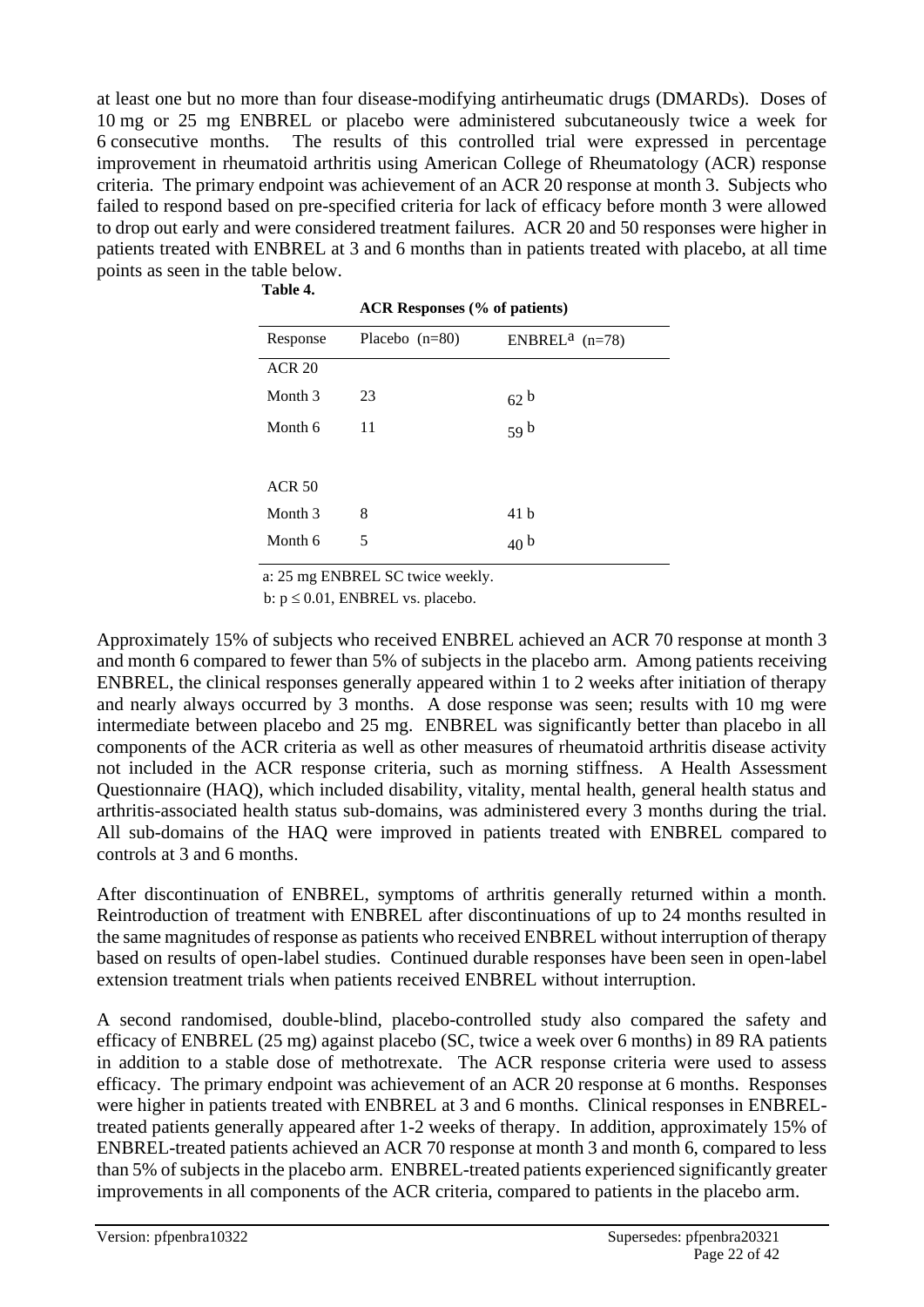at least one but no more than four disease-modifying antirheumatic drugs (DMARDs). Doses of 10 mg or 25 mg ENBREL or placebo were administered subcutaneously twice a week for 6 consecutive months. The results of this controlled trial were expressed in percentage improvement in rheumatoid arthritis using American College of Rheumatology (ACR) response criteria. The primary endpoint was achievement of an ACR 20 response at month 3. Subjects who failed to respond based on pre-specified criteria for lack of efficacy before month 3 were allowed to drop out early and were considered treatment failures. ACR 20 and 50 responses were higher in patients treated with ENBREL at 3 and 6 months than in patients treated with placebo, at all time points as seen in the table below.

**Table 4.**

**ACR Responses (% of patients)**

| Response | Placebo (n=80) | ENBREL[a] (n=78) |
|---|---|---|
| ACR 20 | | |
| Month 3 | 23 | 62 [b] |
| Month 6 | 11 | 59 [b] |
| | | |
| ACR 50 | | |
| Month 3 | 8 | 41 b |
| Month 6 | 5 | 40 [b] |

a: 25 mg ENBREL SC twice weekly.

b: $p \leq 0.01$, ENBREL vs. placebo.

Approximately 15% of subjects who received ENBREL achieved an ACR 70 response at month 3 and month 6 compared to fewer than 5% of subjects in the placebo arm. Among patients receiving ENBREL, the clinical responses generally appeared within 1 to 2 weeks after initiation of therapy and nearly always occurred by 3 months. A dose response was seen; results with 10 mg were intermediate between placebo and 25 mg. ENBREL was significantly better than placebo in all components of the ACR criteria as well as other measures of rheumatoid arthritis disease activity not included in the ACR response criteria, such as morning stiffness. A Health Assessment Questionnaire (HAQ), which included disability, vitality, mental health, general health status and arthritis-associated health status sub-domains, was administered every 3 months during the trial. All sub-domains of the HAQ were improved in patients treated with ENBREL compared to controls at 3 and 6 months.

After discontinuation of ENBREL, symptoms of arthritis generally returned within a month. Reintroduction of treatment with ENBREL after discontinuations of up to 24 months resulted in the same magnitudes of response as patients who received ENBREL without interruption of therapy based on results of open-label studies. Continued durable responses have been seen in open-label extension treatment trials when patients received ENBREL without interruption.

A second randomised, double-blind, placebo-controlled study also compared the safety and efficacy of ENBREL (25 mg) against placebo (SC, twice a week over 6 months) in 89 RA patients in addition to a stable dose of methotrexate. The ACR response criteria were used to assess efficacy. The primary endpoint was achievement of an ACR 20 response at 6 months. Responses were higher in patients treated with ENBREL at 3 and 6 months. Clinical responses in ENBREL-treated patients generally appeared after 1-2 weeks of therapy. In addition, approximately 15% of ENBREL-treated patients achieved an ACR 70 response at month 3 and month 6, compared to less than 5% of subjects in the placebo arm. ENBREL-treated patients experienced significantly greater improvements in all components of the ACR criteria, compared to patients in the placebo arm.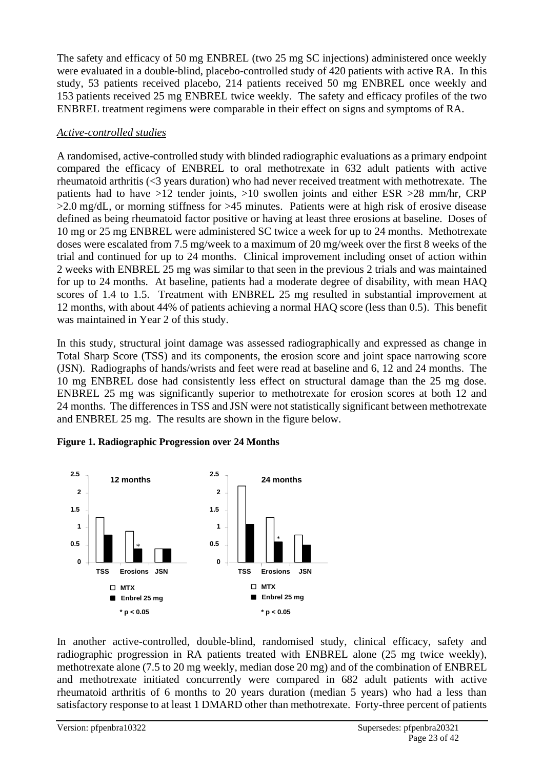The safety and efficacy of 50 mg ENBREL (two 25 mg SC injections) administered once weekly were evaluated in a double-blind, placebo-controlled study of 420 patients with active RA. In this study, 53 patients received placebo, 214 patients received 50 mg ENBREL once weekly and 153 patients received 25 mg ENBREL twice weekly. The safety and efficacy profiles of the two ENBREL treatment regimens were comparable in their effect on signs and symptoms of RA.

*Active-controlled studies*

A randomised, active-controlled study with blinded radiographic evaluations as a primary endpoint compared the efficacy of ENBREL to oral methotrexate in 632 adult patients with active rheumatoid arthritis (<3 years duration) who had never received treatment with methotrexate. The patients had to have >12 tender joints, >10 swollen joints and either ESR >28 mm/hr, CRP >2.0 mg/dL, or morning stiffness for >45 minutes. Patients were at high risk of erosive disease defined as being rheumatoid factor positive or having at least three erosions at baseline. Doses of 10 mg or 25 mg ENBREL were administered SC twice a week for up to 24 months. Methotrexate doses were escalated from 7.5 mg/week to a maximum of 20 mg/week over the first 8 weeks of the trial and continued for up to 24 months. Clinical improvement including onset of action within 2 weeks with ENBREL 25 mg was similar to that seen in the previous 2 trials and was maintained for up to 24 months. At baseline, patients had a moderate degree of disability, with mean HAQ scores of 1.4 to 1.5. Treatment with ENBREL 25 mg resulted in substantial improvement at 12 months, with about 44% of patients achieving a normal HAQ score (less than 0.5). This benefit was maintained in Year 2 of this study.

In this study, structural joint damage was assessed radiographically and expressed as change in Total Sharp Score (TSS) and its components, the erosion score and joint space narrowing score (JSN). Radiographs of hands/wrists and feet were read at baseline and 6, 12 and 24 months. The 10 mg ENBREL dose had consistently less effect on structural damage than the 25 mg dose. ENBREL 25 mg was significantly superior to methotrexate for erosion scores at both 12 and 24 months. The differences in TSS and JSN were not statistically significant between methotrexate and ENBREL 25 mg. The results are shown in the figure below.

**Figure 1. Radiographic Progression over 24 Months**

**12 months**

| | TSS | Erosions | JSN |
|---|---|---|---|
| MTX | 1.3 | 0.9 | 0.4 |
| Enbrel 25 mg | 0.8 | 0.4* | 0.4 |

**24 months**

| | TSS | Erosions | JSN |
|---|---|---|---|
| MTX | 2.2 | 1.3 | 0.8 |
| Enbrel 25 mg | 1.1 | 0.6* | 0.5 |

\* $p < 0.05$

In another active-controlled, double-blind, randomised study, clinical efficacy, safety and radiographic progression in RA patients treated with ENBREL alone (25 mg twice weekly), methotrexate alone (7.5 to 20 mg weekly, median dose 20 mg) and of the combination of ENBREL and methotrexate initiated concurrently were compared in 682 adult patients with active rheumatoid arthritis of 6 months to 20 years duration (median 5 years) who had a less than satisfactory response to at least 1 DMARD other than methotrexate. Forty-three percent of patients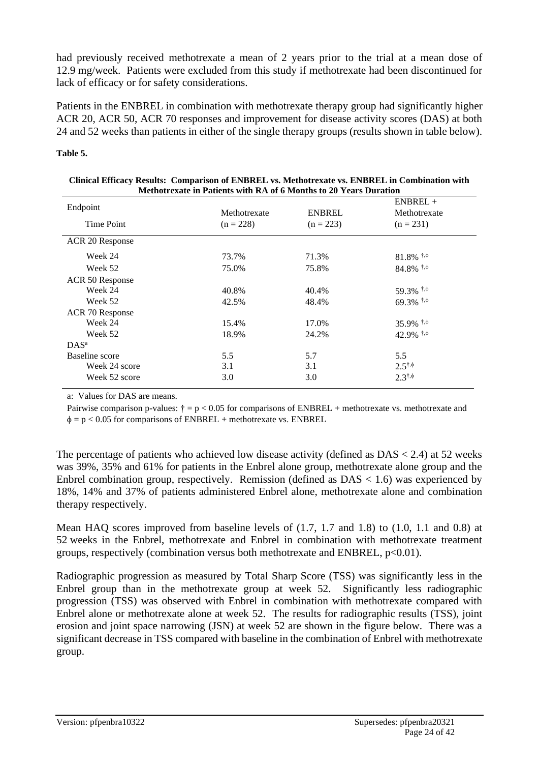had previously received methotrexate a mean of 2 years prior to the trial at a mean dose of 12.9 mg/week. Patients were excluded from this study if methotrexate had been discontinued for lack of efficacy or for safety considerations.

Patients in the ENBREL in combination with methotrexate therapy group had significantly higher ACR 20, ACR 50, ACR 70 responses and improvement for disease activity scores (DAS) at both 24 and 52 weeks than patients in either of the single therapy groups (results shown in table below).

**Table 5.**

**Clinical Efficacy Results: Comparison of ENBREL vs. Methotrexate vs. ENBREL in Combination with Methotrexate in Patients with RA of 6 Months to 20 Years Duration**

| Endpoint<br>Time Point | Methotrexate<br>(n = 228) | ENBREL<br>(n = 223) | ENBREL + Methotrexate<br>(n = 231) |
|---|---|---|---|
| ACR 20 Response | | | |
| Week 24 | 73.7% | 71.3% | 81.8% †,ϕ |
| Week 52 | 75.0% | 75.8% | 84.8% †,ϕ |
| ACR 50 Response | | | |
| Week 24 | 40.8% | 40.4% | 59.3% †,ϕ |
| Week 52 | 42.5% | 48.4% | 69.3% †,ϕ |
| ACR 70 Response | | | |
| Week 24 | 15.4% | 17.0% | 35.9% †,ϕ |
| Week 52 | 18.9% | 24.2% | 42.9% †,ϕ |
| DAS[a] | | | |
| Baseline score | 5.5 | 5.7 | 5.5 |
| Week 24 score | 3.1 | 3.1 | 2.5†,ϕ |
| Week 52 score | 3.0 | 3.0 | 2.3†,ϕ |

a: Values for DAS are means.

Pairwise comparison p-values: † = $p < 0.05$ for comparisons of ENBREL + methotrexate vs. methotrexate and ϕ = $p < 0.05$ for comparisons of ENBREL + methotrexate vs. ENBREL

The percentage of patients who achieved low disease activity (defined as DAS < 2.4) at 52 weeks was 39%, 35% and 61% for patients in the Enbrel alone group, methotrexate alone group and the Enbrel combination group, respectively. Remission (defined as DAS < 1.6) was experienced by 18%, 14% and 37% of patients administered Enbrel alone, methotrexate alone and combination therapy respectively.

Mean HAQ scores improved from baseline levels of (1.7, 1.7 and 1.8) to (1.0, 1.1 and 0.8) at 52 weeks in the Enbrel, methotrexate and Enbrel in combination with methotrexate treatment groups, respectively (combination versus both methotrexate and ENBREL, $p<0.01$).

Radiographic progression as measured by Total Sharp Score (TSS) was significantly less in the Enbrel group than in the methotrexate group at week 52. Significantly less radiographic progression (TSS) was observed with Enbrel in combination with methotrexate compared with Enbrel alone or methotrexate alone at week 52. The results for radiographic results (TSS), joint erosion and joint space narrowing (JSN) at week 52 are shown in the figure below. There was a significant decrease in TSS compared with baseline in the combination of Enbrel with methotrexate group.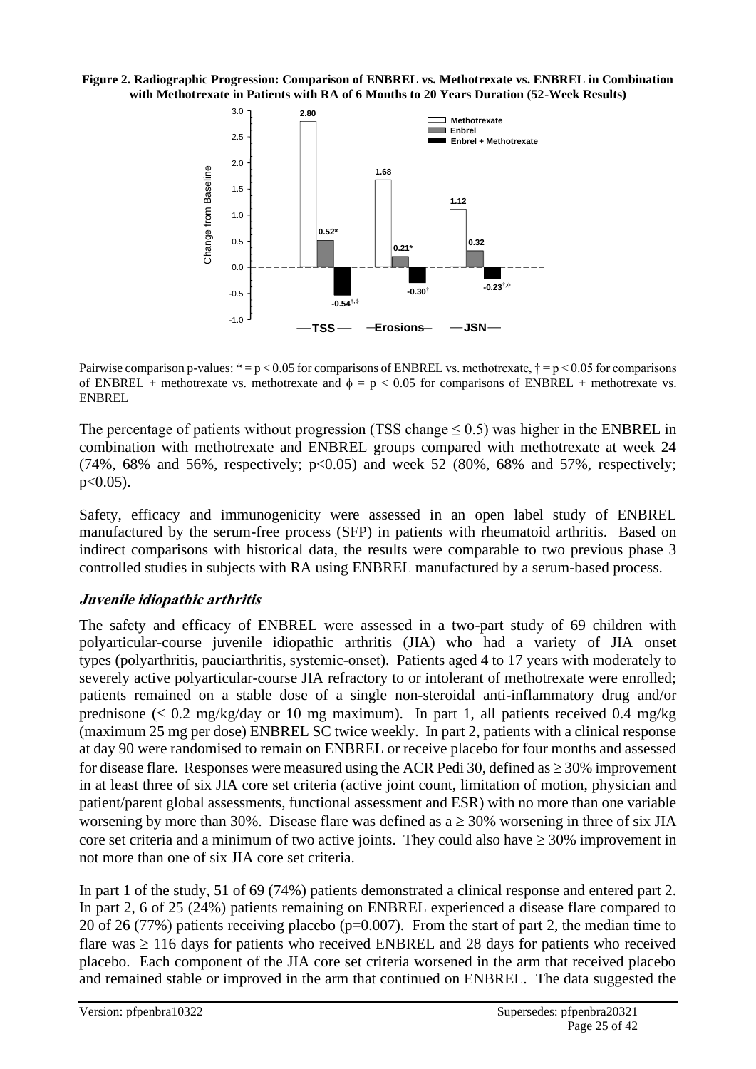**Figure 2. Radiographic Progression: Comparison of ENBREL vs. Methotrexate vs. ENBREL in Combination with Methotrexate in Patients with RA of 6 Months to 20 Years Duration (52-Week Results)**

| | Methotrexate | Enbrel | Enbrel + Methotrexate |
|---|---|---|---|
| TSS | 2.80 | 0.52* | -0.54†,ϕ |
| Erosions | 1.68 | 0.21* | -0.30† |
| JSN | 1.12 | 0.32 | -0.23†,ϕ |

Pairwise comparison p-values: * = $p < 0.05$ for comparisons of ENBREL vs. methotrexate, † = $p < 0.05$ for comparisons of ENBREL + methotrexate vs. methotrexate and ϕ = $p < 0.05$ for comparisons of ENBREL + methotrexate vs. ENBREL

The percentage of patients without progression (TSS change ≤ 0.5) was higher in the ENBREL in combination with methotrexate and ENBREL groups compared with methotrexate at week 24 (74%, 68% and 56%, respectively; p<0.05) and week 52 (80%, 68% and 57%, respectively; p<0.05).

Safety, efficacy and immunogenicity were assessed in an open label study of ENBREL manufactured by the serum-free process (SFP) in patients with rheumatoid arthritis. Based on indirect comparisons with historical data, the results were comparable to two previous phase 3 controlled studies in subjects with RA using ENBREL manufactured by a serum-based process.

### *Juvenile idiopathic arthritis*

The safety and efficacy of ENBREL were assessed in a two-part study of 69 children with polyarticular-course juvenile idiopathic arthritis (JIA) who had a variety of JIA onset types (polyarthritis, pauciarthritis, systemic-onset). Patients aged 4 to 17 years with moderately to severely active polyarticular-course JIA refractory to or intolerant of methotrexate were enrolled; patients remained on a stable dose of a single non-steroidal anti-inflammatory drug and/or prednisone (≤ 0.2 mg/kg/day or 10 mg maximum). In part 1, all patients received 0.4 mg/kg (maximum 25 mg per dose) ENBREL SC twice weekly. In part 2, patients with a clinical response at day 90 were randomised to remain on ENBREL or receive placebo for four months and assessed for disease flare. Responses were measured using the ACR Pedi 30, defined as ≥ 30% improvement in at least three of six JIA core set criteria (active joint count, limitation of motion, physician and patient/parent global assessments, functional assessment and ESR) with no more than one variable worsening by more than 30%. Disease flare was defined as a ≥ 30% worsening in three of six JIA core set criteria and a minimum of two active joints. They could also have ≥ 30% improvement in not more than one of six JIA core set criteria.

In part 1 of the study, 51 of 69 (74%) patients demonstrated a clinical response and entered part 2. In part 2, 6 of 25 (24%) patients remaining on ENBREL experienced a disease flare compared to 20 of 26 (77%) patients receiving placebo (p=0.007). From the start of part 2, the median time to flare was ≥ 116 days for patients who received ENBREL and 28 days for patients who received placebo. Each component of the JIA core set criteria worsened in the arm that received placebo and remained stable or improved in the arm that continued on ENBREL. The data suggested the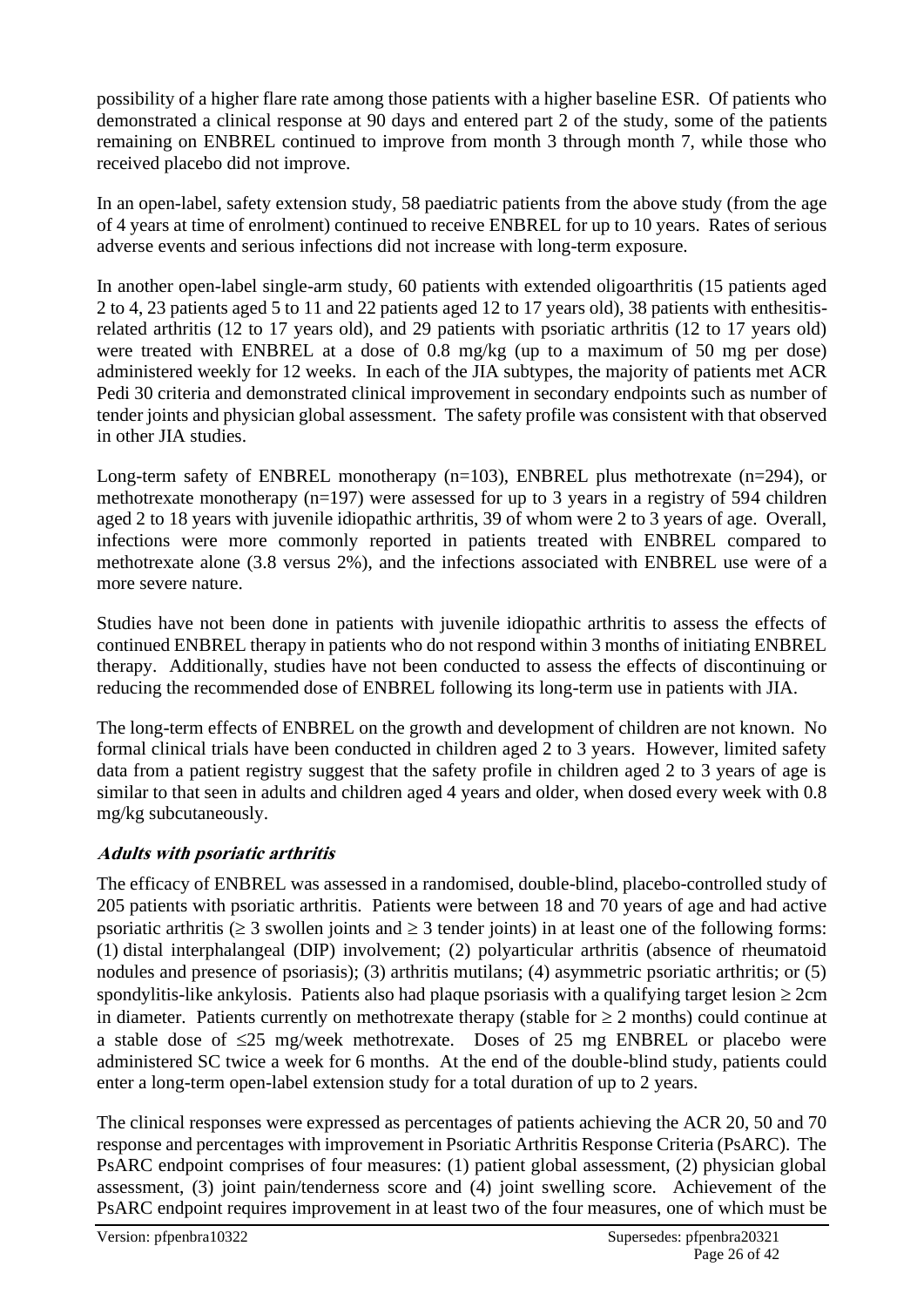possibility of a higher flare rate among those patients with a higher baseline ESR. Of patients who demonstrated a clinical response at 90 days and entered part 2 of the study, some of the patients remaining on ENBREL continued to improve from month 3 through month 7, while those who received placebo did not improve.

In an open-label, safety extension study, 58 paediatric patients from the above study (from the age of 4 years at time of enrolment) continued to receive ENBREL for up to 10 years. Rates of serious adverse events and serious infections did not increase with long-term exposure.

In another open-label single-arm study, 60 patients with extended oligoarthritis (15 patients aged 2 to 4, 23 patients aged 5 to 11 and 22 patients aged 12 to 17 years old), 38 patients with enthesitis-related arthritis (12 to 17 years old), and 29 patients with psoriatic arthritis (12 to 17 years old) were treated with ENBREL at a dose of 0.8 mg/kg (up to a maximum of 50 mg per dose) administered weekly for 12 weeks. In each of the JIA subtypes, the majority of patients met ACR Pedi 30 criteria and demonstrated clinical improvement in secondary endpoints such as number of tender joints and physician global assessment. The safety profile was consistent with that observed in other JIA studies.

Long-term safety of ENBREL monotherapy (n=103), ENBREL plus methotrexate (n=294), or methotrexate monotherapy (n=197) were assessed for up to 3 years in a registry of 594 children aged 2 to 18 years with juvenile idiopathic arthritis, 39 of whom were 2 to 3 years of age. Overall, infections were more commonly reported in patients treated with ENBREL compared to methotrexate alone (3.8 versus 2%), and the infections associated with ENBREL use were of a more severe nature.

Studies have not been done in patients with juvenile idiopathic arthritis to assess the effects of continued ENBREL therapy in patients who do not respond within 3 months of initiating ENBREL therapy. Additionally, studies have not been conducted to assess the effects of discontinuing or reducing the recommended dose of ENBREL following its long-term use in patients with JIA.

The long-term effects of ENBREL on the growth and development of children are not known. No formal clinical trials have been conducted in children aged 2 to 3 years. However, limited safety data from a patient registry suggest that the safety profile in children aged 2 to 3 years of age is similar to that seen in adults and children aged 4 years and older, when dosed every week with 0.8 mg/kg subcutaneously.

### *Adults with psoriatic arthritis*

The efficacy of ENBREL was assessed in a randomised, double-blind, placebo-controlled study of 205 patients with psoriatic arthritis. Patients were between 18 and 70 years of age and had active psoriatic arthritis ($\geq$ 3 swollen joints and $\geq$ 3 tender joints) in at least one of the following forms: (1) distal interphalangeal (DIP) involvement; (2) polyarticular arthritis (absence of rheumatoid nodules and presence of psoriasis); (3) arthritis mutilans; (4) asymmetric psoriatic arthritis; or (5) spondylitis-like ankylosis. Patients also had plaque psoriasis with a qualifying target lesion $\geq$ 2cm in diameter. Patients currently on methotrexate therapy (stable for $\geq$ 2 months) could continue at a stable dose of $\leq$25 mg/week methotrexate. Doses of 25 mg ENBREL or placebo were administered SC twice a week for 6 months. At the end of the double-blind study, patients could enter a long-term open-label extension study for a total duration of up to 2 years.

The clinical responses were expressed as percentages of patients achieving the ACR 20, 50 and 70 response and percentages with improvement in Psoriatic Arthritis Response Criteria (PsARC). The PsARC endpoint comprises of four measures: (1) patient global assessment, (2) physician global assessment, (3) joint pain/tenderness score and (4) joint swelling score. Achievement of the PsARC endpoint requires improvement in at least two of the four measures, one of which must be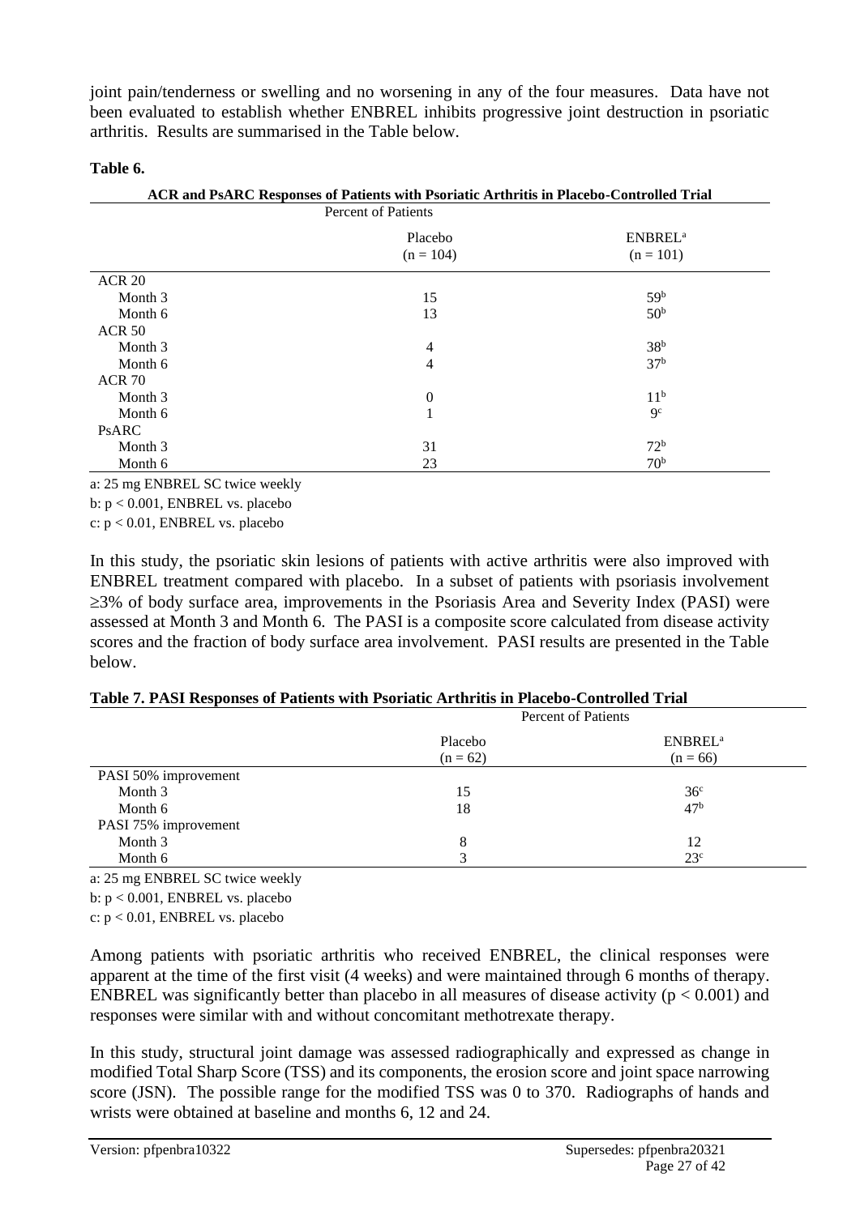joint pain/tenderness or swelling and no worsening in any of the four measures. Data have not been evaluated to establish whether ENBREL inhibits progressive joint destruction in psoriatic arthritis. Results are summarised in the Table below.

**Table 6.**

**ACR and PsARC Responses of Patients with Psoriatic Arthritis in Placebo-Controlled Trial**

| | Percent of Patients | |
|---|---|---|
| | Placebo (n = 104) | ENBREL[a] (n = 101) |
| ACR 20 | | |
| Month 3 | 15 | 59[b] |
| Month 6 | 13 | 50[b] |
| ACR 50 | | |
| Month 3 | 4 | 38[b] |
| Month 6 | 4 | 37[b] |
| ACR 70 | | |
| Month 3 | 0 | 11[b] |
| Month 6 | 1 | 9[c] |
| PsARC | | |
| Month 3 | 31 | 72[b] |
| Month 6 | 23 | 70[b] |

a: 25 mg ENBREL SC twice weekly

b: $p < 0.001$, ENBREL vs. placebo

c: $p < 0.01$, ENBREL vs. placebo

In this study, the psoriatic skin lesions of patients with active arthritis were also improved with ENBREL treatment compared with placebo. In a subset of patients with psoriasis involvement ≥3% of body surface area, improvements in the Psoriasis Area and Severity Index (PASI) were assessed at Month 3 and Month 6. The PASI is a composite score calculated from disease activity scores and the fraction of body surface area involvement. PASI results are presented in the Table below.

**Table 7. PASI Responses of Patients with Psoriatic Arthritis in Placebo-Controlled Trial**

| | Percent of Patients | |
|---|---|---|
| | Placebo (n = 62) | ENBREL[a] (n = 66) |
| PASI 50% improvement | | |
| Month 3 | 15 | 36[c] |
| Month 6 | 18 | 47[b] |
| PASI 75% improvement | | |
| Month 3 | 8 | 12 |
| Month 6 | 3 | 23[c] |

a: 25 mg ENBREL SC twice weekly

b: $p < 0.001$, ENBREL vs. placebo

c: $p < 0.01$, ENBREL vs. placebo

Among patients with psoriatic arthritis who received ENBREL, the clinical responses were apparent at the time of the first visit (4 weeks) and were maintained through 6 months of therapy. ENBREL was significantly better than placebo in all measures of disease activity ($p < 0.001$) and responses were similar with and without concomitant methotrexate therapy.

In this study, structural joint damage was assessed radiographically and expressed as change in modified Total Sharp Score (TSS) and its components, the erosion score and joint space narrowing score (JSN). The possible range for the modified TSS was 0 to 370. Radiographs of hands and wrists were obtained at baseline and months 6, 12 and 24.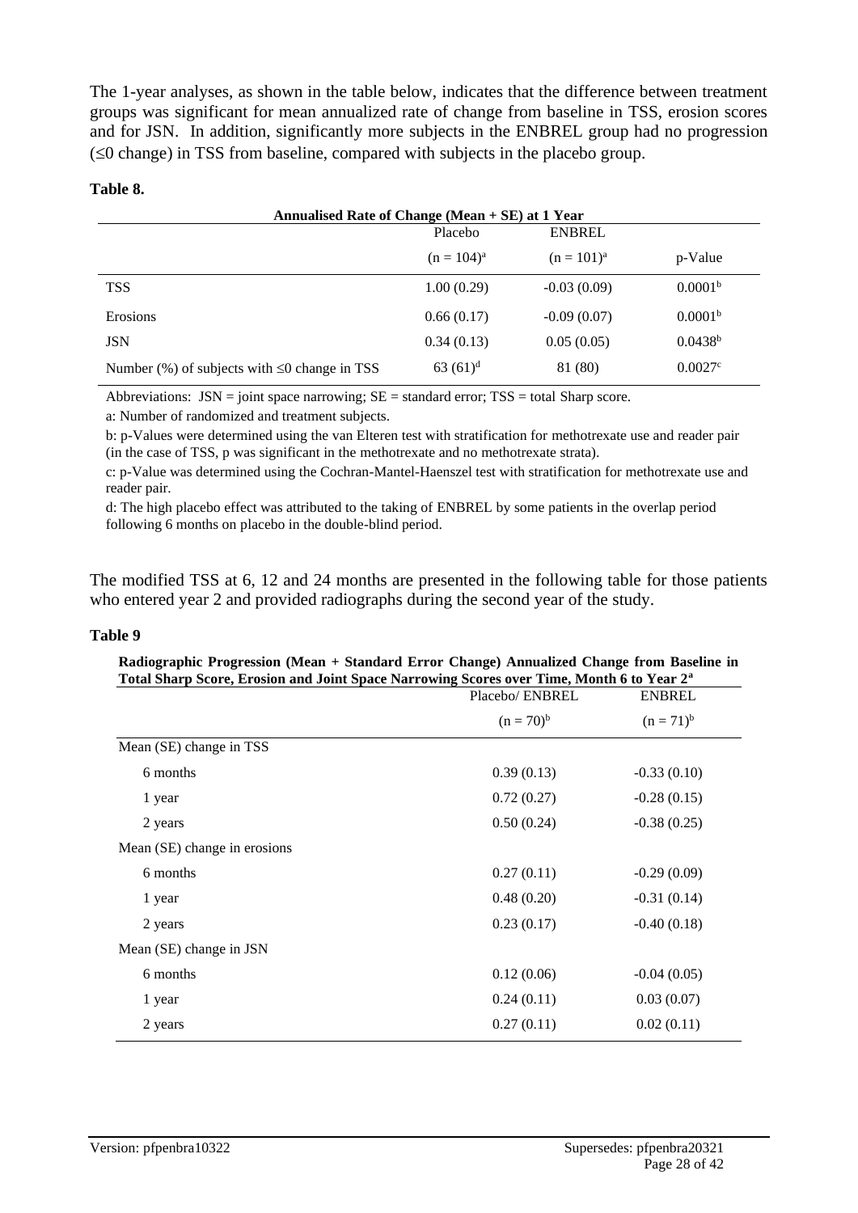The 1-year analyses, as shown in the table below, indicates that the difference between treatment groups was significant for mean annualized rate of change from baseline in TSS, erosion scores and for JSN. In addition, significantly more subjects in the ENBREL group had no progression (≤0 change) in TSS from baseline, compared with subjects in the placebo group.

**Table 8.**

| Annualised Rate of Change (Mean + SE) at 1 Year | Placebo $(n = 104)$[a] | ENBREL $(n = 101)$[a] | p-Value |
|---|---|---|---|
| TSS | 1.00 (0.29) | -0.03 (0.09) | 0.0001[b] |
| Erosions | 0.66 (0.17) | -0.09 (0.07) | 0.0001[b] |
| JSN | 0.34 (0.13) | 0.05 (0.05) | 0.0438[b] |
| Number (%) of subjects with ≤0 change in TSS | 63 (61)[d] | 81 (80) | 0.0027[c] |

Abbreviations: JSN = joint space narrowing; SE = standard error; TSS = total Sharp score.

a: Number of randomized and treatment subjects.

b: p-Values were determined using the van Elteren test with stratification for methotrexate use and reader pair (in the case of TSS, p was significant in the methotrexate and no methotrexate strata).

c: p-Value was determined using the Cochran-Mantel-Haenszel test with stratification for methotrexate use and reader pair.

d: The high placebo effect was attributed to the taking of ENBREL by some patients in the overlap period following 6 months on placebo in the double-blind period.

The modified TSS at 6, 12 and 24 months are presented in the following table for those patients who entered year 2 and provided radiographs during the second year of the study.

**Table 9**

**Radiographic Progression (Mean + Standard Error Change) Annualized Change from Baseline in Total Sharp Score, Erosion and Joint Space Narrowing Scores over Time, Month 6 to Year 2[a]**

| | Placebo/ ENBREL $(n = 70)$[b] | ENBREL $(n = 71)$[b] |
|---|---|---|
| Mean (SE) change in TSS | | |
| 6 months | 0.39 (0.13) | -0.33 (0.10) |
| 1 year | 0.72 (0.27) | -0.28 (0.15) |
| 2 years | 0.50 (0.24) | -0.38 (0.25) |
| Mean (SE) change in erosions | | |
| 6 months | 0.27 (0.11) | -0.29 (0.09) |
| 1 year | 0.48 (0.20) | -0.31 (0.14) |
| 2 years | 0.23 (0.17) | -0.40 (0.18) |
| Mean (SE) change in JSN | | |
| 6 months | 0.12 (0.06) | -0.04 (0.05) |
| 1 year | 0.24 (0.11) | 0.03 (0.07) |
| 2 years | 0.27 (0.11) | 0.02 (0.11) |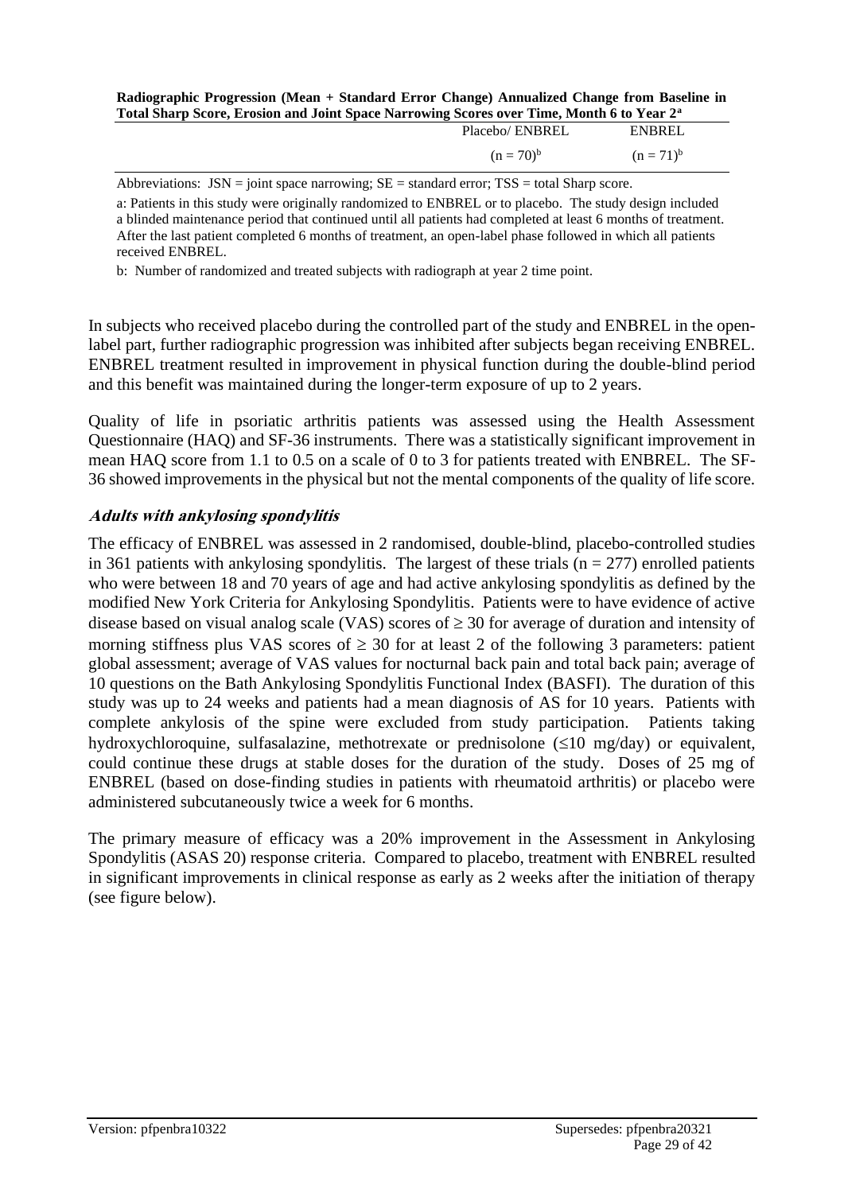**Radiographic Progression (Mean + Standard Error Change) Annualized Change from Baseline in Total Sharp Score, Erosion and Joint Space Narrowing Scores over Time, Month 6 to Year 2[a]**

| | Placebo/ ENBREL<br>$(n = 70)^b$ | ENBREL<br>$(n = 71)^b$ |
|---|---|---|

Abbreviations: JSN = joint space narrowing; SE = standard error; TSS = total Sharp score.

a: Patients in this study were originally randomized to ENBREL or to placebo. The study design included a blinded maintenance period that continued until all patients had completed at least 6 months of treatment. After the last patient completed 6 months of treatment, an open-label phase followed in which all patients received ENBREL.

b: Number of randomized and treated subjects with radiograph at year 2 time point.

In subjects who received placebo during the controlled part of the study and ENBREL in the open-label part, further radiographic progression was inhibited after subjects began receiving ENBREL. ENBREL treatment resulted in improvement in physical function during the double-blind period and this benefit was maintained during the longer-term exposure of up to 2 years.

Quality of life in psoriatic arthritis patients was assessed using the Health Assessment Questionnaire (HAQ) and SF-36 instruments. There was a statistically significant improvement in mean HAQ score from 1.1 to 0.5 on a scale of 0 to 3 for patients treated with ENBREL. The SF-36 showed improvements in the physical but not the mental components of the quality of life score.

### *Adults with ankylosing spondylitis*

The efficacy of ENBREL was assessed in 2 randomised, double-blind, placebo-controlled studies in 361 patients with ankylosing spondylitis. The largest of these trials ($n = 277$) enrolled patients who were between 18 and 70 years of age and had active ankylosing spondylitis as defined by the modified New York Criteria for Ankylosing Spondylitis. Patients were to have evidence of active disease based on visual analog scale (VAS) scores of $\geq 30$ for average of duration and intensity of morning stiffness plus VAS scores of $\geq 30$ for at least 2 of the following 3 parameters: patient global assessment; average of VAS values for nocturnal back pain and total back pain; average of 10 questions on the Bath Ankylosing Spondylitis Functional Index (BASFI). The duration of this study was up to 24 weeks and patients had a mean diagnosis of AS for 10 years. Patients with complete ankylosis of the spine were excluded from study participation. Patients taking hydroxychloroquine, sulfasalazine, methotrexate or prednisolone ($\leq$10 mg/day) or equivalent, could continue these drugs at stable doses for the duration of the study. Doses of 25 mg of ENBREL (based on dose-finding studies in patients with rheumatoid arthritis) or placebo were administered subcutaneously twice a week for 6 months.

The primary measure of efficacy was a 20% improvement in the Assessment in Ankylosing Spondylitis (ASAS 20) response criteria. Compared to placebo, treatment with ENBREL resulted in significant improvements in clinical response as early as 2 weeks after the initiation of therapy (see figure below).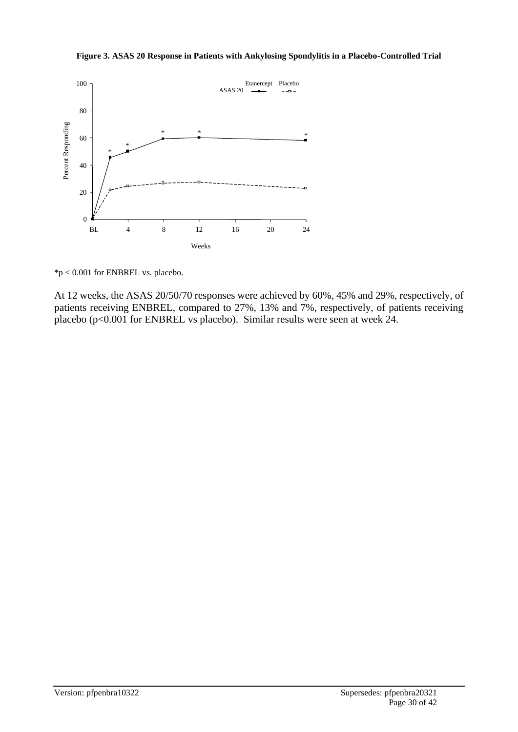**Figure 3. ASAS 20 Response in Patients with Ankylosing Spondylitis in a Placebo-Controlled Trial**

*p < 0.001 for ENBREL vs. placebo.

At 12 weeks, the ASAS 20/50/70 responses were achieved by 60%, 45% and 29%, respectively, of patients receiving ENBREL, compared to 27%, 13% and 7%, respectively, of patients receiving placebo (p<0.001 for ENBREL vs placebo). Similar results were seen at week 24.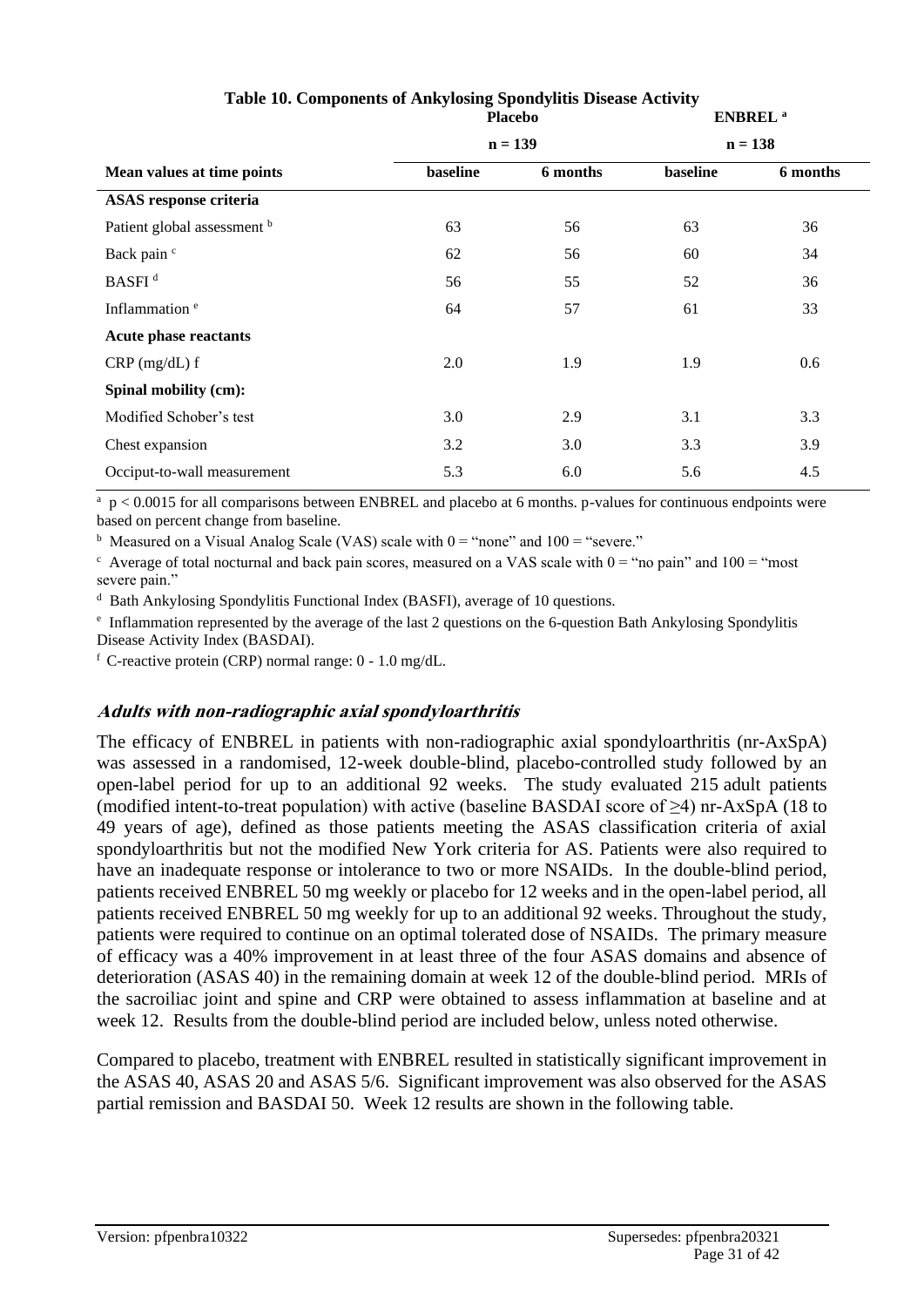**Table 10. Components of Ankylosing Spondylitis Disease Activity**

| | Placebo n = 139 | | ENBREL [a] n = 138 | |
|---|---|---|---|---|
| **Mean values at time points** | **baseline** | **6 months** | **baseline** | **6 months** |
| **ASAS response criteria** | | | | |
| Patient global assessment [b] | 63 | 56 | 63 | 36 |
| Back pain [c] | 62 | 56 | 60 | 34 |
| BASFI [d] | 56 | 55 | 52 | 36 |
| Inflammation [e] | 64 | 57 | 61 | 33 |
| **Acute phase reactants** | | | | |
| CRP (mg/dL) f | 2.0 | 1.9 | 1.9 | 0.6 |
| **Spinal mobility (cm):** | | | | |
| Modified Schober's test | 3.0 | 2.9 | 3.1 | 3.3 |
| Chest expansion | 3.2 | 3.0 | 3.3 | 3.9 |
| Occiput-to-wall measurement | 5.3 | 6.0 | 5.6 | 4.5 |

[a] $p < 0.0015$ for all comparisons between ENBREL and placebo at 6 months. p-values for continuous endpoints were based on percent change from baseline.

[b] Measured on a Visual Analog Scale (VAS) scale with 0 = "none" and 100 = "severe."

[c] Average of total nocturnal and back pain scores, measured on a VAS scale with 0 = "no pain" and 100 = "most severe pain."

[d] Bath Ankylosing Spondylitis Functional Index (BASFI), average of 10 questions.

[e] Inflammation represented by the average of the last 2 questions on the 6-question Bath Ankylosing Spondylitis Disease Activity Index (BASDAI).

[f] C-reactive protein (CRP) normal range: 0 - 1.0 mg/dL.

### *Adults with non-radiographic axial spondyloarthritis*

The efficacy of ENBREL in patients with non-radiographic axial spondyloarthritis (nr-AxSpA) was assessed in a randomised, 12-week double-blind, placebo-controlled study followed by an open-label period for up to an additional 92 weeks. The study evaluated 215 adult patients (modified intent-to-treat population) with active (baseline BASDAI score of ≥4) nr-AxSpA (18 to 49 years of age), defined as those patients meeting the ASAS classification criteria of axial spondyloarthritis but not the modified New York criteria for AS. Patients were also required to have an inadequate response or intolerance to two or more NSAIDs. In the double-blind period, patients received ENBREL 50 mg weekly or placebo for 12 weeks and in the open-label period, all patients received ENBREL 50 mg weekly for up to an additional 92 weeks. Throughout the study, patients were required to continue on an optimal tolerated dose of NSAIDs. The primary measure of efficacy was a 40% improvement in at least three of the four ASAS domains and absence of deterioration (ASAS 40) in the remaining domain at week 12 of the double-blind period. MRIs of the sacroiliac joint and spine and CRP were obtained to assess inflammation at baseline and at week 12. Results from the double-blind period are included below, unless noted otherwise.

Compared to placebo, treatment with ENBREL resulted in statistically significant improvement in the ASAS 40, ASAS 20 and ASAS 5/6. Significant improvement was also observed for the ASAS partial remission and BASDAI 50. Week 12 results are shown in the following table.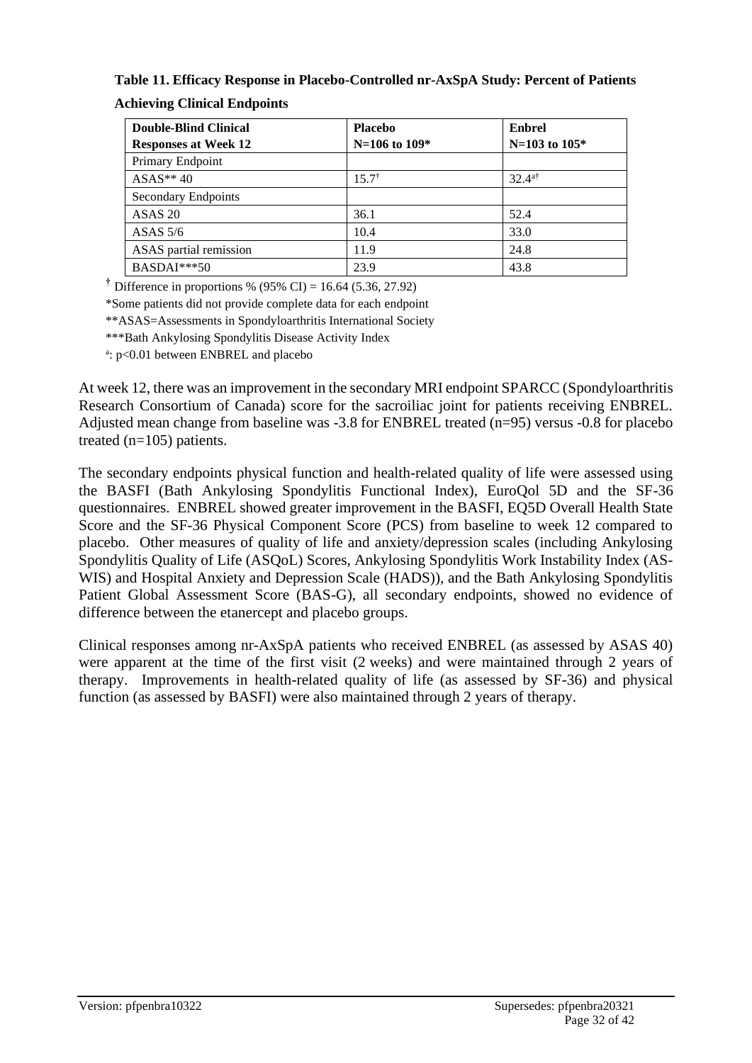**Table 11. Efficacy Response in Placebo-Controlled nr-AxSpA Study: Percent of Patients Achieving Clinical Endpoints**

| Double-Blind Clinical Responses at Week 12 | Placebo N=106 to 109* | Enbrel N=103 to 105* |
|---|---|---|
| Primary Endpoint | | |
| ASAS** 40 | 15.7[†] | 32.4[a†] |
| Secondary Endpoints | | |
| ASAS 20 | 36.1 | 52.4 |
| ASAS 5/6 | 10.4 | 33.0 |
| ASAS partial remission | 11.9 | 24.8 |
| BASDAI***50 | 23.9 | 43.8 |

[†] Difference in proportions % (95% CI) = 16.64 (5.36, 27.92)

*Some patients did not provide complete data for each endpoint

**ASAS=Assessments in Spondyloarthritis International Society

***Bath Ankylosing Spondylitis Disease Activity Index

[a]: p<0.01 between ENBREL and placebo

At week 12, there was an improvement in the secondary MRI endpoint SPARCC (Spondyloarthritis Research Consortium of Canada) score for the sacroiliac joint for patients receiving ENBREL. Adjusted mean change from baseline was -3.8 for ENBREL treated (n=95) versus -0.8 for placebo treated (n=105) patients.

The secondary endpoints physical function and health-related quality of life were assessed using the BASFI (Bath Ankylosing Spondylitis Functional Index), EuroQol 5D and the SF-36 questionnaires. ENBREL showed greater improvement in the BASFI, EQ5D Overall Health State Score and the SF-36 Physical Component Score (PCS) from baseline to week 12 compared to placebo. Other measures of quality of life and anxiety/depression scales (including Ankylosing Spondylitis Quality of Life (ASQoL) Scores, Ankylosing Spondylitis Work Instability Index (AS-WIS) and Hospital Anxiety and Depression Scale (HADS)), and the Bath Ankylosing Spondylitis Patient Global Assessment Score (BAS-G), all secondary endpoints, showed no evidence of difference between the etanercept and placebo groups.

Clinical responses among nr-AxSpA patients who received ENBREL (as assessed by ASAS 40) were apparent at the time of the first visit (2 weeks) and were maintained through 2 years of therapy. Improvements in health-related quality of life (as assessed by SF-36) and physical function (as assessed by BASFI) were also maintained through 2 years of therapy.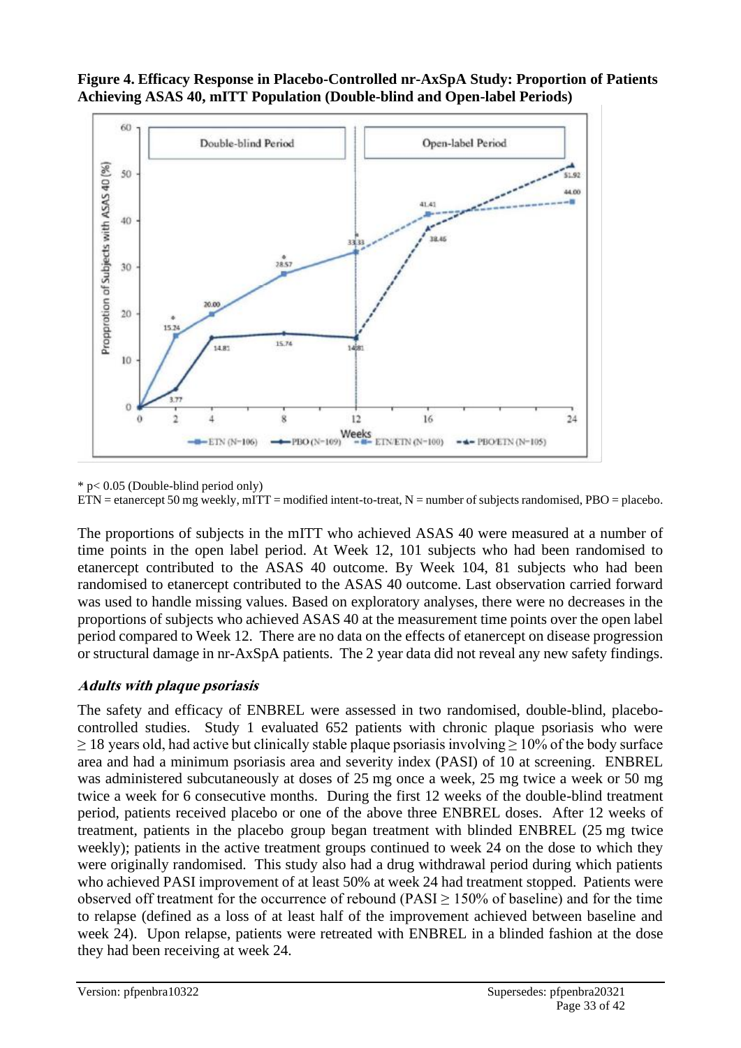**Figure 4. Efficacy Response in Placebo-Controlled nr-AxSpA Study: Proportion of Patients Achieving ASAS 40, mITT Population (Double-blind and Open-label Periods)**

\* $p < 0.05$ (Double-blind period only)
ETN = etanercept 50 mg weekly, mITT = modified intent-to-treat, N = number of subjects randomised, PBO = placebo.

The proportions of subjects in the mITT who achieved ASAS 40 were measured at a number of time points in the open label period. At Week 12, 101 subjects who had been randomised to etanercept contributed to the ASAS 40 outcome. By Week 104, 81 subjects who had been randomised to etanercept contributed to the ASAS 40 outcome. Last observation carried forward was used to handle missing values. Based on exploratory analyses, there were no decreases in the proportions of subjects who achieved ASAS 40 at the measurement time points over the open label period compared to Week 12. There are no data on the effects of etanercept on disease progression or structural damage in nr-AxSpA patients. The 2 year data did not reveal any new safety findings.

### *Adults with plaque psoriasis*

The safety and efficacy of ENBREL were assessed in two randomised, double-blind, placebo-controlled studies. Study 1 evaluated 652 patients with chronic plaque psoriasis who were $\geq 18$ years old, had active but clinically stable plaque psoriasis involving $\geq 10\%$ of the body surface area and had a minimum psoriasis area and severity index (PASI) of 10 at screening. ENBREL was administered subcutaneously at doses of 25 mg once a week, 25 mg twice a week or 50 mg twice a week for 6 consecutive months. During the first 12 weeks of the double-blind treatment period, patients received placebo or one of the above three ENBREL doses. After 12 weeks of treatment, patients in the placebo group began treatment with blinded ENBREL (25 mg twice weekly); patients in the active treatment groups continued to week 24 on the dose to which they were originally randomised. This study also had a drug withdrawal period during which patients who achieved PASI improvement of at least 50% at week 24 had treatment stopped. Patients were observed off treatment for the occurrence of rebound (PASI $\geq 150\%$ of baseline) and for the time to relapse (defined as a loss of at least half of the improvement achieved between baseline and week 24). Upon relapse, patients were retreated with ENBREL in a blinded fashion at the dose they had been receiving at week 24.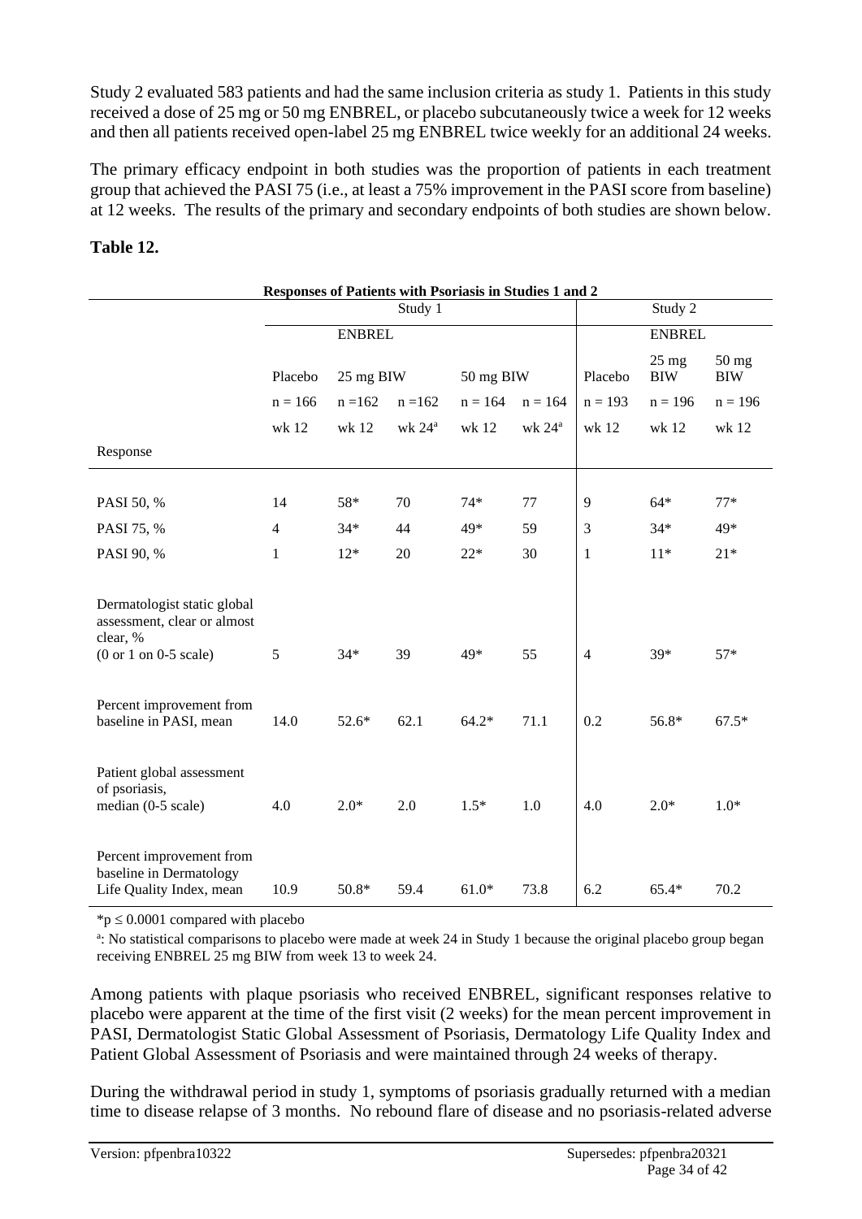Study 2 evaluated 583 patients and had the same inclusion criteria as study 1. Patients in this study received a dose of 25 mg or 50 mg ENBREL, or placebo subcutaneously twice a week for 12 weeks and then all patients received open-label 25 mg ENBREL twice weekly for an additional 24 weeks.

The primary efficacy endpoint in both studies was the proportion of patients in each treatment group that achieved the PASI 75 (i.e., at least a 75% improvement in the PASI score from baseline) at 12 weeks. The results of the primary and secondary endpoints of both studies are shown below.

**Table 12.**

**Responses of Patients with Psoriasis in Studies 1 and 2**

| | Study 1 | | | | | Study 2 | | |
|---|---|---|---|---|---|---|---|---|
| | | ENBREL | | | | | ENBREL | |
| | Placebo | 25 mg BIW | | 50 mg BIW | | Placebo | 25 mg BIW | 50 mg BIW |
| | n = 166 | n =162 | n =162 | n = 164 | n = 164 | n = 193 | n = 196 | n = 196 |
| Response | wk 12 | wk 12 | wk 24[a] | wk 12 | wk 24[a] | wk 12 | wk 12 | wk 12 |
| PASI 50, % | 14 | 58* | 70 | 74* | 77 | 9 | 64* | 77* |
| PASI 75, % | 4 | 34* | 44 | 49* | 59 | 3 | 34* | 49* |
| PASI 90, % | 1 | 12* | 20 | 22* | 30 | 1 | 11* | 21* |
| Dermatologist static global assessment, clear or almost clear, % (0 or 1 on 0-5 scale) | 5 | 34* | 39 | 49* | 55 | 4 | 39* | 57* |
| Percent improvement from baseline in PASI, mean | 14.0 | 52.6* | 62.1 | 64.2* | 71.1 | 0.2 | 56.8* | 67.5* |
| Patient global assessment of psoriasis, median (0-5 scale) | 4.0 | 2.0* | 2.0 | 1.5* | 1.0 | 4.0 | 2.0* | 1.0* |
| Percent improvement from baseline in Dermatology Life Quality Index, mean | 10.9 | 50.8* | 59.4 | 61.0* | 73.8 | 6.2 | 65.4* | 70.2 |

*$p \leq 0.0001$ compared with placebo

[a]: No statistical comparisons to placebo were made at week 24 in Study 1 because the original placebo group began receiving ENBREL 25 mg BIW from week 13 to week 24.

Among patients with plaque psoriasis who received ENBREL, significant responses relative to placebo were apparent at the time of the first visit (2 weeks) for the mean percent improvement in PASI, Dermatologist Static Global Assessment of Psoriasis, Dermatology Life Quality Index and Patient Global Assessment of Psoriasis and were maintained through 24 weeks of therapy.

During the withdrawal period in study 1, symptoms of psoriasis gradually returned with a median time to disease relapse of 3 months. No rebound flare of disease and no psoriasis-related adverse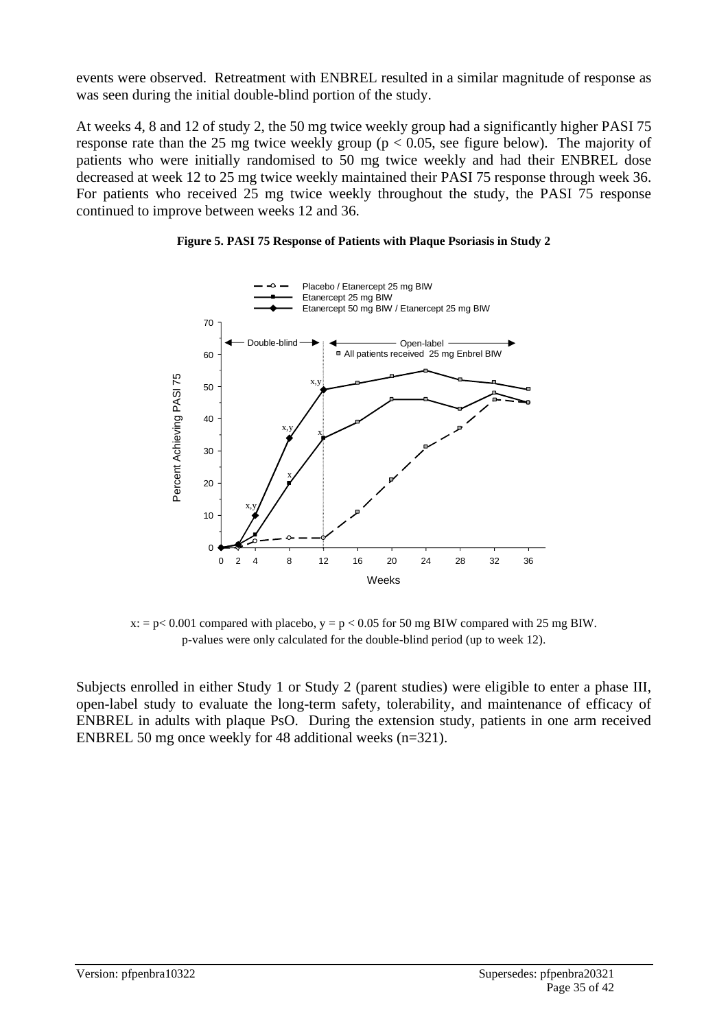events were observed. Retreatment with ENBREL resulted in a similar magnitude of response as was seen during the initial double-blind portion of the study.

At weeks 4, 8 and 12 of study 2, the 50 mg twice weekly group had a significantly higher PASI 75 response rate than the 25 mg twice weekly group ($p < 0.05$, see figure below). The majority of patients who were initially randomised to 50 mg twice weekly and had their ENBREL dose decreased at week 12 to 25 mg twice weekly maintained their PASI 75 response through week 36. For patients who received 25 mg twice weekly throughout the study, the PASI 75 response continued to improve between weeks 12 and 36.

**Figure 5. PASI 75 Response of Patients with Plaque Psoriasis in Study 2**

x: = p< 0.001 compared with placebo, y = p < 0.05 for 50 mg BIW compared with 25 mg BIW. p-values were only calculated for the double-blind period (up to week 12).

Subjects enrolled in either Study 1 or Study 2 (parent studies) were eligible to enter a phase III, open-label study to evaluate the long-term safety, tolerability, and maintenance of efficacy of ENBREL in adults with plaque PsO. During the extension study, patients in one arm received ENBREL 50 mg once weekly for 48 additional weeks (n=321).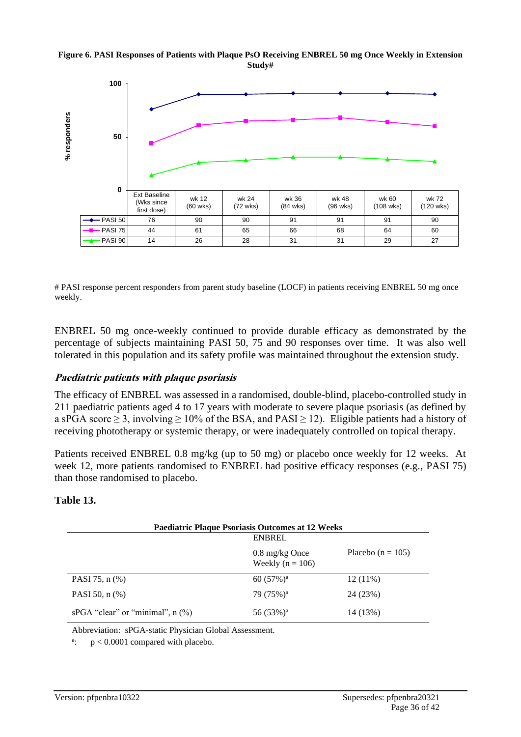**Figure 6. PASI Responses of Patients with Plaque PsO Receiving ENBREL 50 mg Once Weekly in Extension Study#**

| | Ext Baseline (Wks since first dose) | wk 12 (60 wks) | wk 24 (72 wks) | wk 36 (84 wks) | wk 48 (96 wks) | wk 60 (108 wks) | wk 72 (120 wks) |
|---|---|---|---|---|---|---|---|
| PASI 50 | 76 | 90 | 90 | 91 | 91 | 91 | 90 |
| PASI 75 | 44 | 61 | 65 | 66 | 68 | 64 | 60 |
| PASI 90 | 14 | 26 | 28 | 31 | 31 | 29 | 27 |

# PASI response percent responders from parent study baseline (LOCF) in patients receiving ENBREL 50 mg once weekly.

ENBREL 50 mg once-weekly continued to provide durable efficacy as demonstrated by the percentage of subjects maintaining PASI 50, 75 and 90 responses over time. It was also well tolerated in this population and its safety profile was maintained throughout the extension study.

### *Paediatric patients with plaque psoriasis*

The efficacy of ENBREL was assessed in a randomised, double-blind, placebo-controlled study in 211 paediatric patients aged 4 to 17 years with moderate to severe plaque psoriasis (as defined by a sPGA score ≥ 3, involving ≥ 10% of the BSA, and PASI ≥ 12). Eligible patients had a history of receiving phototherapy or systemic therapy, or were inadequately controlled on topical therapy.

Patients received ENBREL 0.8 mg/kg (up to 50 mg) or placebo once weekly for 12 weeks. At week 12, more patients randomised to ENBREL had positive efficacy responses (e.g., PASI 75) than those randomised to placebo.

**Table 13.**

**Paediatric Plaque Psoriasis Outcomes at 12 Weeks**

| | ENBREL 0.8 mg/kg Once Weekly (n = 106) | Placebo (n = 105) |
|---|---|---|
| PASI 75, n (%) | 60 (57%)[a] | 12 (11%) |
| PASI 50, n (%) | 79 (75%)[a] | 24 (23%) |
| sPGA “clear” or “minimal”, n (%) | 56 (53%)[a] | 14 (13%) |

Abbreviation: sPGA-static Physician Global Assessment.

[a]: $p < 0.0001$ compared with placebo.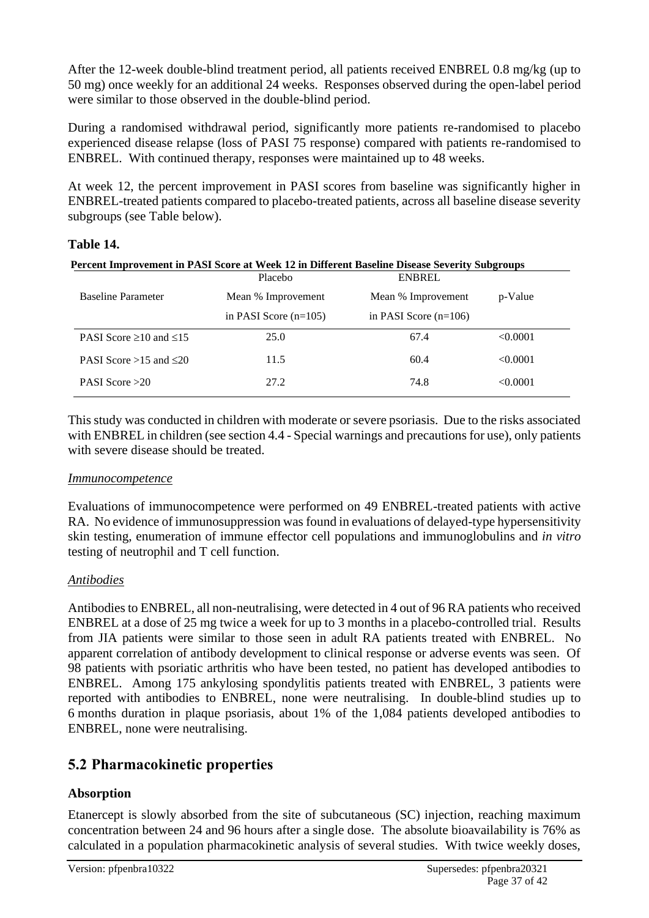After the 12-week double-blind treatment period, all patients received ENBREL 0.8 mg/kg (up to 50 mg) once weekly for an additional 24 weeks. Responses observed during the open-label period were similar to those observed in the double-blind period.

During a randomised withdrawal period, significantly more patients re-randomised to placebo experienced disease relapse (loss of PASI 75 response) compared with patients re-randomised to ENBREL. With continued therapy, responses were maintained up to 48 weeks.

At week 12, the percent improvement in PASI scores from baseline was significantly higher in ENBREL-treated patients compared to placebo-treated patients, across all baseline disease severity subgroups (see Table below).

**Table 14.**

**Percent Improvement in PASI Score at Week 12 in Different Baseline Disease Severity Subgroups**

| Baseline Parameter | Placebo Mean % Improvement in PASI Score (n=105) | ENBREL Mean % Improvement in PASI Score (n=106) | p-Value |
|---|---|---|---|
| PASI Score ≥10 and ≤15 | 25.0 | 67.4 | <0.0001 |
| PASI Score >15 and ≤20 | 11.5 | 60.4 | <0.0001 |
| PASI Score >20 | 27.2 | 74.8 | <0.0001 |

This study was conducted in children with moderate or severe psoriasis. Due to the risks associated with ENBREL in children (see section 4.4 - Special warnings and precautions for use), only patients with severe disease should be treated.

*Immunocompetence*

Evaluations of immunocompetence were performed on 49 ENBREL-treated patients with active RA. No evidence of immunosuppression was found in evaluations of delayed-type hypersensitivity skin testing, enumeration of immune effector cell populations and immunoglobulins and *in vitro* testing of neutrophil and T cell function.

*Antibodies*

Antibodies to ENBREL, all non-neutralising, were detected in 4 out of 96 RA patients who received ENBREL at a dose of 25 mg twice a week for up to 3 months in a placebo-controlled trial. Results from JIA patients were similar to those seen in adult RA patients treated with ENBREL. No apparent correlation of antibody development to clinical response or adverse events was seen. Of 98 patients with psoriatic arthritis who have been tested, no patient has developed antibodies to ENBREL. Among 175 ankylosing spondylitis patients treated with ENBREL, 3 patients were reported with antibodies to ENBREL, none were neutralising. In double-blind studies up to 6 months duration in plaque psoriasis, about 1% of the 1,084 patients developed antibodies to ENBREL, none were neutralising.

## 5.2 Pharmacokinetic properties

### Absorption

Etanercept is slowly absorbed from the site of subcutaneous (SC) injection, reaching maximum concentration between 24 and 96 hours after a single dose. The absolute bioavailability is 76% as calculated in a population pharmacokinetic analysis of several studies. With twice weekly doses,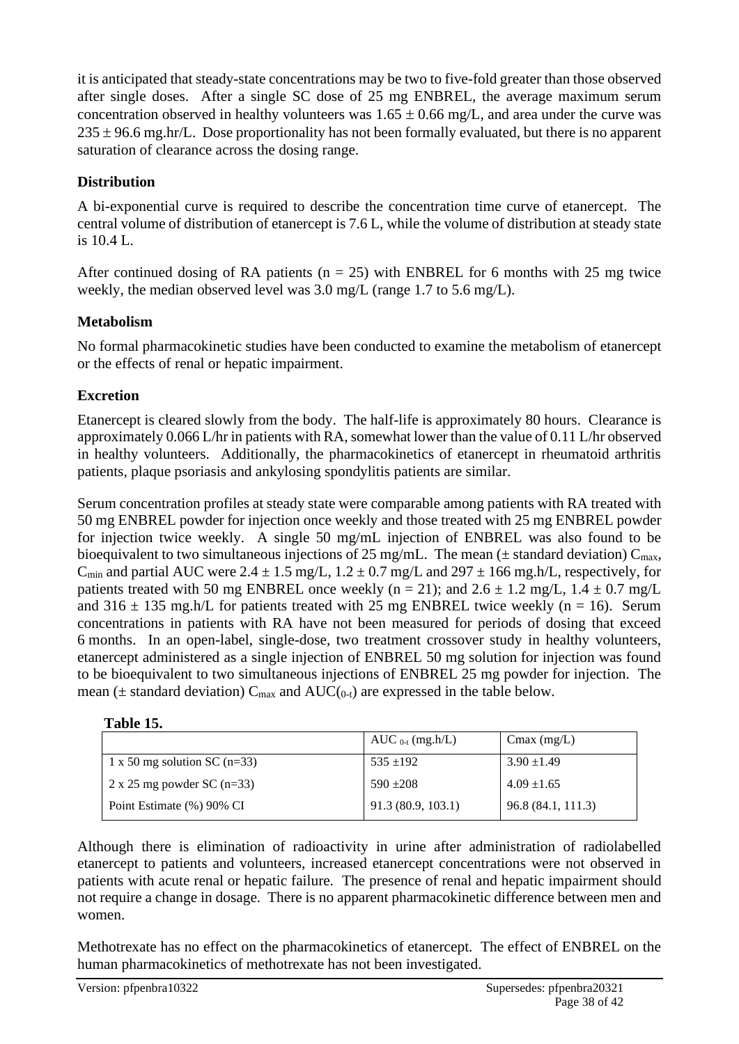it is anticipated that steady-state concentrations may be two to five-fold greater than those observed after single doses. After a single SC dose of 25 mg ENBREL, the average maximum serum concentration observed in healthy volunteers was 1.65 ± 0.66 mg/L, and area under the curve was 235 ± 96.6 mg.hr/L. Dose proportionality has not been formally evaluated, but there is no apparent saturation of clearance across the dosing range.

**Distribution**

A bi-exponential curve is required to describe the concentration time curve of etanercept. The central volume of distribution of etanercept is 7.6 L, while the volume of distribution at steady state is 10.4 L.

After continued dosing of RA patients (n = 25) with ENBREL for 6 months with 25 mg twice weekly, the median observed level was 3.0 mg/L (range 1.7 to 5.6 mg/L).

**Metabolism**

No formal pharmacokinetic studies have been conducted to examine the metabolism of etanercept or the effects of renal or hepatic impairment.

**Excretion**

Etanercept is cleared slowly from the body. The half-life is approximately 80 hours. Clearance is approximately 0.066 L/hr in patients with RA, somewhat lower than the value of 0.11 L/hr observed in healthy volunteers. Additionally, the pharmacokinetics of etanercept in rheumatoid arthritis patients, plaque psoriasis and ankylosing spondylitis patients are similar.

Serum concentration profiles at steady state were comparable among patients with RA treated with 50 mg ENBREL powder for injection once weekly and those treated with 25 mg ENBREL powder for injection twice weekly. A single 50 mg/mL injection of ENBREL was also found to be bioequivalent to two simultaneous injections of 25 mg/mL. The mean (± standard deviation) $C_{max}$, $C_{min}$ and partial AUC were 2.4 ± 1.5 mg/L, 1.2 ± 0.7 mg/L and 297 ± 166 mg.h/L, respectively, for patients treated with 50 mg ENBREL once weekly (n = 21); and 2.6 ± 1.2 mg/L, 1.4 ± 0.7 mg/L and 316 ± 135 mg.h/L for patients treated with 25 mg ENBREL twice weekly (n = 16). Serum concentrations in patients with RA have not been measured for periods of dosing that exceed 6 months. In an open-label, single-dose, two treatment crossover study in healthy volunteers, etanercept administered as a single injection of ENBREL 50 mg solution for injection was found to be bioequivalent to two simultaneous injections of ENBREL 25 mg powder for injection. The mean (± standard deviation) $C_{max}$ and $AUC_{(0\text{-}t)}$ are expressed in the table below.

**Table 15.**

| | $AUC_{0\text{-}t}$ (mg.h/L) | Cmax (mg/L) |
|---|---|---|
| 1 x 50 mg solution SC (n=33) | 535 ±192 | 3.90 ±1.49 |
| 2 x 25 mg powder SC (n=33) | 590 ±208 | 4.09 ±1.65 |
| Point Estimate (%) 90% CI | 91.3 (80.9, 103.1) | 96.8 (84.1, 111.3) |

Although there is elimination of radioactivity in urine after administration of radiolabelled etanercept to patients and volunteers, increased etanercept concentrations were not observed in patients with acute renal or hepatic failure. The presence of renal and hepatic impairment should not require a change in dosage. There is no apparent pharmacokinetic difference between men and women.

Methotrexate has no effect on the pharmacokinetics of etanercept. The effect of ENBREL on the human pharmacokinetics of methotrexate has not been investigated.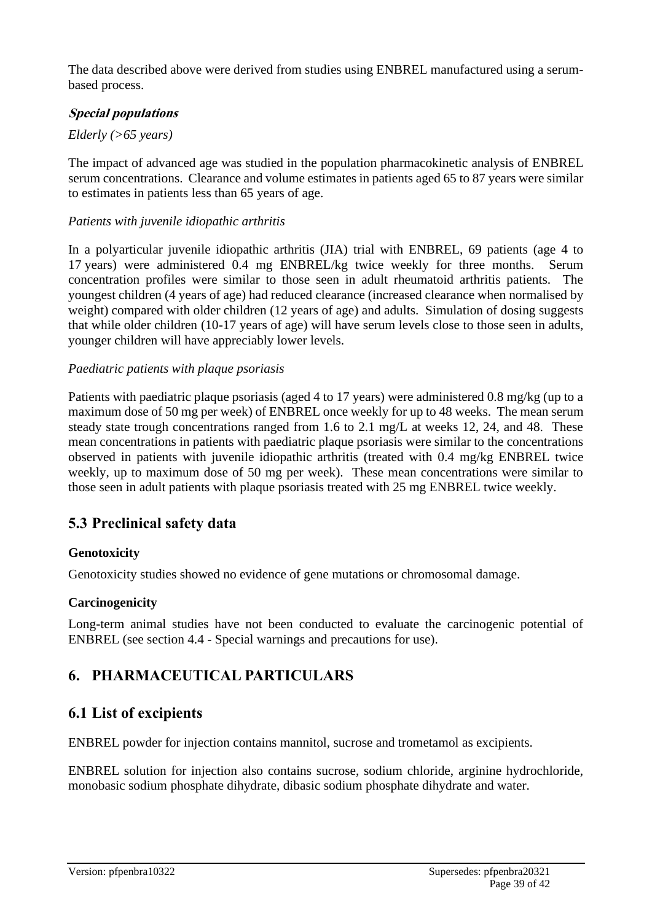The data described above were derived from studies using ENBREL manufactured using a serum-based process.

### ***Special populations***

*Elderly (>65 years)*

The impact of advanced age was studied in the population pharmacokinetic analysis of ENBREL serum concentrations. Clearance and volume estimates in patients aged 65 to 87 years were similar to estimates in patients less than 65 years of age.

*Patients with juvenile idiopathic arthritis*

In a polyarticular juvenile idiopathic arthritis (JIA) trial with ENBREL, 69 patients (age 4 to 17 years) were administered 0.4 mg ENBREL/kg twice weekly for three months. Serum concentration profiles were similar to those seen in adult rheumatoid arthritis patients. The youngest children (4 years of age) had reduced clearance (increased clearance when normalised by weight) compared with older children (12 years of age) and adults. Simulation of dosing suggests that while older children (10-17 years of age) will have serum levels close to those seen in adults, younger children will have appreciably lower levels.

*Paediatric patients with plaque psoriasis*

Patients with paediatric plaque psoriasis (aged 4 to 17 years) were administered 0.8 mg/kg (up to a maximum dose of 50 mg per week) of ENBREL once weekly for up to 48 weeks. The mean serum steady state trough concentrations ranged from 1.6 to 2.1 mg/L at weeks 12, 24, and 48. These mean concentrations in patients with paediatric plaque psoriasis were similar to the concentrations observed in patients with juvenile idiopathic arthritis (treated with 0.4 mg/kg ENBREL twice weekly, up to maximum dose of 50 mg per week). These mean concentrations were similar to those seen in adult patients with plaque psoriasis treated with 25 mg ENBREL twice weekly.

## 5.3 Preclinical safety data

### Genotoxicity

Genotoxicity studies showed no evidence of gene mutations or chromosomal damage.

### Carcinogenicity

Long-term animal studies have not been conducted to evaluate the carcinogenic potential of ENBREL (see section 4.4 - Special warnings and precautions for use).

# 6. PHARMACEUTICAL PARTICULARS

## 6.1 List of excipients

ENBREL powder for injection contains mannitol, sucrose and trometamol as excipients.

ENBREL solution for injection also contains sucrose, sodium chloride, arginine hydrochloride, monobasic sodium phosphate dihydrate, dibasic sodium phosphate dihydrate and water.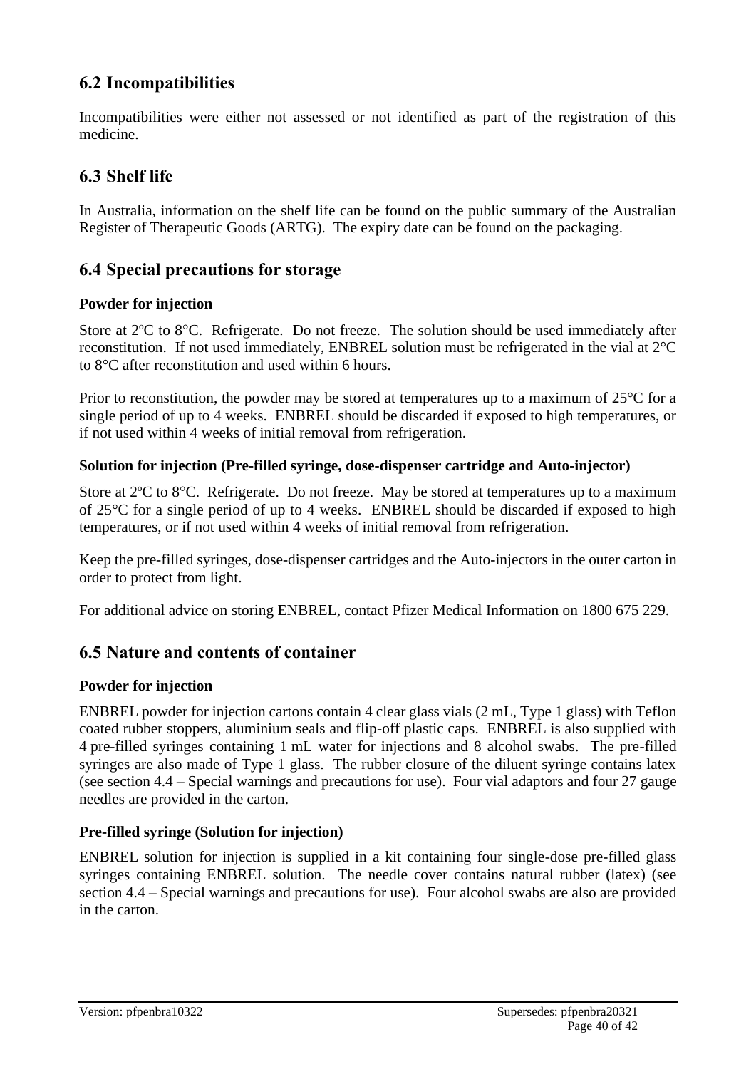## 6.2 Incompatibilities

Incompatibilities were either not assessed or not identified as part of the registration of this medicine.

## 6.3 Shelf life

In Australia, information on the shelf life can be found on the public summary of the Australian Register of Therapeutic Goods (ARTG). The expiry date can be found on the packaging.

## 6.4 Special precautions for storage

### Powder for injection

Store at 2ºC to 8°C. Refrigerate. Do not freeze. The solution should be used immediately after reconstitution. If not used immediately, ENBREL solution must be refrigerated in the vial at 2°C to 8°C after reconstitution and used within 6 hours.

Prior to reconstitution, the powder may be stored at temperatures up to a maximum of 25°C for a single period of up to 4 weeks. ENBREL should be discarded if exposed to high temperatures, or if not used within 4 weeks of initial removal from refrigeration.

### Solution for injection (Pre-filled syringe, dose-dispenser cartridge and Auto-injector)

Store at 2ºC to 8°C. Refrigerate. Do not freeze. May be stored at temperatures up to a maximum of 25°C for a single period of up to 4 weeks. ENBREL should be discarded if exposed to high temperatures, or if not used within 4 weeks of initial removal from refrigeration.

Keep the pre-filled syringes, dose-dispenser cartridges and the Auto-injectors in the outer carton in order to protect from light.

For additional advice on storing ENBREL, contact Pfizer Medical Information on 1800 675 229.

## 6.5 Nature and contents of container

### Powder for injection

ENBREL powder for injection cartons contain 4 clear glass vials (2 mL, Type 1 glass) with Teflon coated rubber stoppers, aluminium seals and flip-off plastic caps. ENBREL is also supplied with 4 pre-filled syringes containing 1 mL water for injections and 8 alcohol swabs. The pre-filled syringes are also made of Type 1 glass. The rubber closure of the diluent syringe contains latex (see section 4.4 – Special warnings and precautions for use). Four vial adaptors and four 27 gauge needles are provided in the carton.

### Pre-filled syringe (Solution for injection)

ENBREL solution for injection is supplied in a kit containing four single-dose pre-filled glass syringes containing ENBREL solution. The needle cover contains natural rubber (latex) (see section 4.4 – Special warnings and precautions for use). Four alcohol swabs are also are provided in the carton.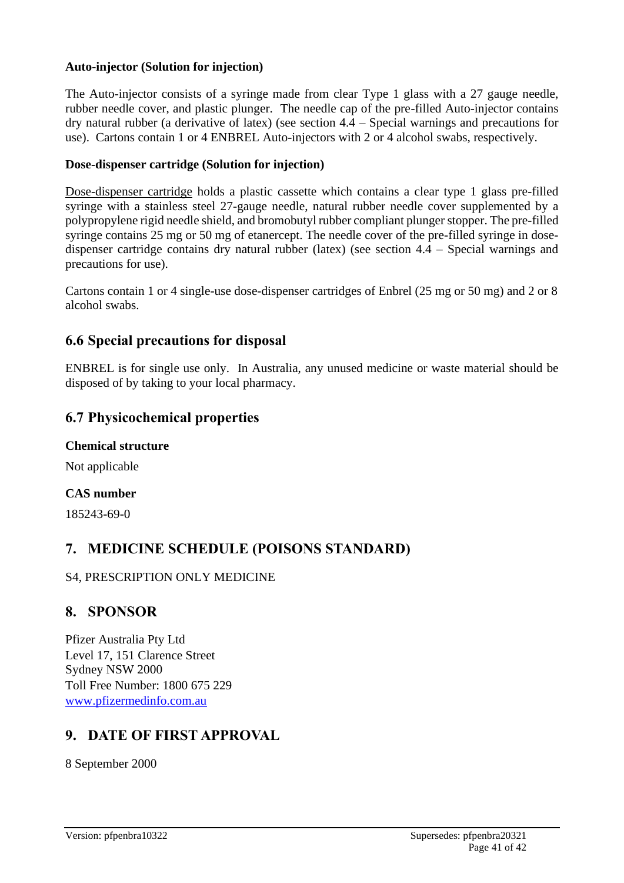**Auto-injector (Solution for injection)**

The Auto-injector consists of a syringe made from clear Type 1 glass with a 27 gauge needle, rubber needle cover, and plastic plunger. The needle cap of the pre-filled Auto-injector contains dry natural rubber (a derivative of latex) (see section 4.4 – Special warnings and precautions for use). Cartons contain 1 or 4 ENBREL Auto-injectors with 2 or 4 alcohol swabs, respectively.

**Dose-dispenser cartridge (Solution for injection)**

Dose-dispenser cartridge holds a plastic cassette which contains a clear type 1 glass pre-filled syringe with a stainless steel 27-gauge needle, natural rubber needle cover supplemented by a polypropylene rigid needle shield, and bromobutyl rubber compliant plunger stopper. The pre-filled syringe contains 25 mg or 50 mg of etanercept. The needle cover of the pre-filled syringe in dose-dispenser cartridge contains dry natural rubber (latex) (see section 4.4 – Special warnings and precautions for use).

Cartons contain 1 or 4 single-use dose-dispenser cartridges of Enbrel (25 mg or 50 mg) and 2 or 8 alcohol swabs.

## 6.6 Special precautions for disposal

ENBREL is for single use only. In Australia, any unused medicine or waste material should be disposed of by taking to your local pharmacy.

## 6.7 Physicochemical properties

**Chemical structure**

Not applicable

**CAS number**

185243-69-0

# 7. MEDICINE SCHEDULE (POISONS STANDARD)

S4, PRESCRIPTION ONLY MEDICINE

# 8. SPONSOR

Pfizer Australia Pty Ltd
Level 17, 151 Clarence Street
Sydney NSW 2000
Toll Free Number: 1800 675 229
www.pfizermedinfo.com.au

# 9. DATE OF FIRST APPROVAL

8 September 2000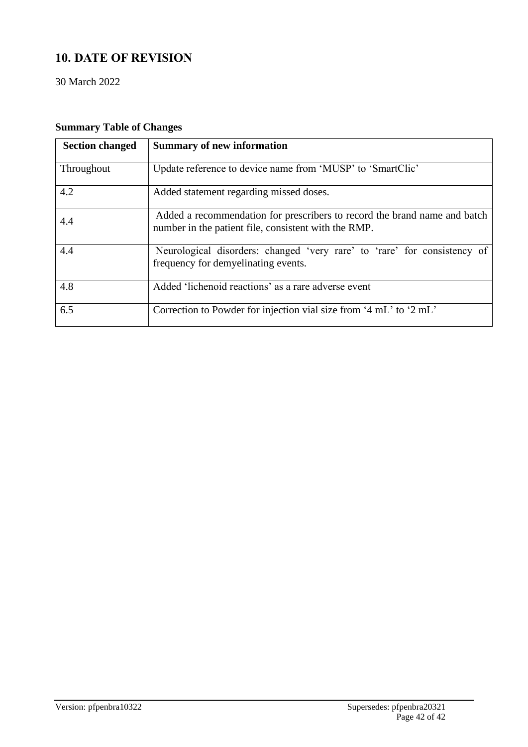## 10. DATE OF REVISION

30 March 2022

**Summary Table of Changes**

| Section changed | Summary of new information |
|---|---|
| Throughout | Update reference to device name from 'MUSP' to 'SmartClic' |
| 4.2 | Added statement regarding missed doses. |
| 4.4 | Added a recommendation for prescribers to record the brand name and batch number in the patient file, consistent with the RMP. |
| 4.4 | Neurological disorders: changed 'very rare' to 'rare' for consistency of frequency for demyelinating events. |
| 4.8 | Added 'lichenoid reactions' as a rare adverse event |
| 6.5 | Correction to Powder for injection vial size from '4 mL' to '2 mL' |

Version: pfpenbra10322 Supersedes: pfpenbra20321